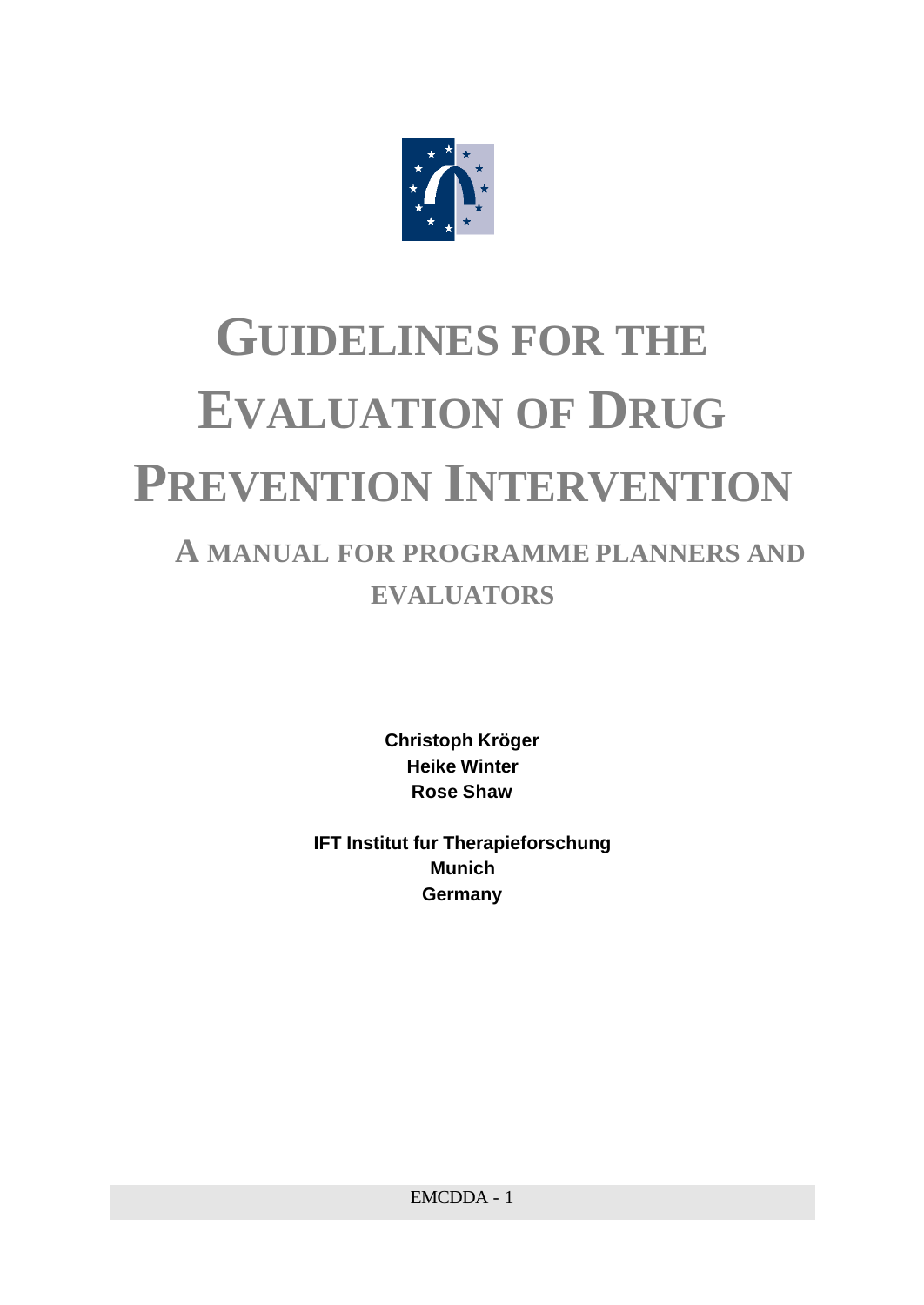# GUIDELINES FOR THE EVALUATION OF DRUG PREVENTION INTERVENTION

## A MANUAL FOR PROGRAMME PLANNERS AND EVALUATORS

**Christoph Kröger**
**Heike Winter**
**Rose Shaw**

**IFT Institut fur Therapieforschung**
**Munich**
**Germany**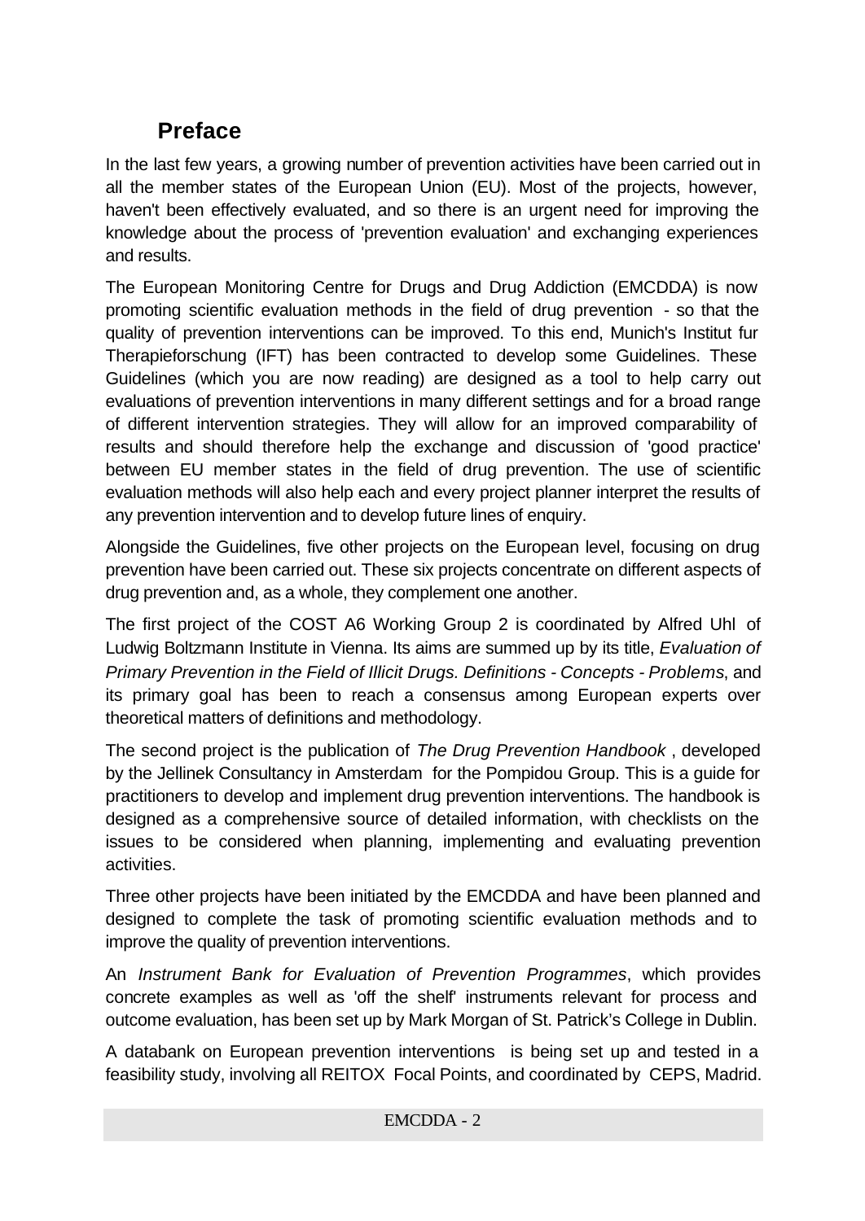## Preface

In the last few years, a growing number of prevention activities have been carried out in all the member states of the European Union (EU). Most of the projects, however, haven't been effectively evaluated, and so there is an urgent need for improving the knowledge about the process of 'prevention evaluation' and exchanging experiences and results.

The European Monitoring Centre for Drugs and Drug Addiction (EMCDDA) is now promoting scientific evaluation methods in the field of drug prevention - so that the quality of prevention interventions can be improved. To this end, Munich's Institut fur Therapieforschung (IFT) has been contracted to develop some Guidelines. These Guidelines (which you are now reading) are designed as a tool to help carry out evaluations of prevention interventions in many different settings and for a broad range of different intervention strategies. They will allow for an improved comparability of results and should therefore help the exchange and discussion of 'good practice' between EU member states in the field of drug prevention. The use of scientific evaluation methods will also help each and every project planner interpret the results of any prevention intervention and to develop future lines of enquiry.

Alongside the Guidelines, five other projects on the European level, focusing on drug prevention have been carried out. These six projects concentrate on different aspects of drug prevention and, as a whole, they complement one another.

The first project of the COST A6 Working Group 2 is coordinated by Alfred Uhl of Ludwig Boltzmann Institute in Vienna. Its aims are summed up by its title, *Evaluation of Primary Prevention in the Field of Illicit Drugs. Definitions - Concepts - Problems*, and its primary goal has been to reach a consensus among European experts over theoretical matters of definitions and methodology.

The second project is the publication of *The Drug Prevention Handbook* , developed by the Jellinek Consultancy in Amsterdam for the Pompidou Group. This is a guide for practitioners to develop and implement drug prevention interventions. The handbook is designed as a comprehensive source of detailed information, with checklists on the issues to be considered when planning, implementing and evaluating prevention activities.

Three other projects have been initiated by the EMCDDA and have been planned and designed to complete the task of promoting scientific evaluation methods and to improve the quality of prevention interventions.

An *Instrument Bank for Evaluation of Prevention Programmes*, which provides concrete examples as well as 'off the shelf' instruments relevant for process and outcome evaluation, has been set up by Mark Morgan of St. Patrick's College in Dublin.

A databank on European prevention interventions is being set up and tested in a feasibility study, involving all REITOX Focal Points, and coordinated by CEPS, Madrid.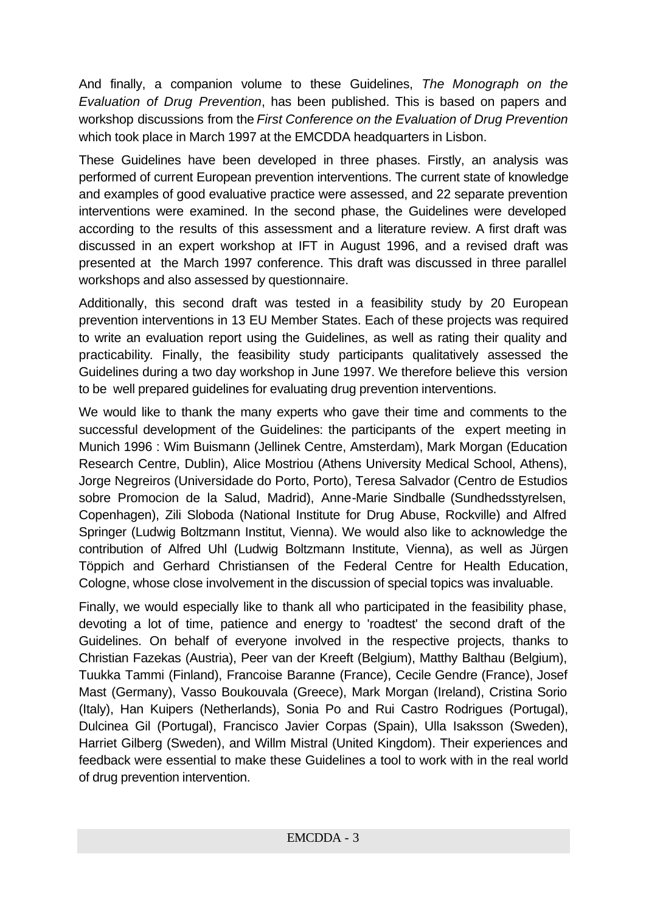And finally, a companion volume to these Guidelines, *The Monograph on the Evaluation of Drug Prevention*, has been published. This is based on papers and workshop discussions from the *First Conference on the Evaluation of Drug Prevention* which took place in March 1997 at the EMCDDA headquarters in Lisbon.

These Guidelines have been developed in three phases. Firstly, an analysis was performed of current European prevention interventions. The current state of knowledge and examples of good evaluative practice were assessed, and 22 separate prevention interventions were examined. In the second phase, the Guidelines were developed according to the results of this assessment and a literature review. A first draft was discussed in an expert workshop at IFT in August 1996, and a revised draft was presented at the March 1997 conference. This draft was discussed in three parallel workshops and also assessed by questionnaire.

Additionally, this second draft was tested in a feasibility study by 20 European prevention interventions in 13 EU Member States. Each of these projects was required to write an evaluation report using the Guidelines, as well as rating their quality and practicability. Finally, the feasibility study participants qualitatively assessed the Guidelines during a two day workshop in June 1997. We therefore believe this version to be well prepared guidelines for evaluating drug prevention interventions.

We would like to thank the many experts who gave their time and comments to the successful development of the Guidelines: the participants of the expert meeting in Munich 1996 : Wim Buismann (Jellinek Centre, Amsterdam), Mark Morgan (Education Research Centre, Dublin), Alice Mostriou (Athens University Medical School, Athens), Jorge Negreiros (Universidade do Porto, Porto), Teresa Salvador (Centro de Estudios sobre Promocion de la Salud, Madrid), Anne-Marie Sindballe (Sundhedsstyrelsen, Copenhagen), Zili Sloboda (National Institute for Drug Abuse, Rockville) and Alfred Springer (Ludwig Boltzmann Institut, Vienna). We would also like to acknowledge the contribution of Alfred Uhl (Ludwig Boltzmann Institute, Vienna), as well as Jürgen Töppich and Gerhard Christiansen of the Federal Centre for Health Education, Cologne, whose close involvement in the discussion of special topics was invaluable.

Finally, we would especially like to thank all who participated in the feasibility phase, devoting a lot of time, patience and energy to 'roadtest' the second draft of the Guidelines. On behalf of everyone involved in the respective projects, thanks to Christian Fazekas (Austria), Peer van der Kreeft (Belgium), Matthy Balthau (Belgium), Tuukka Tammi (Finland), Francoise Baranne (France), Cecile Gendre (France), Josef Mast (Germany), Vasso Boukouvala (Greece), Mark Morgan (Ireland), Cristina Sorio (Italy), Han Kuipers (Netherlands), Sonia Po and Rui Castro Rodrigues (Portugal), Dulcinea Gil (Portugal), Francisco Javier Corpas (Spain), Ulla Isaksson (Sweden), Harriet Gilberg (Sweden), and Willm Mistral (United Kingdom). Their experiences and feedback were essential to make these Guidelines a tool to work with in the real world of drug prevention intervention.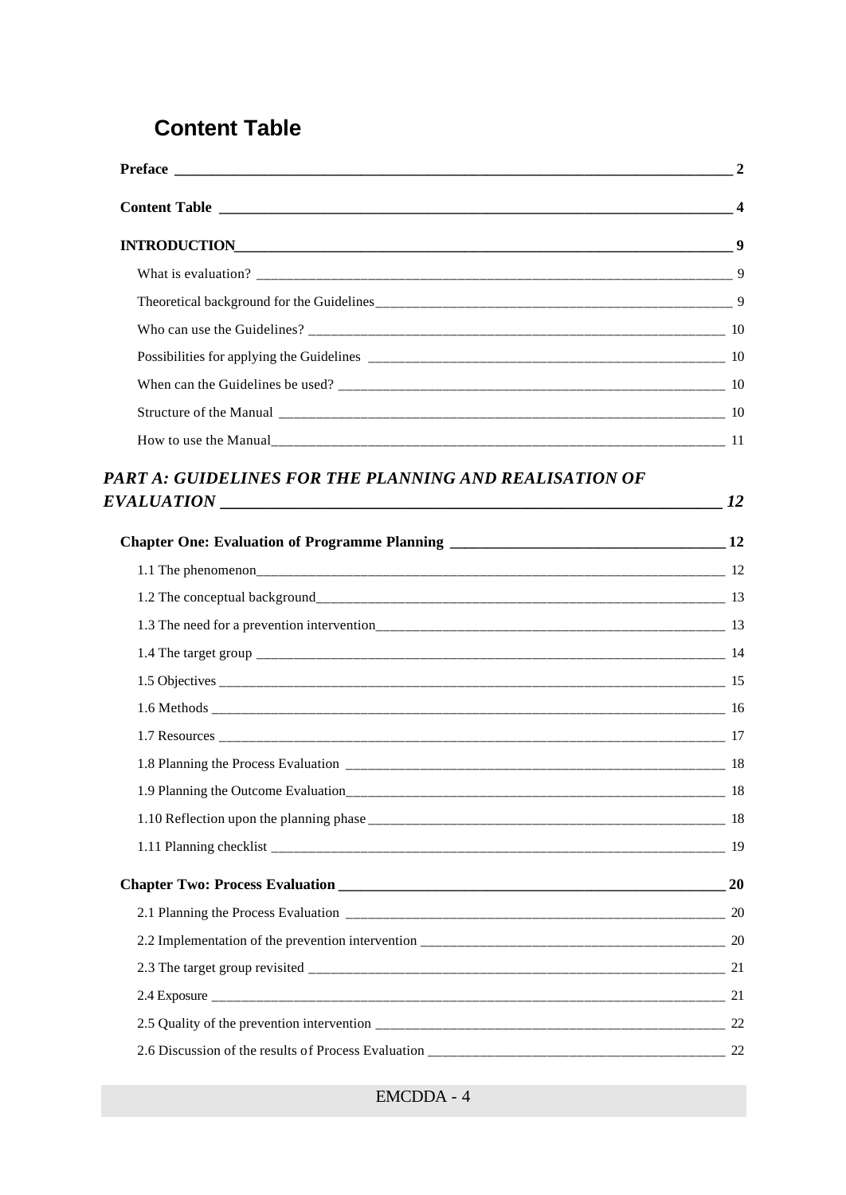# Content Table

**Preface** 2

**Content Table** 4

**INTRODUCTION** 9

What is evaluation? 9

Theoretical background for the Guidelines 9

Who can use the Guidelines? 10

Possibilities for applying the Guidelines 10

When can the Guidelines be used? 10

Structure of the Manual 10

How to use the Manual 11

***PART A: GUIDELINES FOR THE PLANNING AND REALISATION OF EVALUATION*** ***12***

**Chapter One: Evaluation of Programme Planning** 12

1.1 The phenomenon 12

1.2 The conceptual background 13

1.3 The need for a prevention intervention 13

1.4 The target group 14

1.5 Objectives 15

1.6 Methods 16

1.7 Resources 17

1.8 Planning the Process Evaluation 18

1.9 Planning the Outcome Evaluation 18

1.10 Reflection upon the planning phase 18

1.11 Planning checklist 19

**Chapter Two: Process Evaluation** 20

2.1 Planning the Process Evaluation 20

2.2 Implementation of the prevention intervention 20

2.3 The target group revisited 21

2.4 Exposure 21

2.5 Quality of the prevention intervention 22

2.6 Discussion of the results of Process Evaluation 22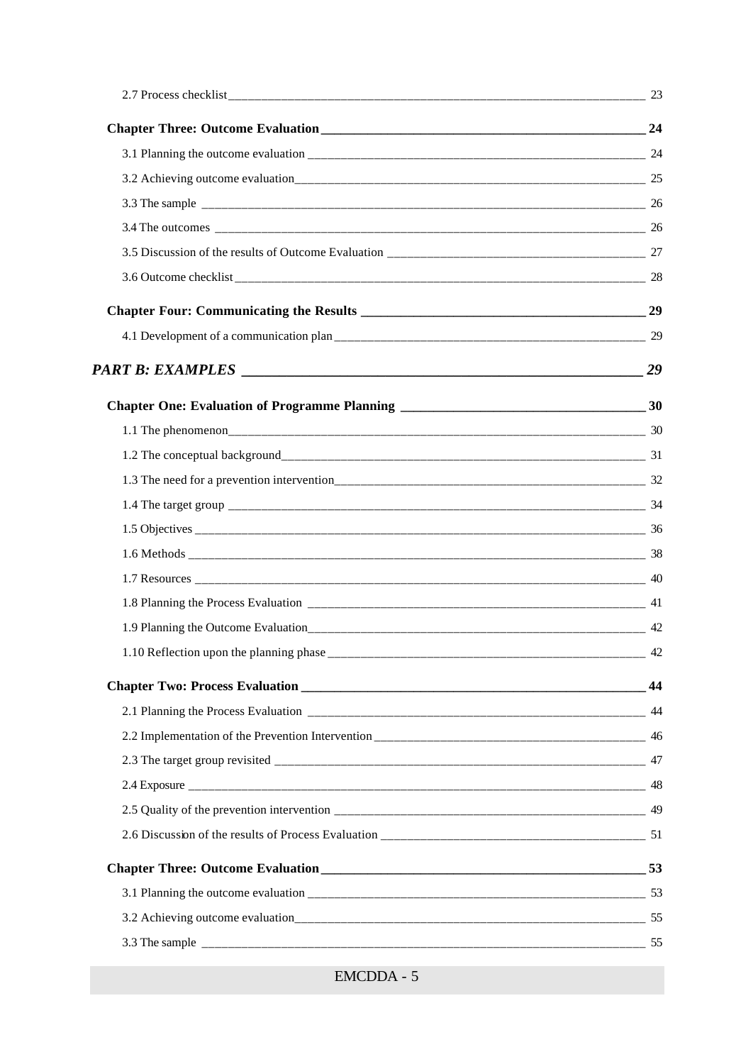2.7 Process checklist ____ 23

**Chapter Three: Outcome Evaluation ____ 24**

3.1 Planning the outcome evaluation ____ 24

3.2 Achieving outcome evaluation ____ 25

3.3 The sample ____ 26

3.4 The outcomes ____ 26

3.5 Discussion of the results of Outcome Evaluation ____ 27

3.6 Outcome checklist ____ 28

**Chapter Four: Communicating the Results ____ 29**

4.1 Development of a communication plan ____ 29

***PART B: EXAMPLES ____ 29***

**Chapter One: Evaluation of Programme Planning ____ 30**

1.1 The phenomenon ____ 30

1.2 The conceptual background ____ 31

1.3 The need for a prevention intervention ____ 32

1.4 The target group ____ 34

1.5 Objectives ____ 36

1.6 Methods ____ 38

1.7 Resources ____ 40

1.8 Planning the Process Evaluation ____ 41

1.9 Planning the Outcome Evaluation ____ 42

1.10 Reflection upon the planning phase ____ 42

**Chapter Two: Process Evaluation ____ 44**

2.1 Planning the Process Evaluation ____ 44

2.2 Implementation of the Prevention Intervention ____ 46

2.3 The target group revisited ____ 47

2.4 Exposure ____ 48

2.5 Quality of the prevention intervention ____ 49

2.6 Discussion of the results of Process Evaluation ____ 51

**Chapter Three: Outcome Evaluation ____ 53**

3.1 Planning the outcome evaluation ____ 53

3.2 Achieving outcome evaluation ____ 55

3.3 The sample ____ 55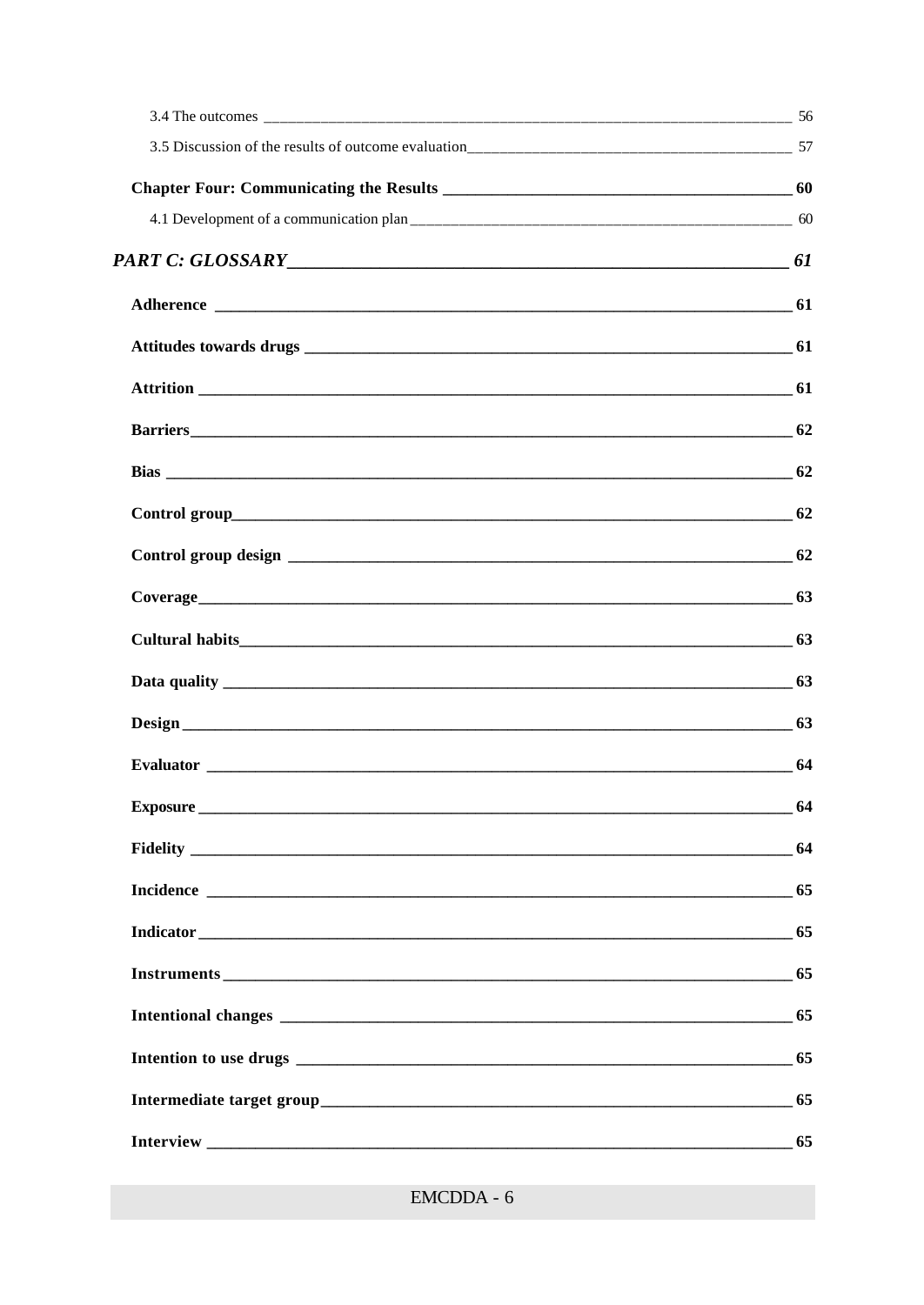3.4 The outcomes ____ 56

3.5 Discussion of the results of outcome evaluation ____ 57

**Chapter Four: Communicating the Results ____ 60**

4.1 Development of a communication plan ____ 60

***PART C: GLOSSARY ____ 61***

**Adherence ____ 61**

**Attitudes towards drugs ____ 61**

**Attrition ____ 61**

**Barriers ____ 62**

**Bias ____ 62**

**Control group ____ 62**

**Control group design ____ 62**

**Coverage ____ 63**

**Cultural habits ____ 63**

**Data quality ____ 63**

**Design ____ 63**

**Evaluator ____ 64**

**Exposure ____ 64**

**Fidelity ____ 64**

**Incidence ____ 65**

**Indicator ____ 65**

**Instruments ____ 65**

**Intentional changes ____ 65**

**Intention to use drugs ____ 65**

**Intermediate target group ____ 65**

**Interview ____ 65**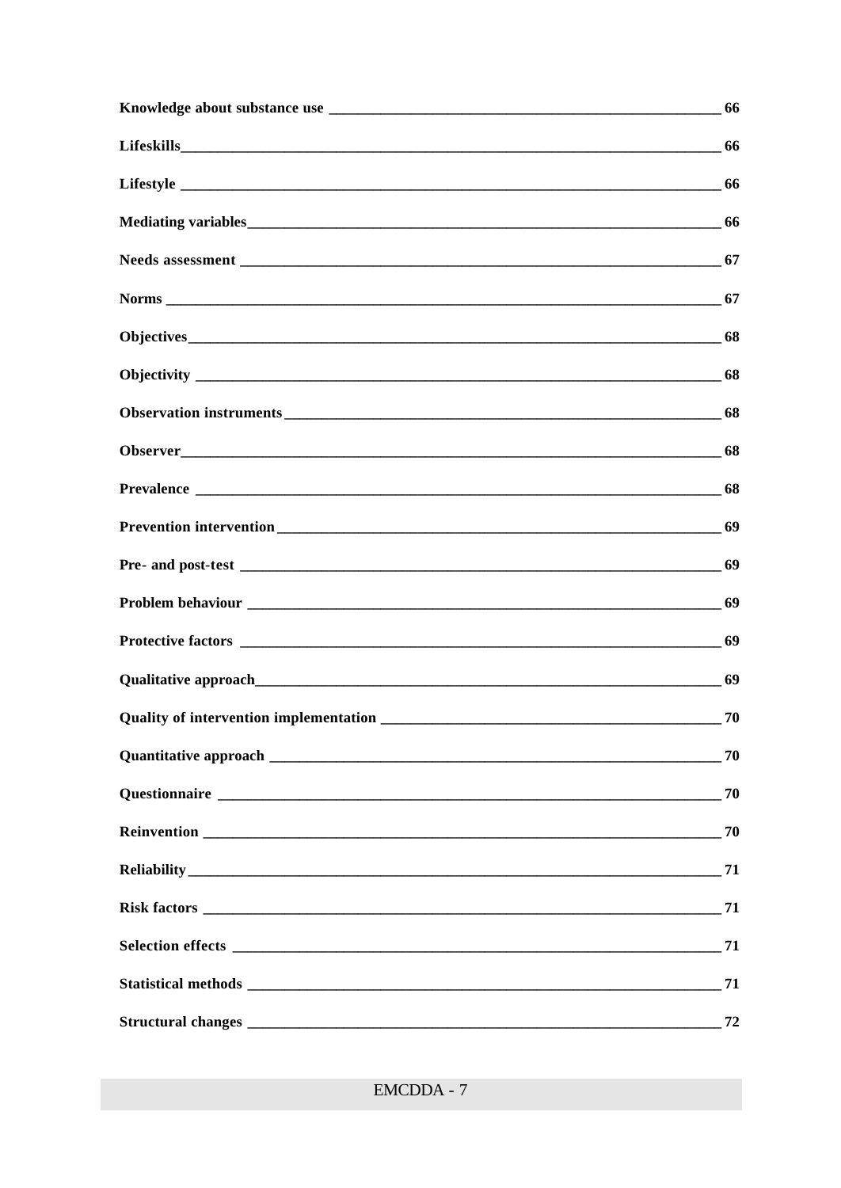**Knowledge about substance use** ____ **66**

**Lifeskills** ____ **66**

**Lifestyle** ____ **66**

**Mediating variables** ____ **66**

**Needs assessment** ____ **67**

**Norms** ____ **67**

**Objectives** ____ **68**

**Objectivity** ____ **68**

**Observation instruments** ____ **68**

**Observer** ____ **68**

**Prevalence** ____ **68**

**Prevention intervention** ____ **69**

**Pre- and post-test** ____ **69**

**Problem behaviour** ____ **69**

**Protective factors** ____ **69**

**Qualitative approach** ____ **69**

**Quality of intervention implementation** ____ **70**

**Quantitative approach** ____ **70**

**Questionnaire** ____ **70**

**Reinvention** ____ **70**

**Reliability** ____ **71**

**Risk factors** ____ **71**

**Selection effects** ____ **71**

**Statistical methods** ____ **71**

**Structural changes** ____ **72**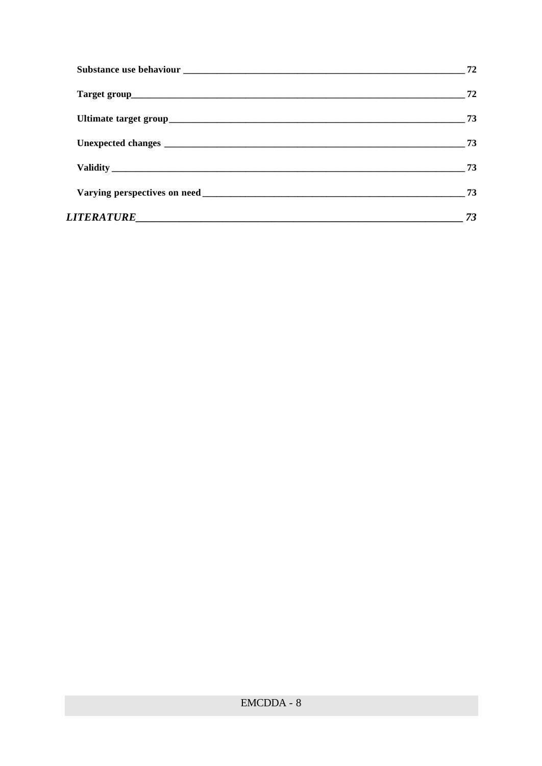**Substance use behaviour** 72

**Target group** 72

**Ultimate target group** 73

**Unexpected changes** 73

**Validity** 73

**Varying perspectives on need** 73

***LITERATURE*** *73*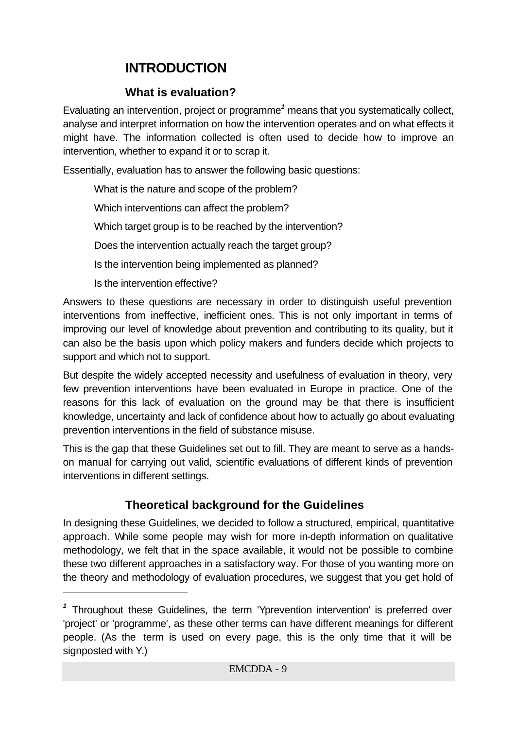# INTRODUCTION

## What is evaluation?

Evaluating an intervention, project or programme[1] means that you systematically collect, analyse and interpret information on how the intervention operates and on what effects it might have. The information collected is often used to decide how to improve an intervention, whether to expand it or to scrap it.

Essentially, evaluation has to answer the following basic questions:

- What is the nature and scope of the problem?
- Which interventions can affect the problem?
- Which target group is to be reached by the intervention?
- Does the intervention actually reach the target group?
- Is the intervention being implemented as planned?
- Is the intervention effective?

Answers to these questions are necessary in order to distinguish useful prevention interventions from ineffective, inefficient ones. This is not only important in terms of improving our level of knowledge about prevention and contributing to its quality, but it can also be the basis upon which policy makers and funders decide which projects to support and which not to support.

But despite the widely accepted necessity and usefulness of evaluation in theory, very few prevention interventions have been evaluated in Europe in practice. One of the reasons for this lack of evaluation on the ground may be that there is insufficient knowledge, uncertainty and lack of confidence about how to actually go about evaluating prevention interventions in the field of substance misuse.

This is the gap that these Guidelines set out to fill. They are meant to serve as a hands-on manual for carrying out valid, scientific evaluations of different kinds of prevention interventions in different settings.

## Theoretical background for the Guidelines

In designing these Guidelines, we decided to follow a structured, empirical, quantitative approach. While some people may wish for more in-depth information on qualitative methodology, we felt that in the space available, it would not be possible to combine these two different approaches in a satisfactory way. For those of you wanting more on the theory and methodology of evaluation procedures, we suggest that you get hold of

---

[1] Throughout these Guidelines, the term 'Yprevention intervention' is preferred over 'project' or 'programme', as these other terms can have different meanings for different people. (As the term is used on every page, this is the only time that it will be signposted with Y.)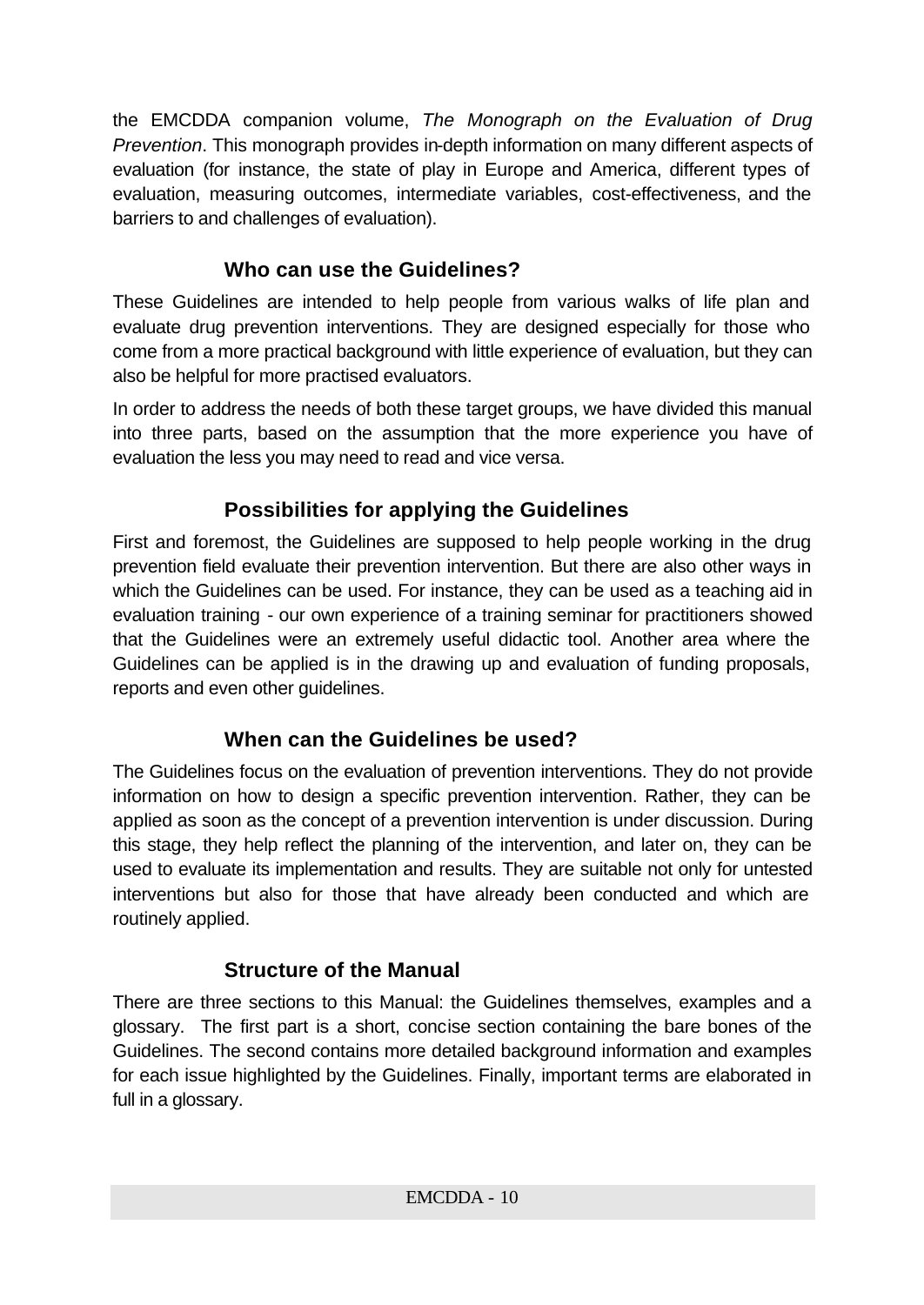the EMCDDA companion volume, *The Monograph on the Evaluation of Drug Prevention*. This monograph provides in-depth information on many different aspects of evaluation (for instance, the state of play in Europe and America, different types of evaluation, measuring outcomes, intermediate variables, cost-effectiveness, and the barriers to and challenges of evaluation).

## Who can use the Guidelines?

These Guidelines are intended to help people from various walks of life plan and evaluate drug prevention interventions. They are designed especially for those who come from a more practical background with little experience of evaluation, but they can also be helpful for more practised evaluators.

In order to address the needs of both these target groups, we have divided this manual into three parts, based on the assumption that the more experience you have of evaluation the less you may need to read and vice versa.

## Possibilities for applying the Guidelines

First and foremost, the Guidelines are supposed to help people working in the drug prevention field evaluate their prevention intervention. But there are also other ways in which the Guidelines can be used. For instance, they can be used as a teaching aid in evaluation training - our own experience of a training seminar for practitioners showed that the Guidelines were an extremely useful didactic tool. Another area where the Guidelines can be applied is in the drawing up and evaluation of funding proposals, reports and even other guidelines.

## When can the Guidelines be used?

The Guidelines focus on the evaluation of prevention interventions. They do not provide information on how to design a specific prevention intervention. Rather, they can be applied as soon as the concept of a prevention intervention is under discussion. During this stage, they help reflect the planning of the intervention, and later on, they can be used to evaluate its implementation and results. They are suitable not only for untested interventions but also for those that have already been conducted and which are routinely applied.

## Structure of the Manual

There are three sections to this Manual: the Guidelines themselves, examples and a glossary. The first part is a short, concise section containing the bare bones of the Guidelines. The second contains more detailed background information and examples for each issue highlighted by the Guidelines. Finally, important terms are elaborated in full in a glossary.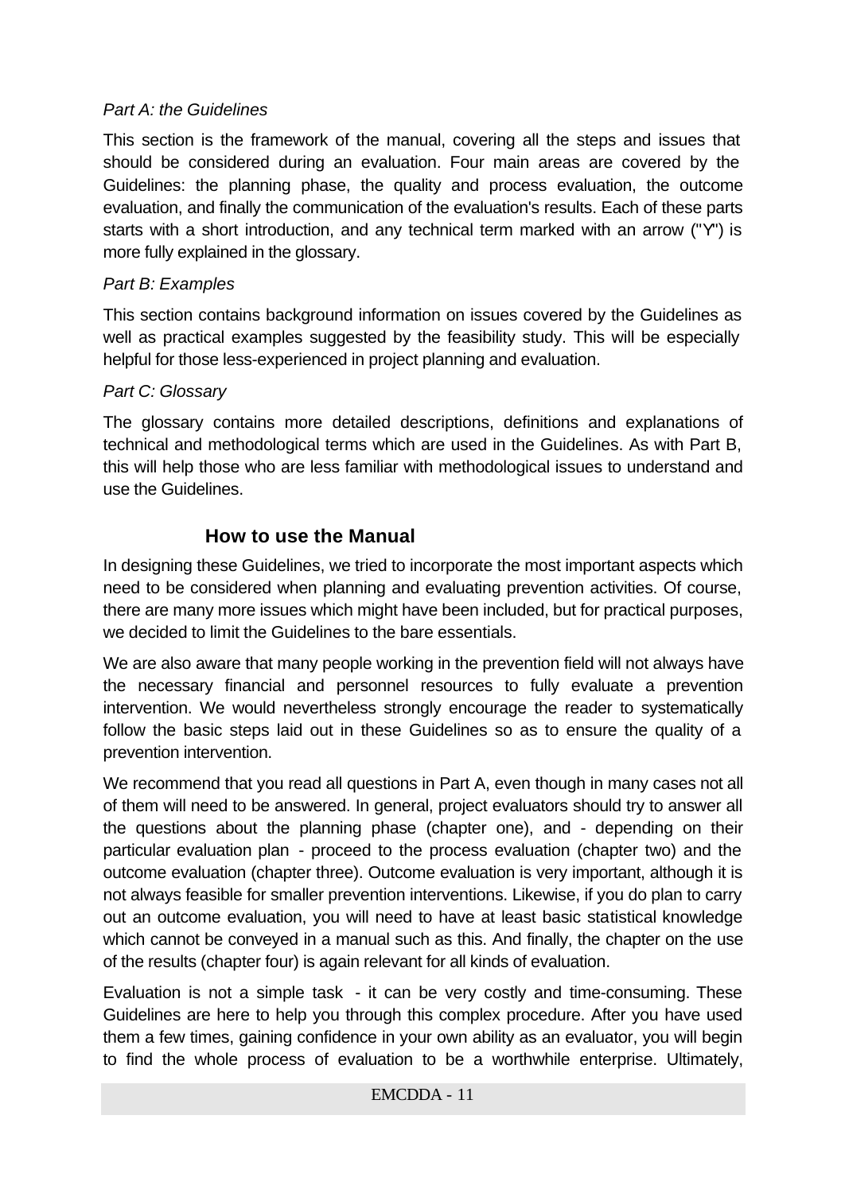*Part A: the Guidelines*

This section is the framework of the manual, covering all the steps and issues that should be considered during an evaluation. Four main areas are covered by the Guidelines: the planning phase, the quality and process evaluation, the outcome evaluation, and finally the communication of the evaluation's results. Each of these parts starts with a short introduction, and any technical term marked with an arrow ("Y") is more fully explained in the glossary.

*Part B: Examples*

This section contains background information on issues covered by the Guidelines as well as practical examples suggested by the feasibility study. This will be especially helpful for those less-experienced in project planning and evaluation.

*Part C: Glossary*

The glossary contains more detailed descriptions, definitions and explanations of technical and methodological terms which are used in the Guidelines. As with Part B, this will help those who are less familiar with methodological issues to understand and use the Guidelines.

## How to use the Manual

In designing these Guidelines, we tried to incorporate the most important aspects which need to be considered when planning and evaluating prevention activities. Of course, there are many more issues which might have been included, but for practical purposes, we decided to limit the Guidelines to the bare essentials.

We are also aware that many people working in the prevention field will not always have the necessary financial and personnel resources to fully evaluate a prevention intervention. We would nevertheless strongly encourage the reader to systematically follow the basic steps laid out in these Guidelines so as to ensure the quality of a prevention intervention.

We recommend that you read all questions in Part A, even though in many cases not all of them will need to be answered. In general, project evaluators should try to answer all the questions about the planning phase (chapter one), and - depending on their particular evaluation plan - proceed to the process evaluation (chapter two) and the outcome evaluation (chapter three). Outcome evaluation is very important, although it is not always feasible for smaller prevention interventions. Likewise, if you do plan to carry out an outcome evaluation, you will need to have at least basic statistical knowledge which cannot be conveyed in a manual such as this. And finally, the chapter on the use of the results (chapter four) is again relevant for all kinds of evaluation.

Evaluation is not a simple task - it can be very costly and time-consuming. These Guidelines are here to help you through this complex procedure. After you have used them a few times, gaining confidence in your own ability as an evaluator, you will begin to find the whole process of evaluation to be a worthwhile enterprise. Ultimately,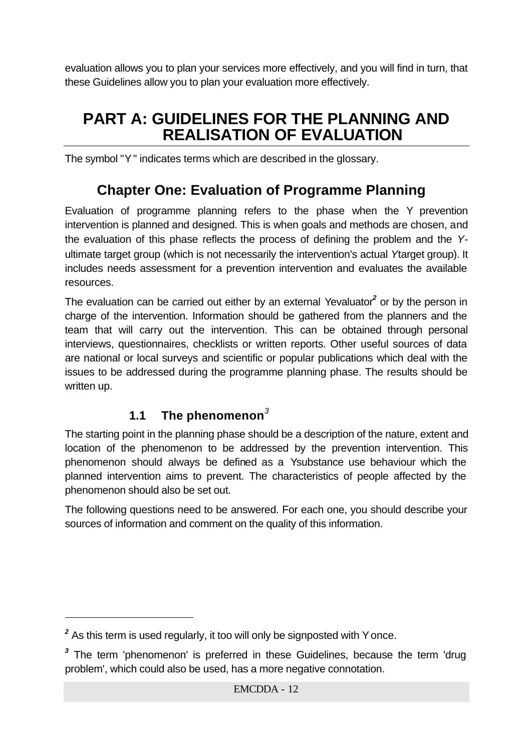evaluation allows you to plan your services more effectively, and you will find in turn, that these Guidelines allow you to plan your evaluation more effectively.

# PART A: GUIDELINES FOR THE PLANNING AND REALISATION OF EVALUATION

The symbol "Y" indicates terms which are described in the glossary.

## Chapter One: Evaluation of Programme Planning

Evaluation of programme planning refers to the phase when the Y prevention intervention is planned and designed. This is when goals and methods are chosen, and the evaluation of this phase reflects the process of defining the problem and the *Y*-ultimate target group (which is not necessarily the intervention's actual *Y*target group). It includes needs assessment for a prevention intervention and evaluates the available resources.

The evaluation can be carried out either by an external Yevaluator[2] or by the person in charge of the intervention. Information should be gathered from the planners and the team that will carry out the intervention. This can be obtained through personal interviews, questionnaires, checklists or written reports. Other useful sources of data are national or local surveys and scientific or popular publications which deal with the issues to be addressed during the programme planning phase. The results should be written up.

### 1.1 The phenomenon[3]

The starting point in the planning phase should be a description of the nature, extent and location of the phenomenon to be addressed by the prevention intervention. This phenomenon should always be defined as a Ysubstance use behaviour which the planned intervention aims to prevent. The characteristics of people affected by the phenomenon should also be set out.

The following questions need to be answered. For each one, you should describe your sources of information and comment on the quality of this information.

---

[2] As this term is used regularly, it too will only be signposted with Y once.

[3] The term 'phenomenon' is preferred in these Guidelines, because the term 'drug problem', which could also be used, has a more negative connotation.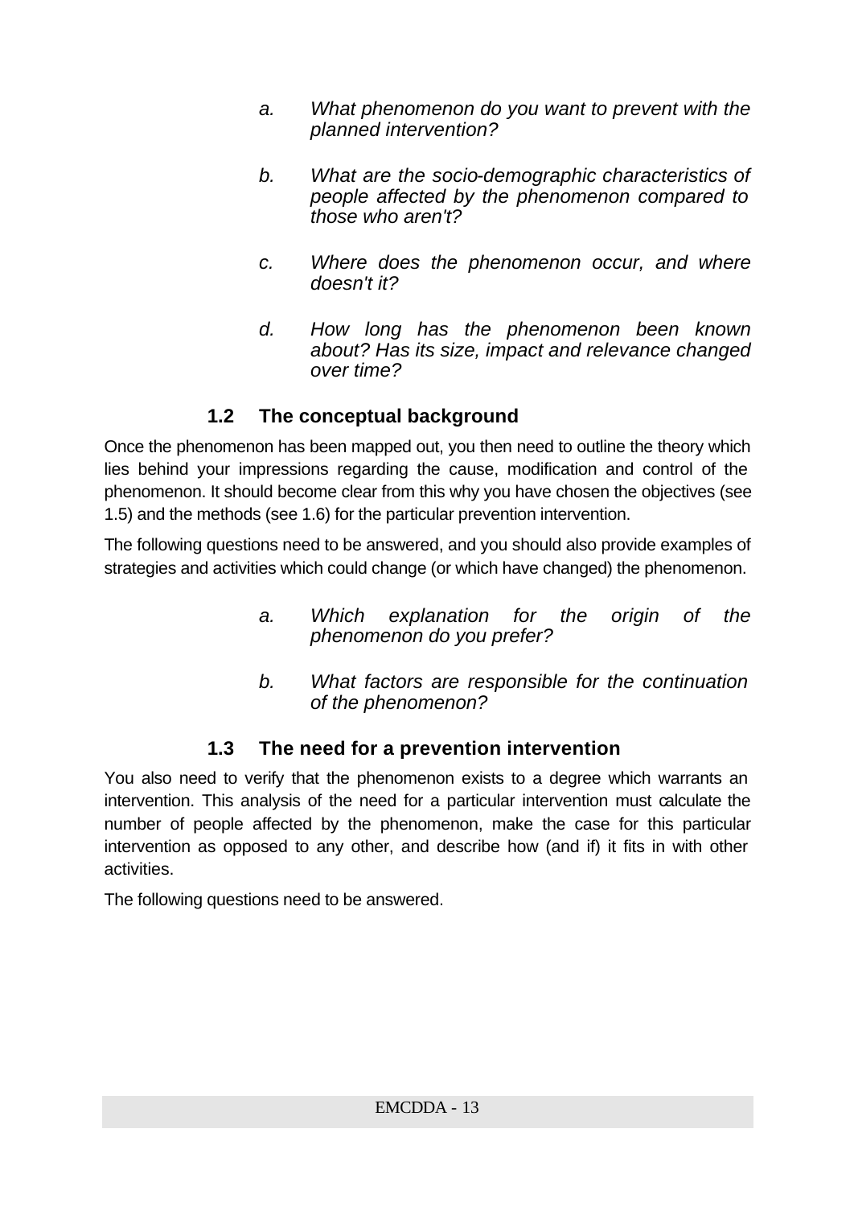a. *What phenomenon do you want to prevent with the planned intervention?*

b. *What are the socio-demographic characteristics of people affected by the phenomenon compared to those who aren't?*

c. *Where does the phenomenon occur, and where doesn't it?*

d. *How long has the phenomenon been known about? Has its size, impact and relevance changed over time?*

### 1.2 The conceptual background

Once the phenomenon has been mapped out, you then need to outline the theory which lies behind your impressions regarding the cause, modification and control of the phenomenon. It should become clear from this why you have chosen the objectives (see 1.5) and the methods (see 1.6) for the particular prevention intervention.

The following questions need to be answered, and you should also provide examples of strategies and activities which could change (or which have changed) the phenomenon.

a. *Which explanation for the origin of the phenomenon do you prefer?*

b. *What factors are responsible for the continuation of the phenomenon?*

### 1.3 The need for a prevention intervention

You also need to verify that the phenomenon exists to a degree which warrants an intervention. This analysis of the need for a particular intervention must calculate the number of people affected by the phenomenon, make the case for this particular intervention as opposed to any other, and describe how (and if) it fits in with other activities.

The following questions need to be answered.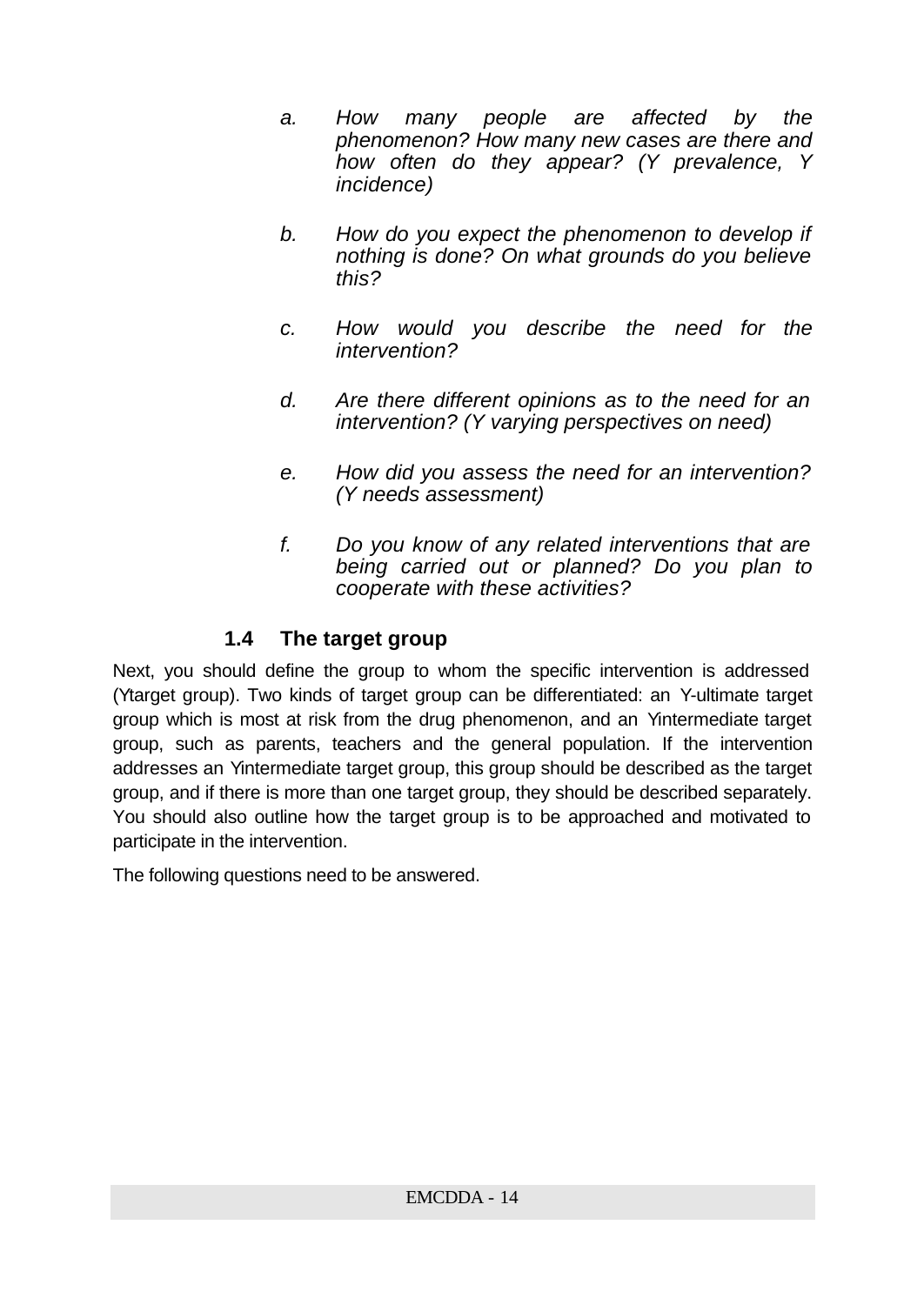a. *How many people are affected by the phenomenon? How many new cases are there and how often do they appear? (Y prevalence, Y incidence)*

b. *How do you expect the phenomenon to develop if nothing is done? On what grounds do you believe this?*

c. *How would you describe the need for the intervention?*

d. *Are there different opinions as to the need for an intervention? (Y varying perspectives on need)*

e. *How did you assess the need for an intervention? (Y needs assessment)*

f. *Do you know of any related interventions that are being carried out or planned? Do you plan to cooperate with these activities?*

### 1.4 The target group

Next, you should define the group to whom the specific intervention is addressed (Ytarget group). Two kinds of target group can be differentiated: an Y-ultimate target group which is most at risk from the drug phenomenon, and an Yintermediate target group, such as parents, teachers and the general population. If the intervention addresses an Yintermediate target group, this group should be described as the target group, and if there is more than one target group, they should be described separately. You should also outline how the target group is to be approached and motivated to participate in the intervention.

The following questions need to be answered.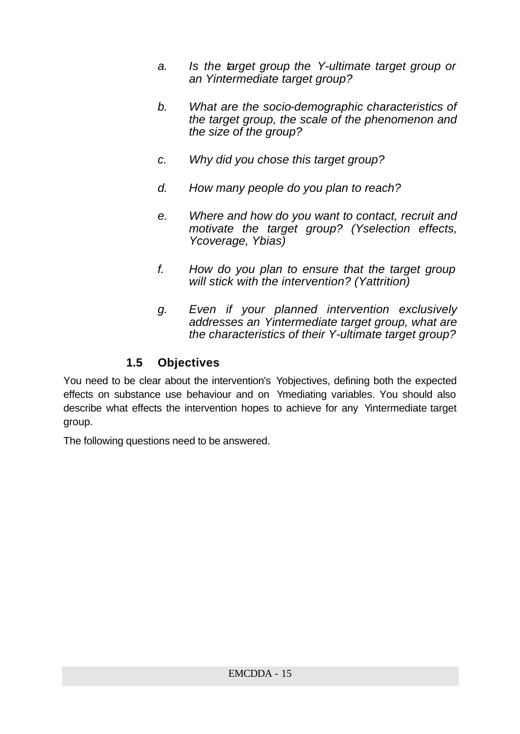a. *Is the target group the Y-ultimate target group or an Yintermediate target group?*

b. *What are the socio-demographic characteristics of the target group, the scale of the phenomenon and the size of the group?*

c. *Why did you chose this target group?*

d. *How many people do you plan to reach?*

e. *Where and how do you want to contact, recruit and motivate the target group? (Yselection effects, Ycoverage, Ybias)*

f. *How do you plan to ensure that the target group will stick with the intervention? (Yattrition)*

g. *Even if your planned intervention exclusively addresses an Yintermediate target group, what are the characteristics of their Y-ultimate target group?*

### 1.5 Objectives

You need to be clear about the intervention's Yobjectives, defining both the expected effects on substance use behaviour and on Ymediating variables. You should also describe what effects the intervention hopes to achieve for any Yintermediate target group.

The following questions need to be answered.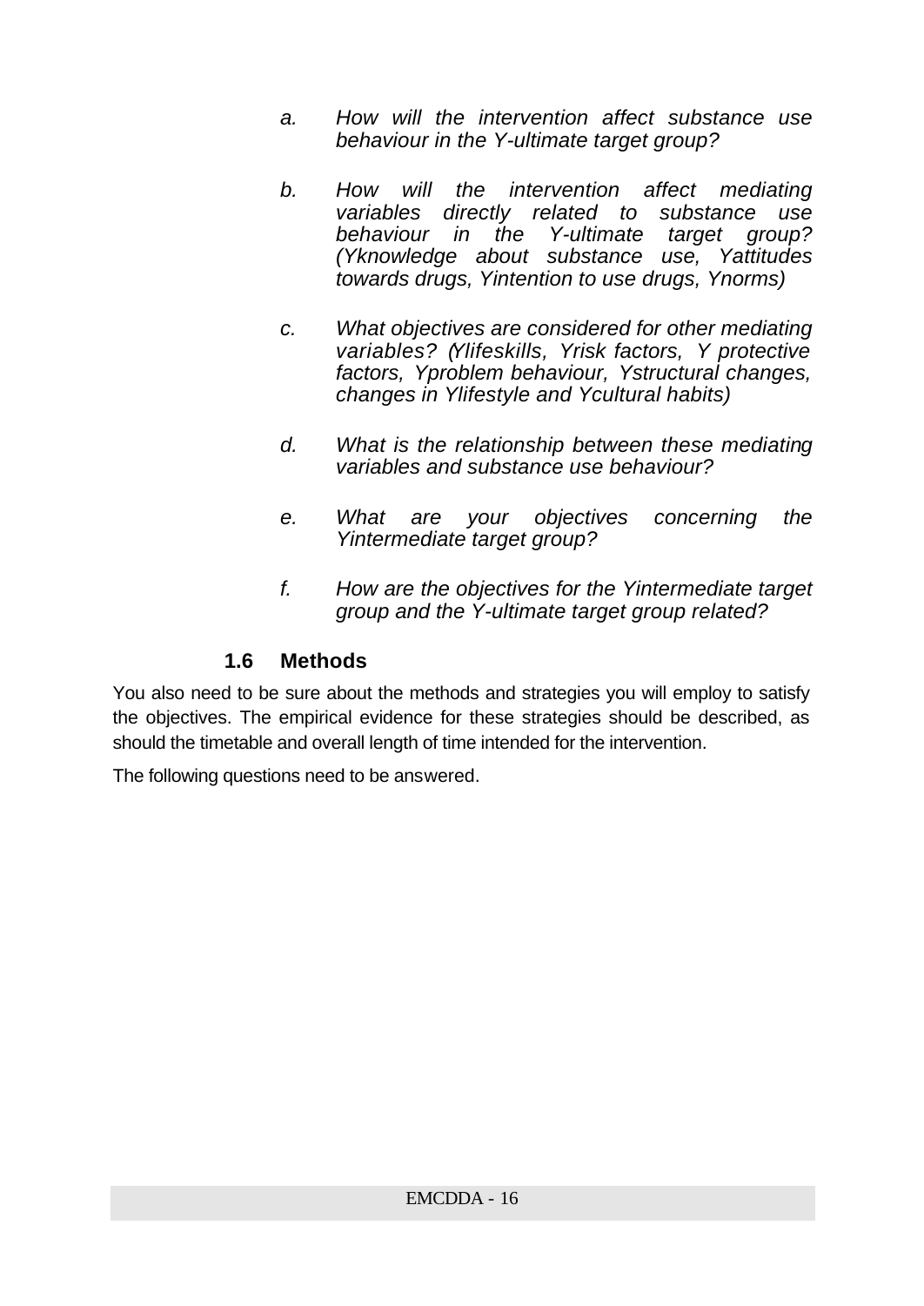a. *How will the intervention affect substance use behaviour in the Y-ultimate target group?*

b. *How will the intervention affect mediating variables directly related to substance use behaviour in the Y-ultimate target group? (Yknowledge about substance use, Yattitudes towards drugs, Yintention to use drugs, Ynorms)*

c. *What objectives are considered for other mediating variables? (Ylifeskills, Yrisk factors, Y protective factors, Yproblem behaviour, Ystructural changes, changes in Ylifestyle and Ycultural habits)*

d. *What is the relationship between these mediating variables and substance use behaviour?*

e. *What are your objectives concerning the Yintermediate target group?*

f. *How are the objectives for the Yintermediate target group and the Y-ultimate target group related?*

### 1.6 Methods

You also need to be sure about the methods and strategies you will employ to satisfy the objectives. The empirical evidence for these strategies should be described, as should the timetable and overall length of time intended for the intervention.

The following questions need to be answered.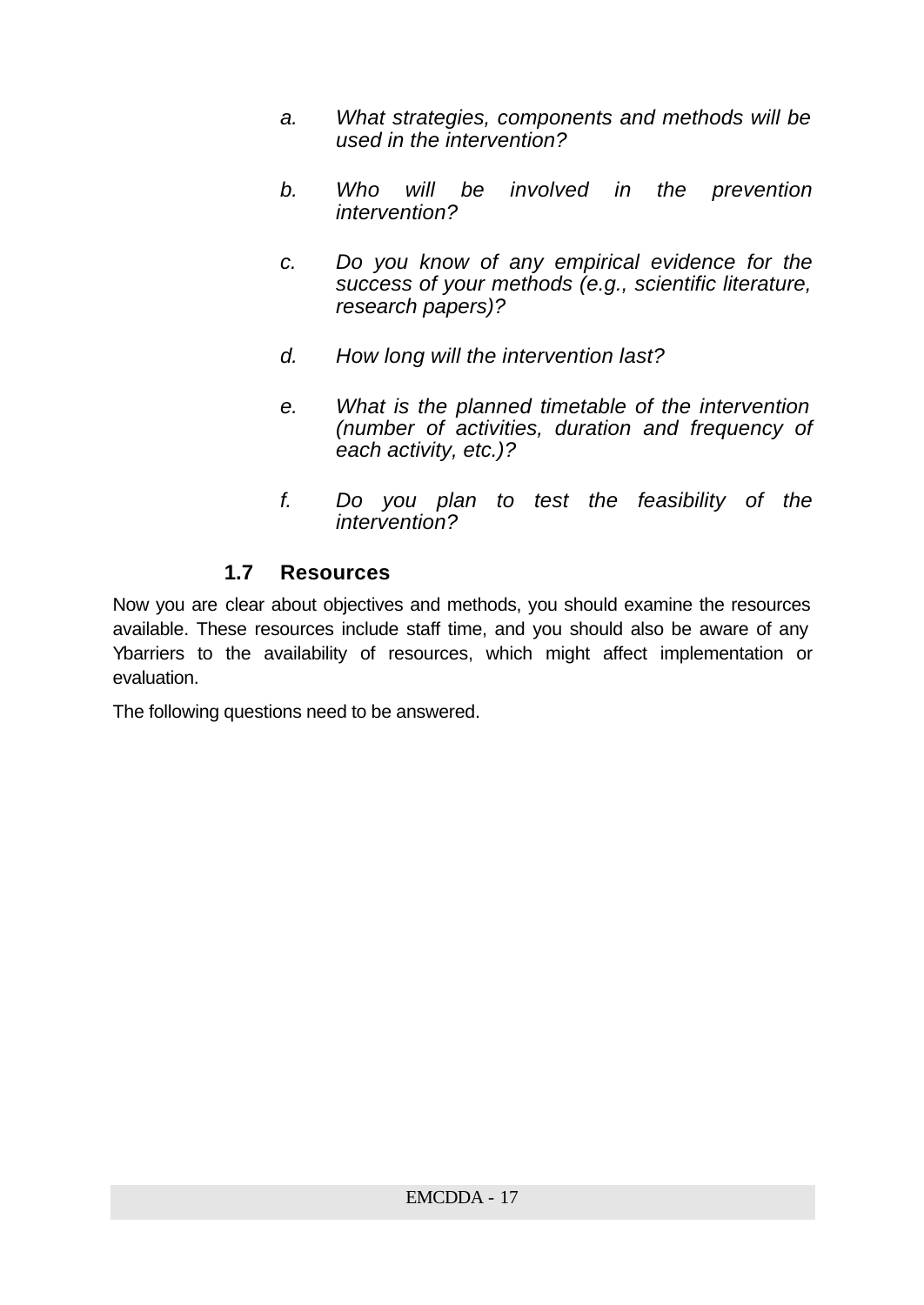a. *What strategies, components and methods will be used in the intervention?*

b. *Who will be involved in the prevention intervention?*

c. *Do you know of any empirical evidence for the success of your methods (e.g., scientific literature, research papers)?*

d. *How long will the intervention last?*

e. *What is the planned timetable of the intervention (number of activities, duration and frequency of each activity, etc.)?*

f. *Do you plan to test the feasibility of the intervention?*

### 1.7 Resources

Now you are clear about objectives and methods, you should examine the resources available. These resources include staff time, and you should also be aware of any Ybarriers to the availability of resources, which might affect implementation or evaluation.

The following questions need to be answered.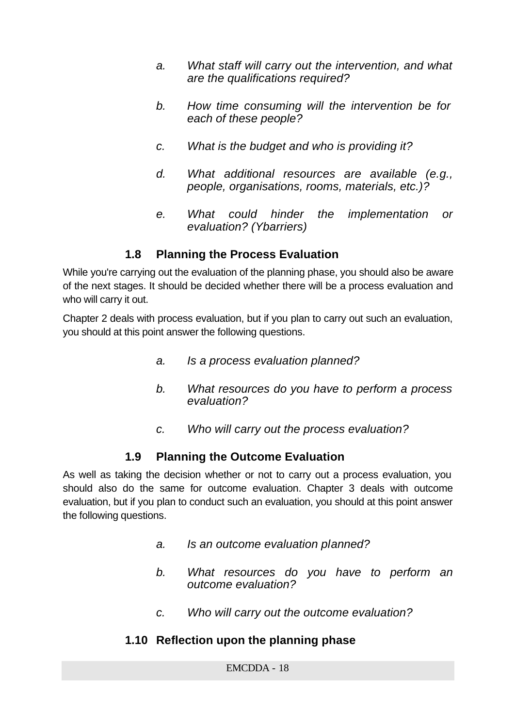a. *What staff will carry out the intervention, and what are the qualifications required?*

b. *How time consuming will the intervention be for each of these people?*

c. *What is the budget and who is providing it?*

d. *What additional resources are available (e.g., people, organisations, rooms, materials, etc.)?*

e. *What could hinder the implementation or evaluation? (Ybarriers)*

## 1.8 Planning the Process Evaluation

While you're carrying out the evaluation of the planning phase, you should also be aware of the next stages. It should be decided whether there will be a process evaluation and who will carry it out.

Chapter 2 deals with process evaluation, but if you plan to carry out such an evaluation, you should at this point answer the following questions.

a. *Is a process evaluation planned?*

b. *What resources do you have to perform a process evaluation?*

c. *Who will carry out the process evaluation?*

## 1.9 Planning the Outcome Evaluation

As well as taking the decision whether or not to carry out a process evaluation, you should also do the same for outcome evaluation. Chapter 3 deals with outcome evaluation, but if you plan to conduct such an evaluation, you should at this point answer the following questions.

a. *Is an outcome evaluation planned?*

b. *What resources do you have to perform an outcome evaluation?*

c. *Who will carry out the outcome evaluation?*

## 1.10 Reflection upon the planning phase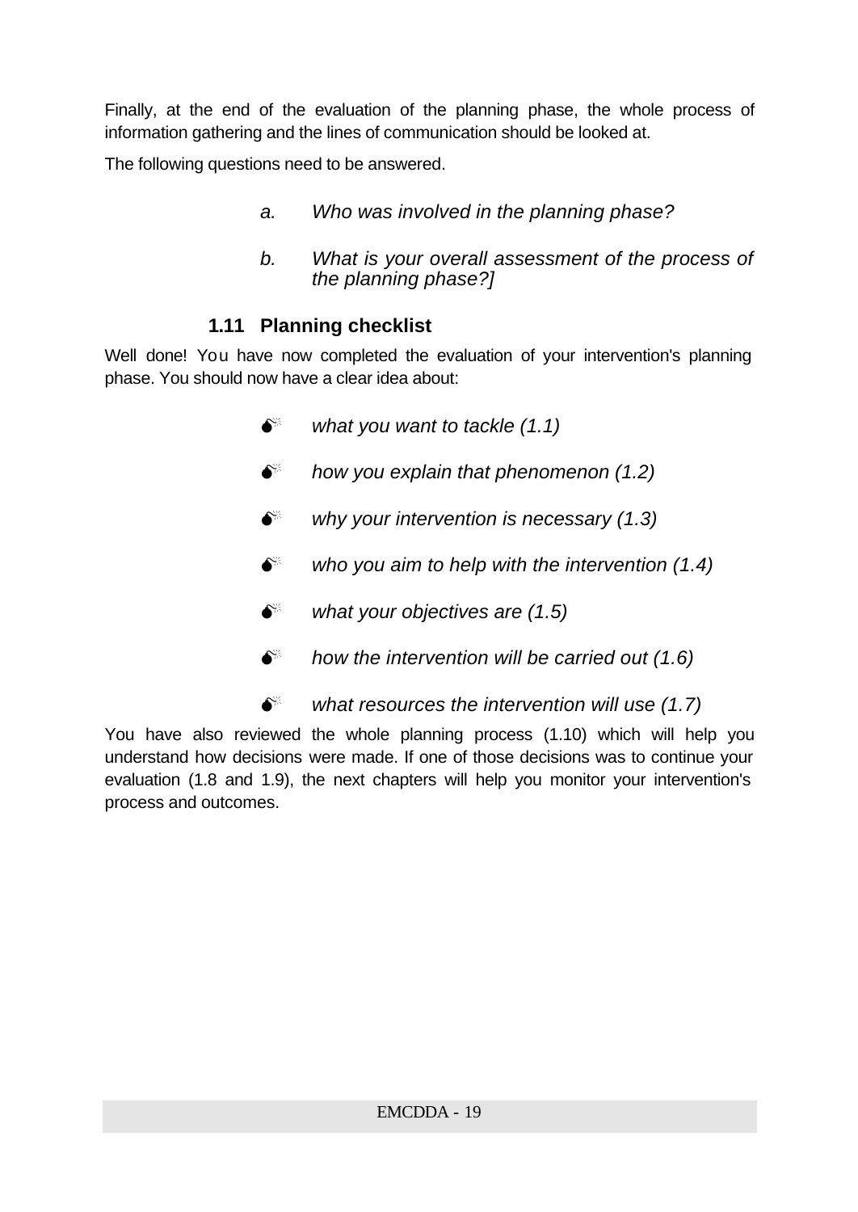Finally, at the end of the evaluation of the planning phase, the whole process of information gathering and the lines of communication should be looked at.

The following questions need to be answered.

a. *Who was involved in the planning phase?*

b. *What is your overall assessment of the process of the planning phase?]*

### 1.11 Planning checklist

Well done! You have now completed the evaluation of your intervention's planning phase. You should now have a clear idea about:

- *what you want to tackle (1.1)*
- *how you explain that phenomenon (1.2)*
- *why your intervention is necessary (1.3)*
- *who you aim to help with the intervention (1.4)*
- *what your objectives are (1.5)*
- *how the intervention will be carried out (1.6)*
- *what resources the intervention will use (1.7)*

You have also reviewed the whole planning process (1.10) which will help you understand how decisions were made. If one of those decisions was to continue your evaluation (1.8 and 1.9), the next chapters will help you monitor your intervention's process and outcomes.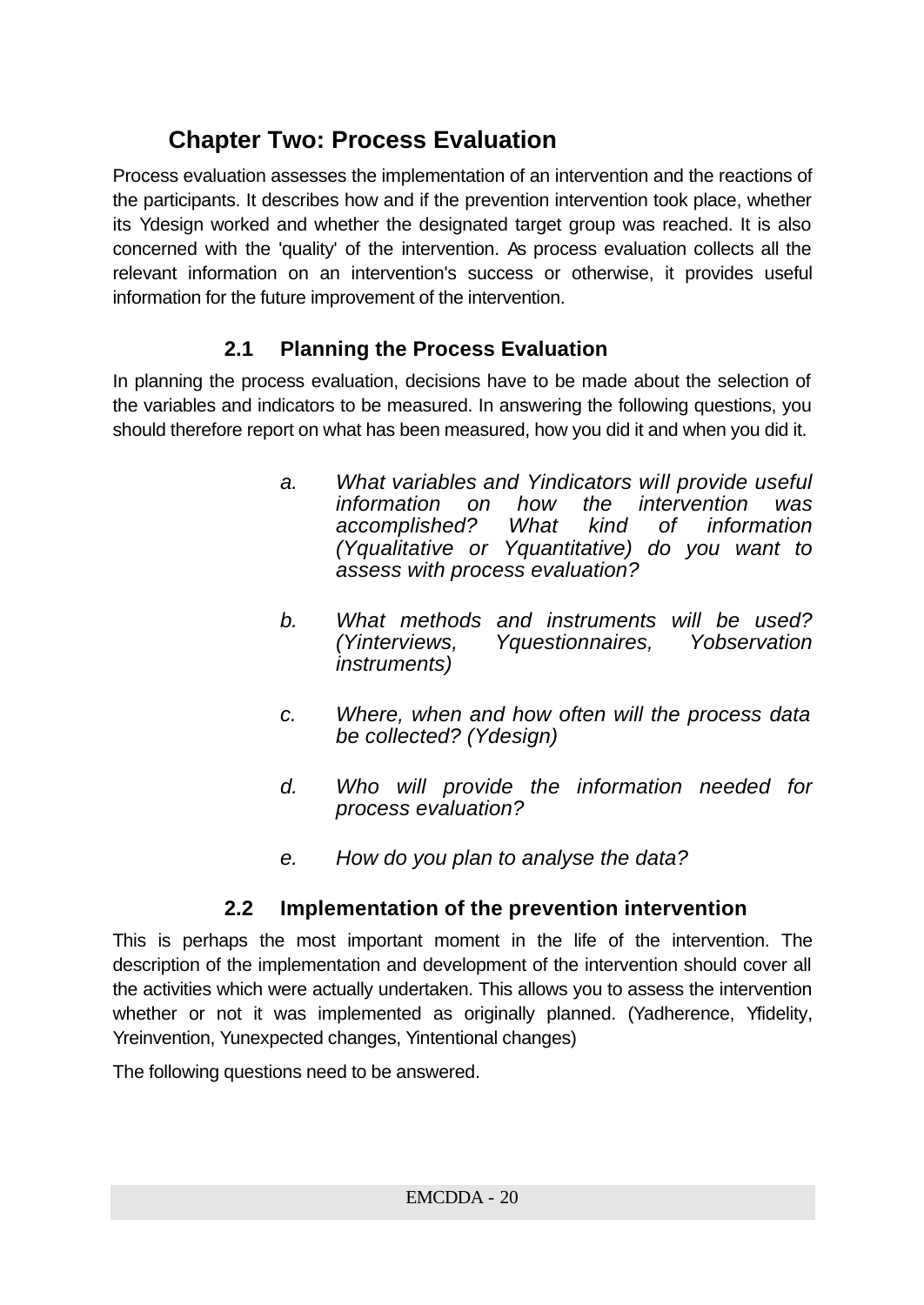# Chapter Two: Process Evaluation

Process evaluation assesses the implementation of an intervention and the reactions of the participants. It describes how and if the prevention intervention took place, whether its Ydesign worked and whether the designated target group was reached. It is also concerned with the 'quality' of the intervention. As process evaluation collects all the relevant information on an intervention's success or otherwise, it provides useful information for the future improvement of the intervention.

## 2.1 Planning the Process Evaluation

In planning the process evaluation, decisions have to be made about the selection of the variables and indicators to be measured. In answering the following questions, you should therefore report on what has been measured, how you did it and when you did it.

a. *What variables and Yindicators will provide useful information on how the intervention was accomplished? What kind of information (Yqualitative or Yquantitative) do you want to assess with process evaluation?*

b. *What methods and instruments will be used? (Yinterviews, Yquestionnaires, Yobservation instruments)*

c. *Where, when and how often will the process data be collected? (Ydesign)*

d. *Who will provide the information needed for process evaluation?*

e. *How do you plan to analyse the data?*

## 2.2 Implementation of the prevention intervention

This is perhaps the most important moment in the life of the intervention. The description of the implementation and development of the intervention should cover all the activities which were actually undertaken. This allows you to assess the intervention whether or not it was implemented as originally planned. (Yadherence, Yfidelity, Yreinvention, Yunexpected changes, Yintentional changes)

The following questions need to be answered.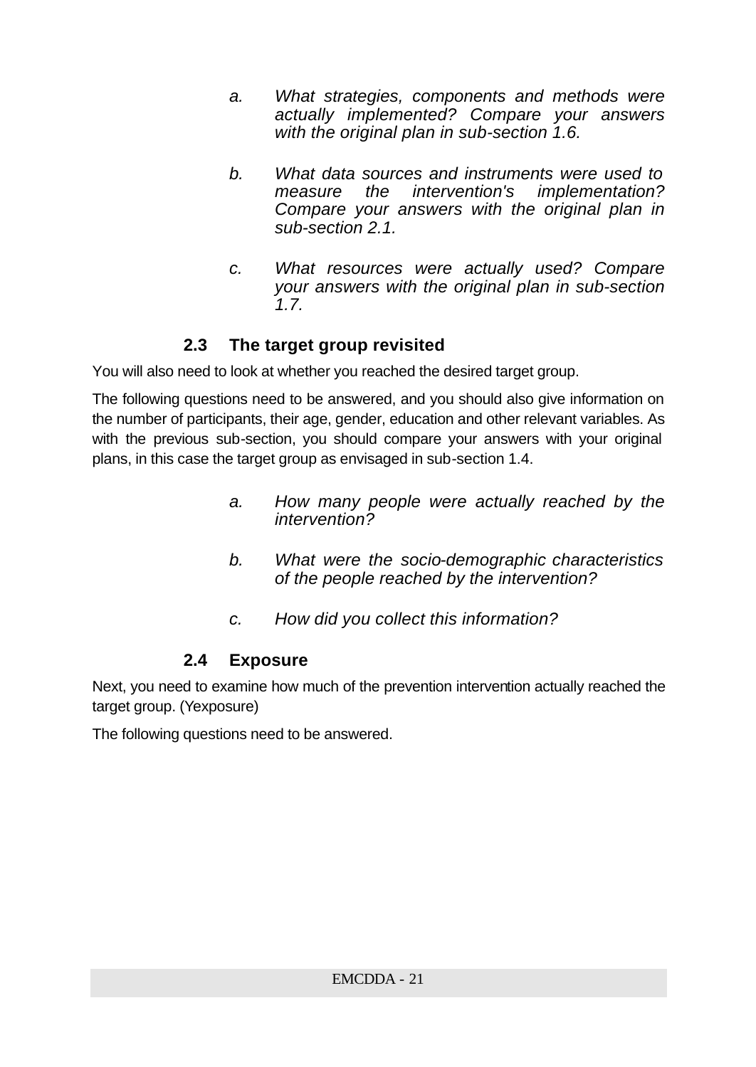a. *What strategies, components and methods were actually implemented? Compare your answers with the original plan in sub-section 1.6.*

b. *What data sources and instruments were used to measure the intervention's implementation? Compare your answers with the original plan in sub-section 2.1.*

c. *What resources were actually used? Compare your answers with the original plan in sub-section 1.7.*

### 2.3 The target group revisited

You will also need to look at whether you reached the desired target group.

The following questions need to be answered, and you should also give information on the number of participants, their age, gender, education and other relevant variables. As with the previous sub-section, you should compare your answers with your original plans, in this case the target group as envisaged in sub-section 1.4.

a. *How many people were actually reached by the intervention?*

b. *What were the socio-demographic characteristics of the people reached by the intervention?*

c. *How did you collect this information?*

### 2.4 Exposure

Next, you need to examine how much of the prevention intervention actually reached the target group. (Yexposure)

The following questions need to be answered.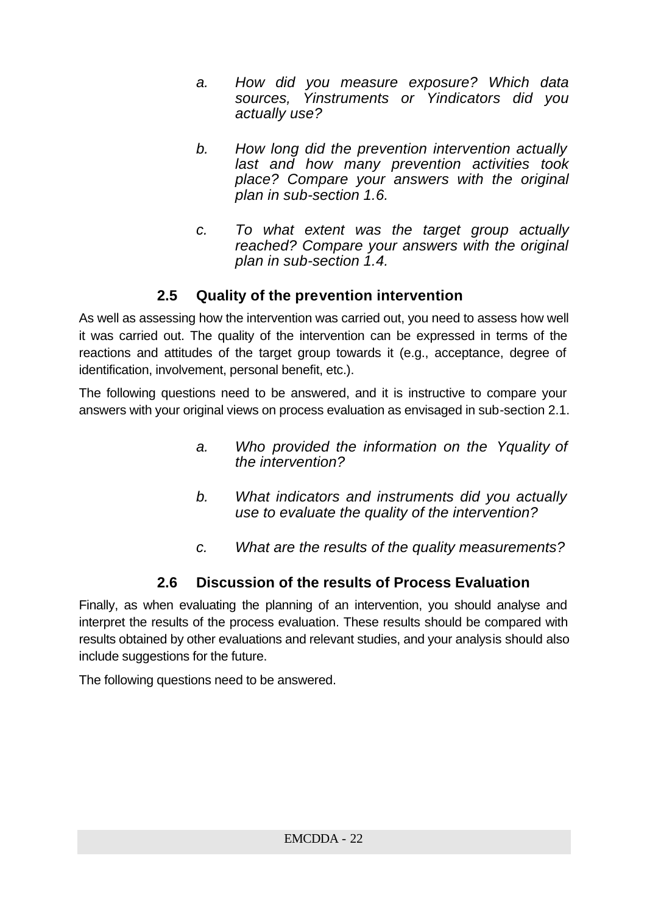a. *How did you measure exposure? Which data sources, Yinstruments or Yindicators did you actually use?*

b. *How long did the prevention intervention actually last and how many prevention activities took place? Compare your answers with the original plan in sub-section 1.6.*

c. *To what extent was the target group actually reached? Compare your answers with the original plan in sub-section 1.4.*

### 2.5 Quality of the prevention intervention

As well as assessing how the intervention was carried out, you need to assess how well it was carried out. The quality of the intervention can be expressed in terms of the reactions and attitudes of the target group towards it (e.g., acceptance, degree of identification, involvement, personal benefit, etc.).

The following questions need to be answered, and it is instructive to compare your answers with your original views on process evaluation as envisaged in sub-section 2.1.

a. *Who provided the information on the Yquality of the intervention?*

b. *What indicators and instruments did you actually use to evaluate the quality of the intervention?*

c. *What are the results of the quality measurements?*

### 2.6 Discussion of the results of Process Evaluation

Finally, as when evaluating the planning of an intervention, you should analyse and interpret the results of the process evaluation. These results should be compared with results obtained by other evaluations and relevant studies, and your analysis should also include suggestions for the future.

The following questions need to be answered.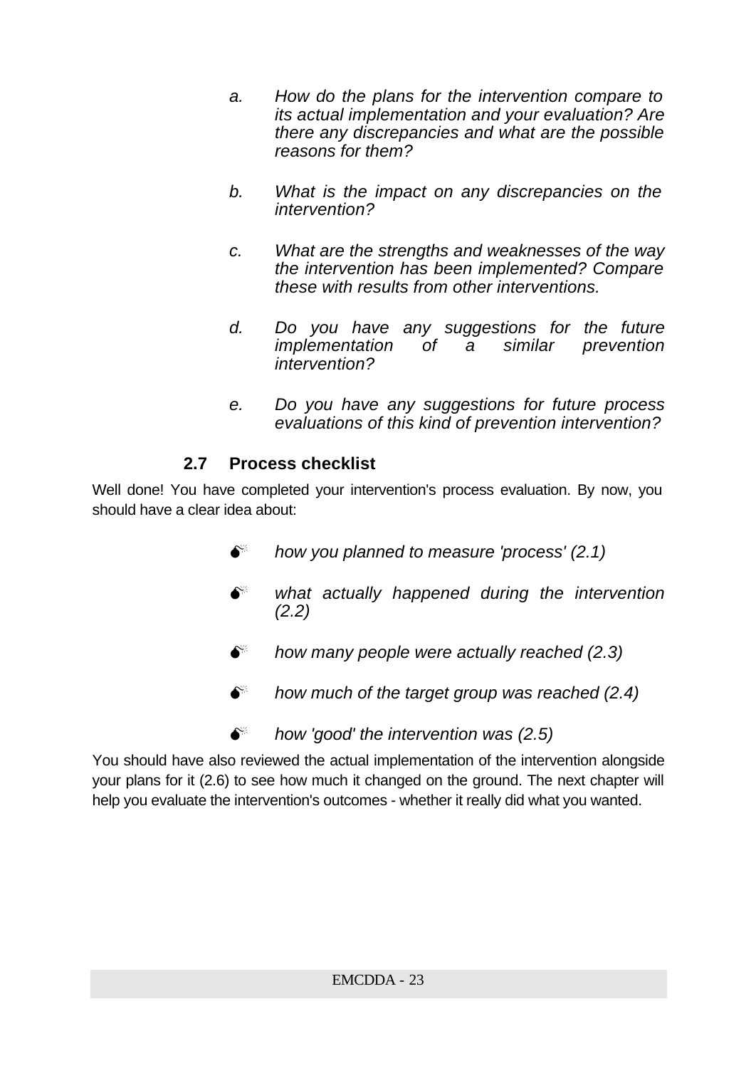a. *How do the plans for the intervention compare to its actual implementation and your evaluation? Are there any discrepancies and what are the possible reasons for them?*

b. *What is the impact on any discrepancies on the intervention?*

c. *What are the strengths and weaknesses of the way the intervention has been implemented? Compare these with results from other interventions.*

d. *Do you have any suggestions for the future implementation of a similar prevention intervention?*

e. *Do you have any suggestions for future process evaluations of this kind of prevention intervention?*

## 2.7 Process checklist

Well done! You have completed your intervention's process evaluation. By now, you should have a clear idea about:

- *how you planned to measure 'process' (2.1)*
- *what actually happened during the intervention (2.2)*
- *how many people were actually reached (2.3)*
- *how much of the target group was reached (2.4)*
- *how 'good' the intervention was (2.5)*

You should have also reviewed the actual implementation of the intervention alongside your plans for it (2.6) to see how much it changed on the ground. The next chapter will help you evaluate the intervention's outcomes - whether it really did what you wanted.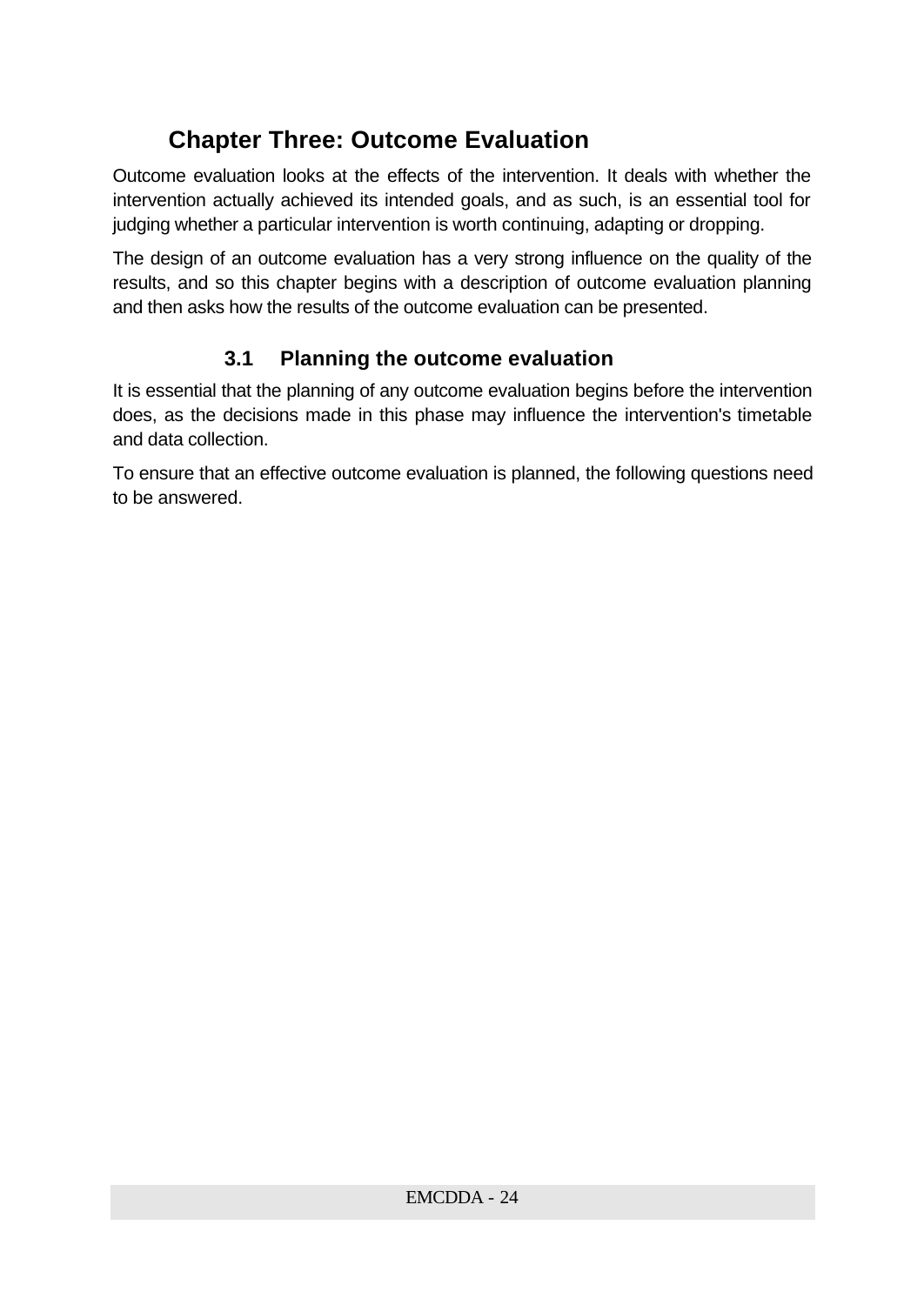# Chapter Three: Outcome Evaluation

Outcome evaluation looks at the effects of the intervention. It deals with whether the intervention actually achieved its intended goals, and as such, is an essential tool for judging whether a particular intervention is worth continuing, adapting or dropping.

The design of an outcome evaluation has a very strong influence on the quality of the results, and so this chapter begins with a description of outcome evaluation planning and then asks how the results of the outcome evaluation can be presented.

## 3.1 Planning the outcome evaluation

It is essential that the planning of any outcome evaluation begins before the intervention does, as the decisions made in this phase may influence the intervention's timetable and data collection.

To ensure that an effective outcome evaluation is planned, the following questions need to be answered.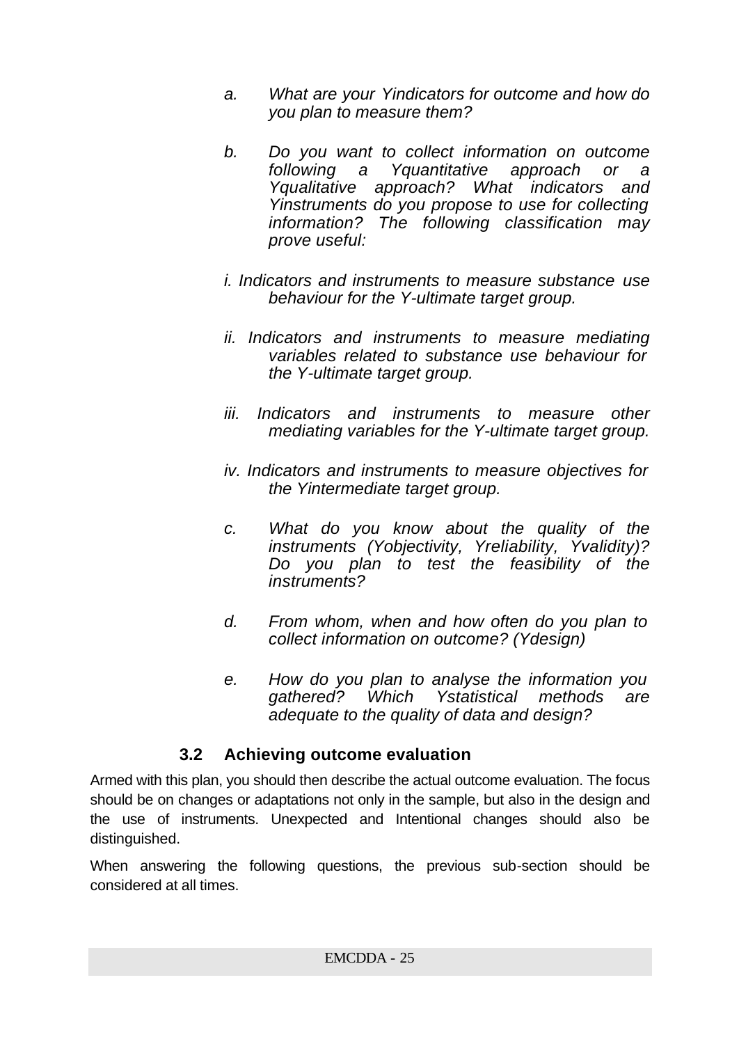a. *What are your Yindicators for outcome and how do you plan to measure them?*

b. *Do you want to collect information on outcome following a Yquantitative approach or a Yqualitative approach? What indicators and Yinstruments do you propose to use for collecting information? The following classification may prove useful:*

*i. Indicators and instruments to measure substance use behaviour for the Y-ultimate target group.*

*ii. Indicators and instruments to measure mediating variables related to substance use behaviour for the Y-ultimate target group.*

*iii. Indicators and instruments to measure other mediating variables for the Y-ultimate target group.*

*iv. Indicators and instruments to measure objectives for the Yintermediate target group.*

c. *What do you know about the quality of the instruments (Yobjectivity, Yreliability, Yvalidity)? Do you plan to test the feasibility of the instruments?*

d. *From whom, when and how often do you plan to collect information on outcome? (Ydesign)*

e. *How do you plan to analyse the information you gathered? Which Ystatistical methods are adequate to the quality of data and design?*

### 3.2 Achieving outcome evaluation

Armed with this plan, you should then describe the actual outcome evaluation. The focus should be on changes or adaptations not only in the sample, but also in the design and the use of instruments. Unexpected and Intentional changes should also be distinguished.

When answering the following questions, the previous sub-section should be considered at all times.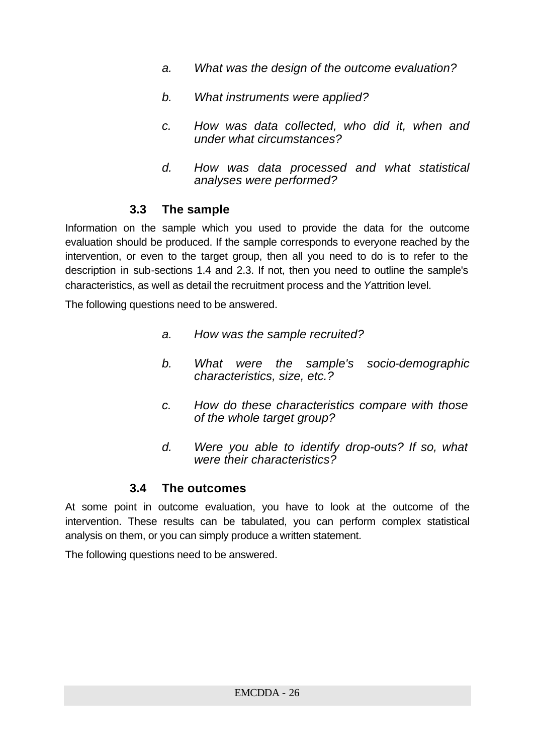a. *What was the design of the outcome evaluation?*

b. *What instruments were applied?*

c. *How was data collected, who did it, when and under what circumstances?*

d. *How was data processed and what statistical analyses were performed?*

### 3.3 The sample

Information on the sample which you used to provide the data for the outcome evaluation should be produced. If the sample corresponds to everyone reached by the intervention, or even to the target group, then all you need to do is to refer to the description in sub-sections 1.4 and 2.3. If not, then you need to outline the sample's characteristics, as well as detail the recruitment process and the Yattrition level.

The following questions need to be answered.

a. *How was the sample recruited?*

b. *What were the sample's socio-demographic characteristics, size, etc.?*

c. *How do these characteristics compare with those of the whole target group?*

d. *Were you able to identify drop-outs? If so, what were their characteristics?*

### 3.4 The outcomes

At some point in outcome evaluation, you have to look at the outcome of the intervention. These results can be tabulated, you can perform complex statistical analysis on them, or you can simply produce a written statement.

The following questions need to be answered.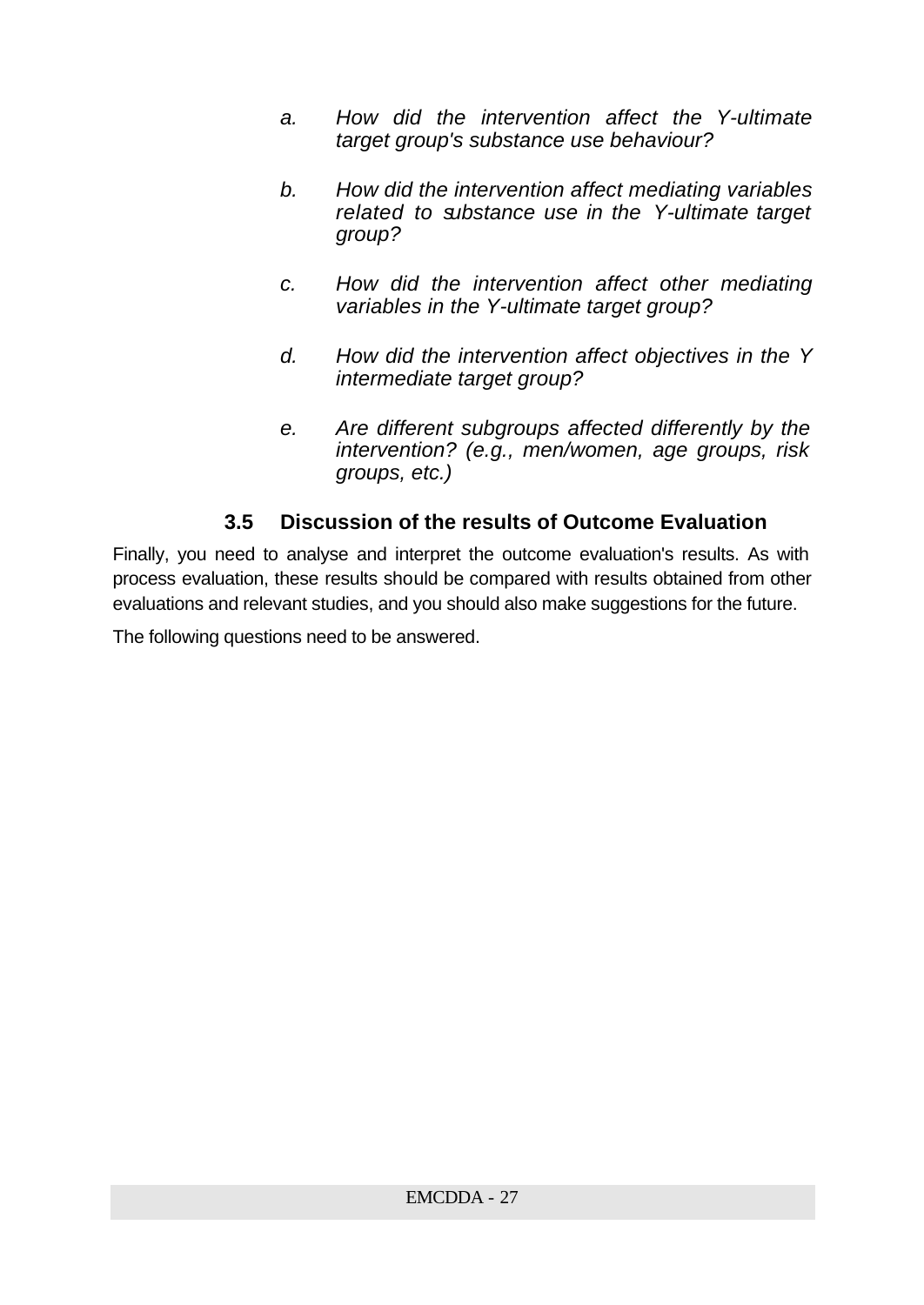a. *How did the intervention affect the Y-ultimate target group's substance use behaviour?*

b. *How did the intervention affect mediating variables related to substance use in the Y-ultimate target group?*

c. *How did the intervention affect other mediating variables in the Y-ultimate target group?*

d. *How did the intervention affect objectives in the Y intermediate target group?*

e. *Are different subgroups affected differently by the intervention? (e.g., men/women, age groups, risk groups, etc.)*

### 3.5 Discussion of the results of Outcome Evaluation

Finally, you need to analyse and interpret the outcome evaluation's results. As with process evaluation, these results should be compared with results obtained from other evaluations and relevant studies, and you should also make suggestions for the future.

The following questions need to be answered.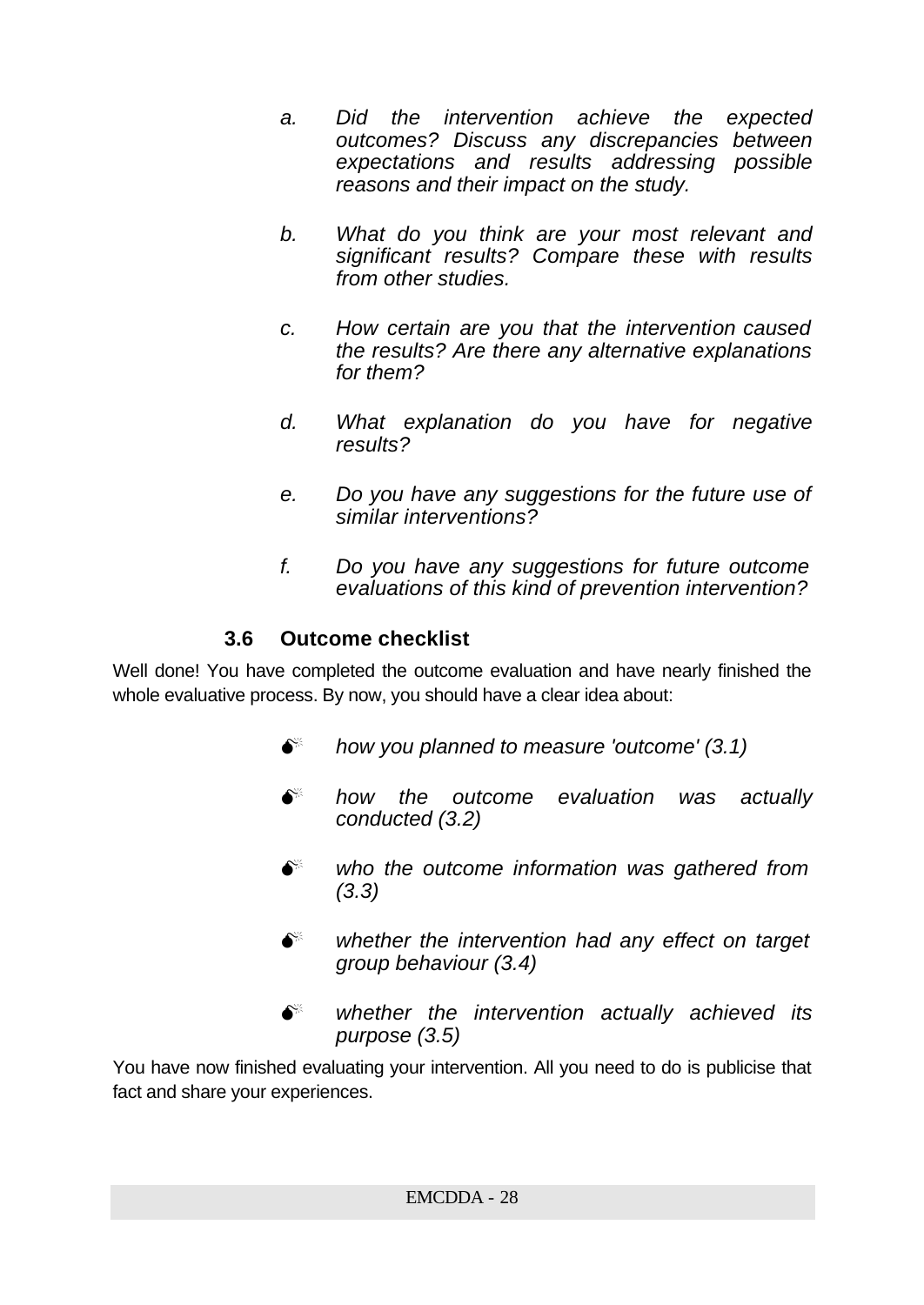a. *Did the intervention achieve the expected outcomes? Discuss any discrepancies between expectations and results addressing possible reasons and their impact on the study.*

b. *What do you think are your most relevant and significant results? Compare these with results from other studies.*

c. *How certain are you that the intervention caused the results? Are there any alternative explanations for them?*

d. *What explanation do you have for negative results?*

e. *Do you have any suggestions for the future use of similar interventions?*

f. *Do you have any suggestions for future outcome evaluations of this kind of prevention intervention?*

### 3.6 Outcome checklist

Well done! You have completed the outcome evaluation and have nearly finished the whole evaluative process. By now, you should have a clear idea about:

- *how you planned to measure 'outcome' (3.1)*
- *how the outcome evaluation was actually conducted (3.2)*
- *who the outcome information was gathered from (3.3)*
- *whether the intervention had any effect on target group behaviour (3.4)*
- *whether the intervention actually achieved its purpose (3.5)*

You have now finished evaluating your intervention. All you need to do is publicise that fact and share your experiences.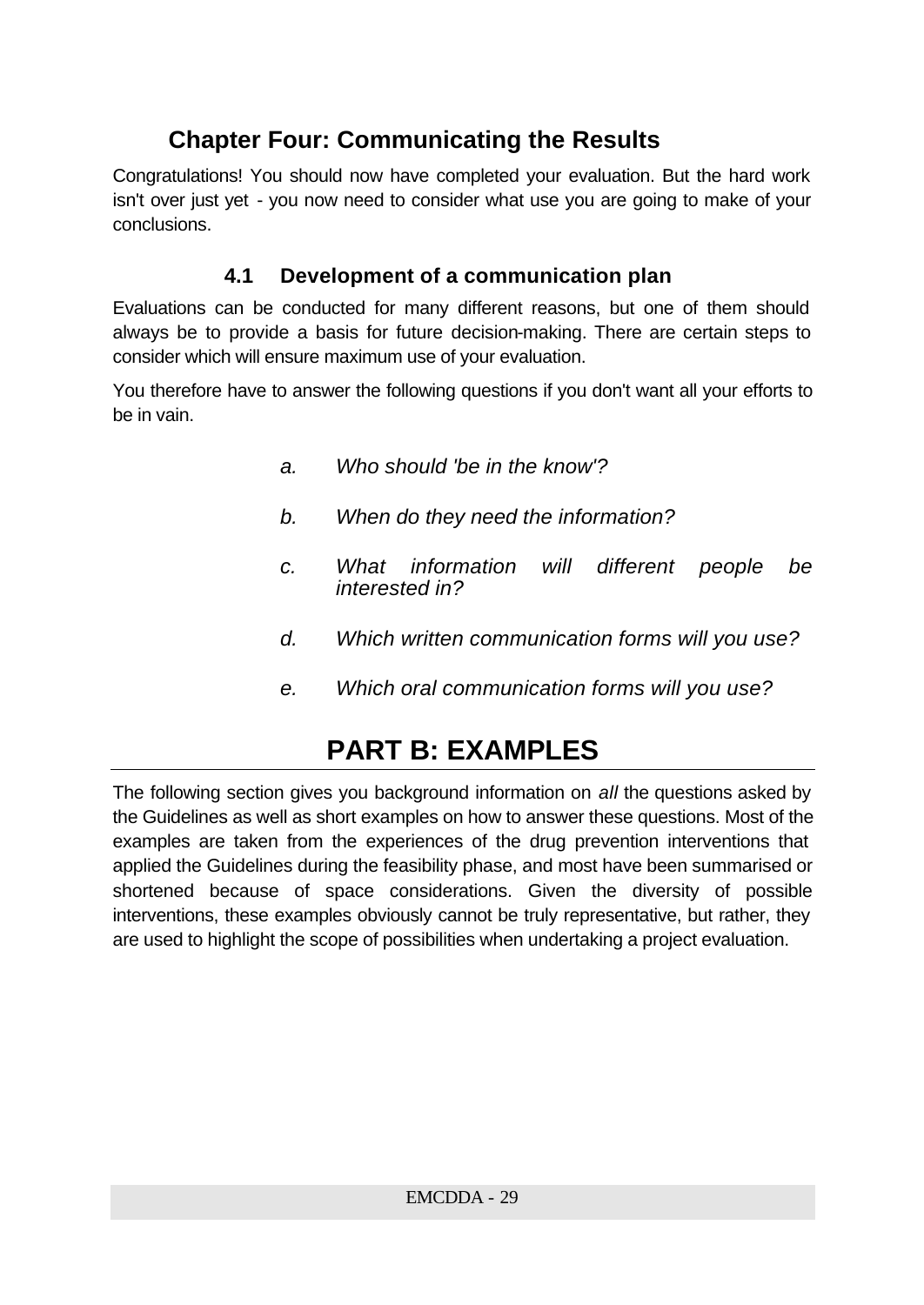# Chapter Four: Communicating the Results

Congratulations! You should now have completed your evaluation. But the hard work isn't over just yet - you now need to consider what use you are going to make of your conclusions.

## 4.1 Development of a communication plan

Evaluations can be conducted for many different reasons, but one of them should always be to provide a basis for future decision-making. There are certain steps to consider which will ensure maximum use of your evaluation.

You therefore have to answer the following questions if you don't want all your efforts to be in vain.

- a. *Who should 'be in the know'?*
- b. *When do they need the information?*
- c. *What information will different people be interested in?*
- d. *Which written communication forms will you use?*
- e. *Which oral communication forms will you use?*

# PART B: EXAMPLES

The following section gives you background information on *all* the questions asked by the Guidelines as well as short examples on how to answer these questions. Most of the examples are taken from the experiences of the drug prevention interventions that applied the Guidelines during the feasibility phase, and most have been summarised or shortened because of space considerations. Given the diversity of possible interventions, these examples obviously cannot be truly representative, but rather, they are used to highlight the scope of possibilities when undertaking a project evaluation.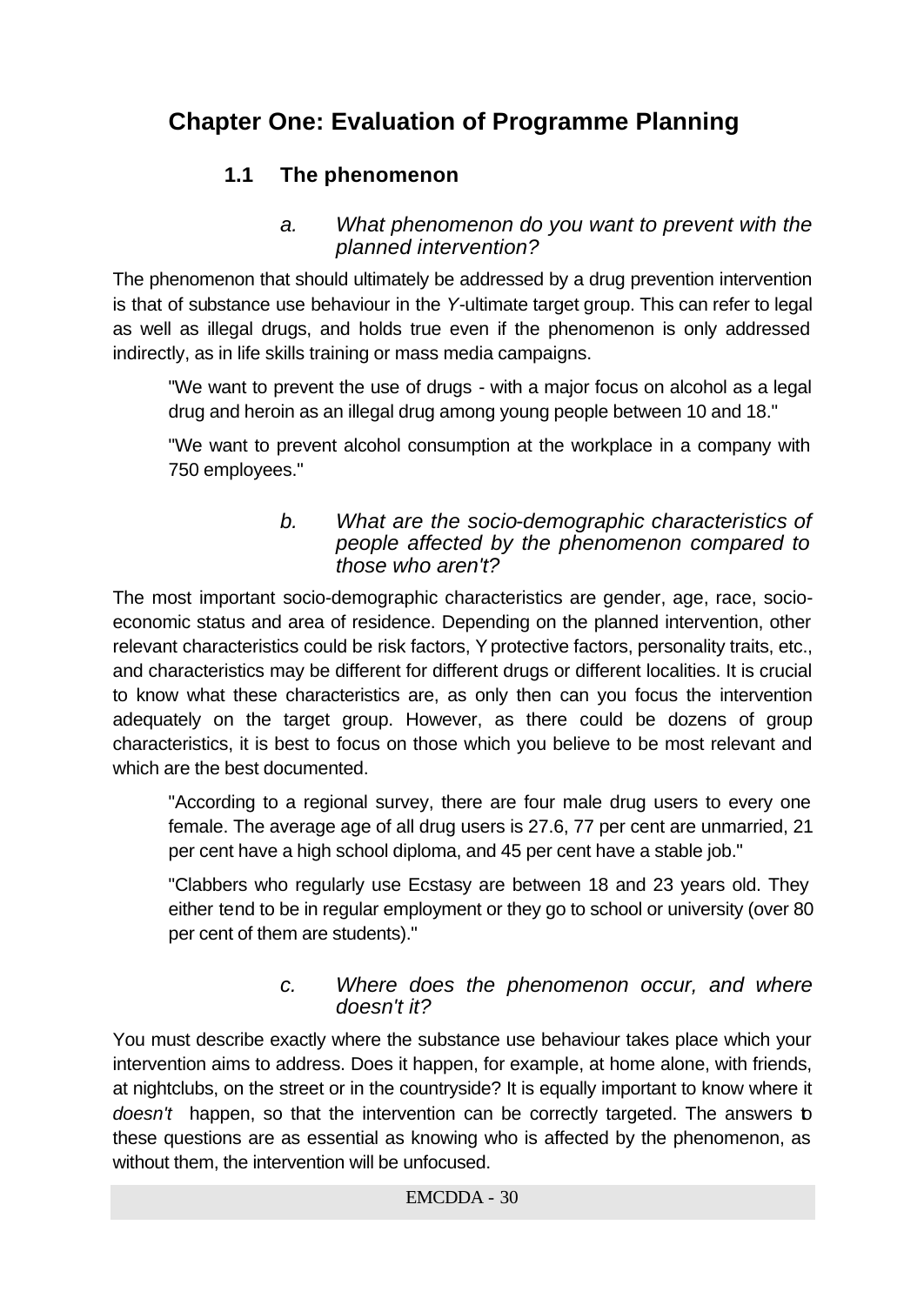# Chapter One: Evaluation of Programme Planning

## 1.1 The phenomenon

### a. What phenomenon do you want to prevent with the planned intervention?

The phenomenon that should ultimately be addressed by a drug prevention intervention is that of substance use behaviour in the *Y*-ultimate target group. This can refer to legal as well as illegal drugs, and holds true even if the phenomenon is only addressed indirectly, as in life skills training or mass media campaigns.

> "We want to prevent the use of drugs - with a major focus on alcohol as a legal drug and heroin as an illegal drug among young people between 10 and 18."
>
> "We want to prevent alcohol consumption at the workplace in a company with 750 employees."

### b. What are the socio-demographic characteristics of people affected by the phenomenon compared to those who aren't?

The most important socio-demographic characteristics are gender, age, race, socio-economic status and area of residence. Depending on the planned intervention, other relevant characteristics could be risk factors, Y protective factors, personality traits, etc., and characteristics may be different for different drugs or different localities. It is crucial to know what these characteristics are, as only then can you focus the intervention adequately on the target group. However, as there could be dozens of group characteristics, it is best to focus on those which you believe to be most relevant and which are the best documented.

> "According to a regional survey, there are four male drug users to every one female. The average age of all drug users is 27.6, 77 per cent are unmarried, 21 per cent have a high school diploma, and 45 per cent have a stable job."
>
> "Clabbers who regularly use Ecstasy are between 18 and 23 years old. They either tend to be in regular employment or they go to school or university (over 80 per cent of them are students)."

### c. Where does the phenomenon occur, and where doesn't it?

You must describe exactly where the substance use behaviour takes place which your intervention aims to address. Does it happen, for example, at home alone, with friends, at nightclubs, on the street or in the countryside? It is equally important to know where it *doesn't* happen, so that the intervention can be correctly targeted. The answers to these questions are as essential as knowing who is affected by the phenomenon, as without them, the intervention will be unfocused.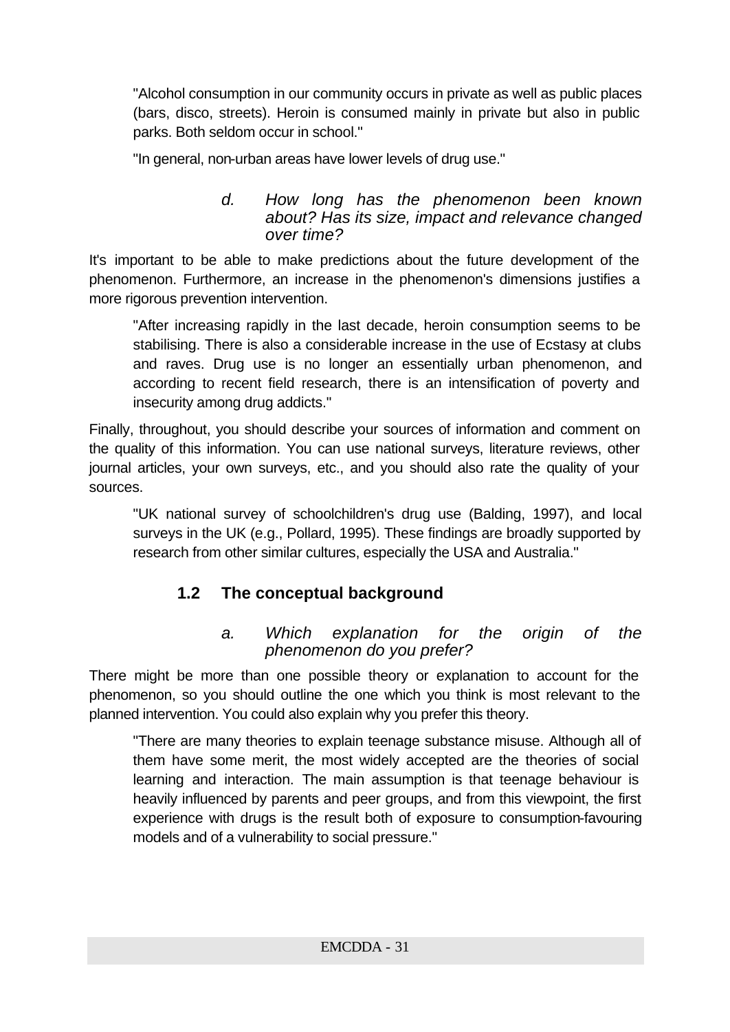"Alcohol consumption in our community occurs in private as well as public places (bars, disco, streets). Heroin is consumed mainly in private but also in public parks. Both seldom occur in school."

"In general, non-urban areas have lower levels of drug use."

### *d. How long has the phenomenon been known about? Has its size, impact and relevance changed over time?*

It's important to be able to make predictions about the future development of the phenomenon. Furthermore, an increase in the phenomenon's dimensions justifies a more rigorous prevention intervention.

"After increasing rapidly in the last decade, heroin consumption seems to be stabilising. There is also a considerable increase in the use of Ecstasy at clubs and raves. Drug use is no longer an essentially urban phenomenon, and according to recent field research, there is an intensification of poverty and insecurity among drug addicts."

Finally, throughout, you should describe your sources of information and comment on the quality of this information. You can use national surveys, literature reviews, other journal articles, your own surveys, etc., and you should also rate the quality of your sources.

"UK national survey of schoolchildren's drug use (Balding, 1997), and local surveys in the UK (e.g., Pollard, 1995). These findings are broadly supported by research from other similar cultures, especially the USA and Australia."

## 1.2 The conceptual background

### *a. Which explanation for the origin of the phenomenon do you prefer?*

There might be more than one possible theory or explanation to account for the phenomenon, so you should outline the one which you think is most relevant to the planned intervention. You could also explain why you prefer this theory.

"There are many theories to explain teenage substance misuse. Although all of them have some merit, the most widely accepted are the theories of social learning and interaction. The main assumption is that teenage behaviour is heavily influenced by parents and peer groups, and from this viewpoint, the first experience with drugs is the result both of exposure to consumption-favouring models and of a vulnerability to social pressure."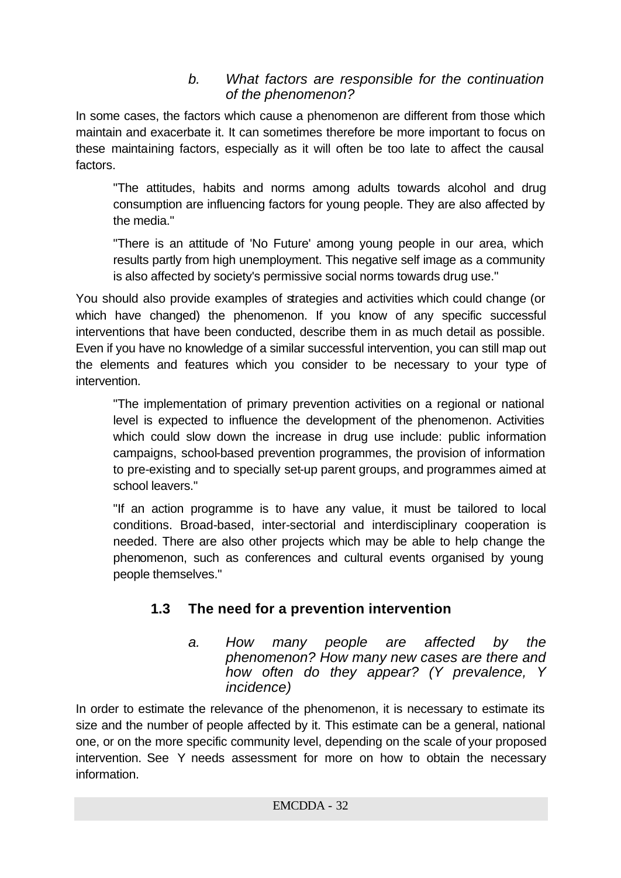### *b. What factors are responsible for the continuation of the phenomenon?*

In some cases, the factors which cause a phenomenon are different from those which maintain and exacerbate it. It can sometimes therefore be more important to focus on these maintaining factors, especially as it will often be too late to affect the causal factors.

> "The attitudes, habits and norms among adults towards alcohol and drug consumption are influencing factors for young people. They are also affected by the media."
>
> "There is an attitude of 'No Future' among young people in our area, which results partly from high unemployment. This negative self image as a community is also affected by society's permissive social norms towards drug use."

You should also provide examples of strategies and activities which could change (or which have changed) the phenomenon. If you know of any specific successful interventions that have been conducted, describe them in as much detail as possible. Even if you have no knowledge of a similar successful intervention, you can still map out the elements and features which you consider to be necessary to your type of intervention.

> "The implementation of primary prevention activities on a regional or national level is expected to influence the development of the phenomenon. Activities which could slow down the increase in drug use include: public information campaigns, school-based prevention programmes, the provision of information to pre-existing and to specially set-up parent groups, and programmes aimed at school leavers."
>
> "If an action programme is to have any value, it must be tailored to local conditions. Broad-based, inter-sectorial and interdisciplinary cooperation is needed. There are also other projects which may be able to help change the phenomenon, such as conferences and cultural events organised by young people themselves."

## 1.3 The need for a prevention intervention

### *a. How many people are affected by the phenomenon? How many new cases are there and how often do they appear? (Y prevalence, Y incidence)*

In order to estimate the relevance of the phenomenon, it is necessary to estimate its size and the number of people affected by it. This estimate can be a general, national one, or on the more specific community level, depending on the scale of your proposed intervention. See Y needs assessment for more on how to obtain the necessary information.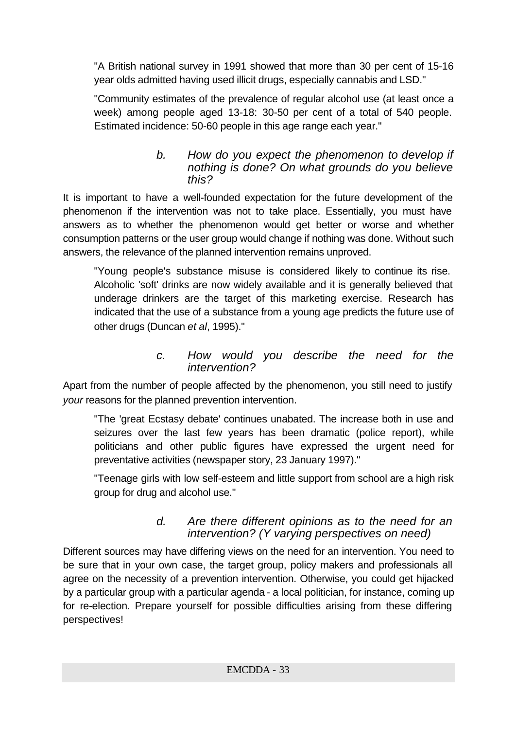"A British national survey in 1991 showed that more than 30 per cent of 15-16 year olds admitted having used illicit drugs, especially cannabis and LSD."

"Community estimates of the prevalence of regular alcohol use (at least once a week) among people aged 13-18: 30-50 per cent of a total of 540 people. Estimated incidence: 50-60 people in this age range each year."

### *b. How do you expect the phenomenon to develop if nothing is done? On what grounds do you believe this?*

It is important to have a well-founded expectation for the future development of the phenomenon if the intervention was not to take place. Essentially, you must have answers as to whether the phenomenon would get better or worse and whether consumption patterns or the user group would change if nothing was done. Without such answers, the relevance of the planned intervention remains unproved.

"Young people's substance misuse is considered likely to continue its rise. Alcoholic 'soft' drinks are now widely available and it is generally believed that underage drinkers are the target of this marketing exercise. Research has indicated that the use of a substance from a young age predicts the future use of other drugs (Duncan *et al*, 1995)."

### *c. How would you describe the need for the intervention?*

Apart from the number of people affected by the phenomenon, you still need to justify *your* reasons for the planned prevention intervention.

"The 'great Ecstasy debate' continues unabated. The increase both in use and seizures over the last few years has been dramatic (police report), while politicians and other public figures have expressed the urgent need for preventative activities (newspaper story, 23 January 1997)."

"Teenage girls with low self-esteem and little support from school are a high risk group for drug and alcohol use."

### *d. Are there different opinions as to the need for an intervention? (Y varying perspectives on need)*

Different sources may have differing views on the need for an intervention. You need to be sure that in your own case, the target group, policy makers and professionals all agree on the necessity of a prevention intervention. Otherwise, you could get hijacked by a particular group with a particular agenda - a local politician, for instance, coming up for re-election. Prepare yourself for possible difficulties arising from these differing perspectives!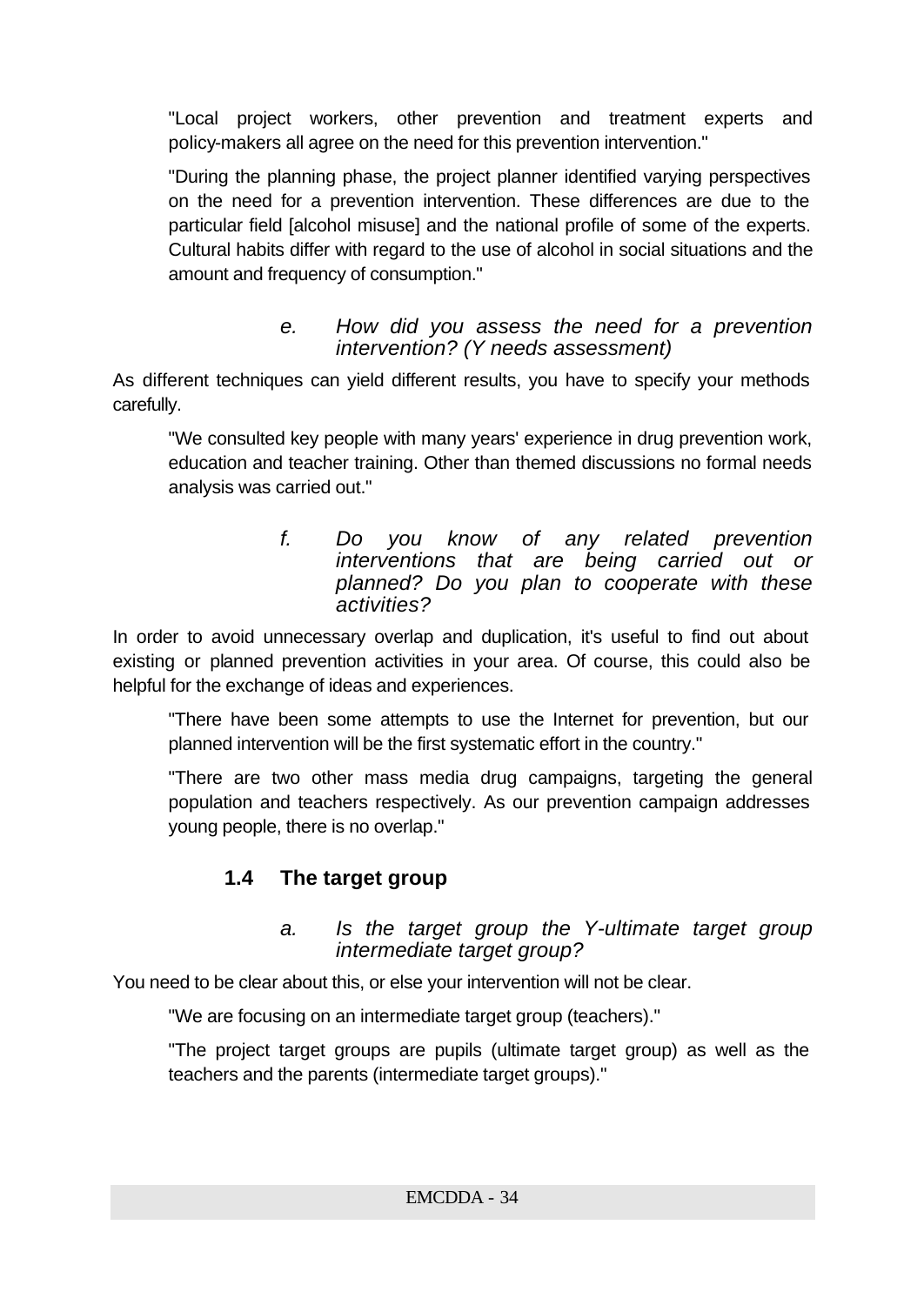"Local project workers, other prevention and treatment experts and policy-makers all agree on the need for this prevention intervention."

"During the planning phase, the project planner identified varying perspectives on the need for a prevention intervention. These differences are due to the particular field [alcohol misuse] and the national profile of some of the experts. Cultural habits differ with regard to the use of alcohol in social situations and the amount and frequency of consumption."

*e. How did you assess the need for a prevention intervention? (Y needs assessment)*

As different techniques can yield different results, you have to specify your methods carefully.

"We consulted key people with many years' experience in drug prevention work, education and teacher training. Other than themed discussions no formal needs analysis was carried out."

*f. Do you know of any related prevention interventions that are being carried out or planned? Do you plan to cooperate with these activities?*

In order to avoid unnecessary overlap and duplication, it's useful to find out about existing or planned prevention activities in your area. Of course, this could also be helpful for the exchange of ideas and experiences.

"There have been some attempts to use the Internet for prevention, but our planned intervention will be the first systematic effort in the country."

"There are two other mass media drug campaigns, targeting the general population and teachers respectively. As our prevention campaign addresses young people, there is no overlap."

## 1.4 The target group

*a. Is the target group the Y-ultimate target group intermediate target group?*

You need to be clear about this, or else your intervention will not be clear.

"We are focusing on an intermediate target group (teachers)."

"The project target groups are pupils (ultimate target group) as well as the teachers and the parents (intermediate target groups)."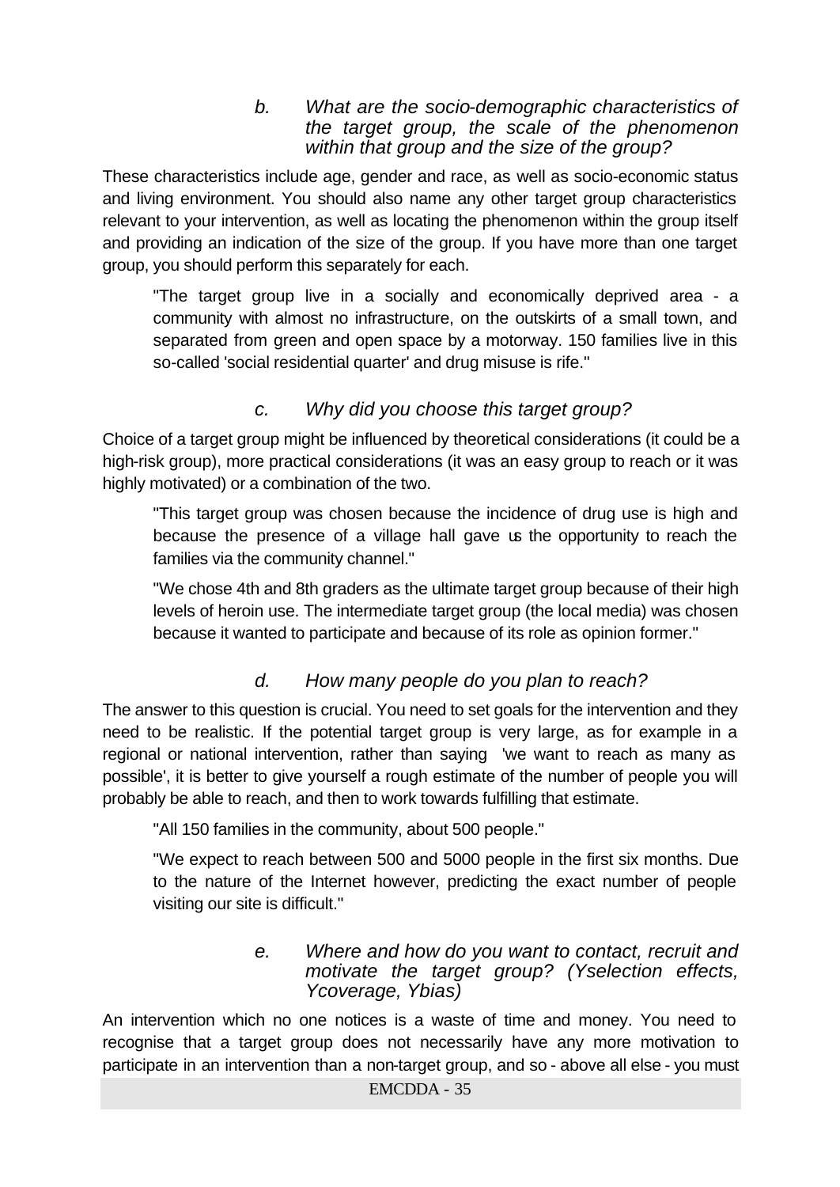### *b. What are the socio-demographic characteristics of the target group, the scale of the phenomenon within that group and the size of the group?*

These characteristics include age, gender and race, as well as socio-economic status and living environment. You should also name any other target group characteristics relevant to your intervention, as well as locating the phenomenon within the group itself and providing an indication of the size of the group. If you have more than one target group, you should perform this separately for each.

> "The target group live in a socially and economically deprived area - a community with almost no infrastructure, on the outskirts of a small town, and separated from green and open space by a motorway. 150 families live in this so-called 'social residential quarter' and drug misuse is rife."

### *c. Why did you choose this target group?*

Choice of a target group might be influenced by theoretical considerations (it could be a high-risk group), more practical considerations (it was an easy group to reach or it was highly motivated) or a combination of the two.

> "This target group was chosen because the incidence of drug use is high and because the presence of a village hall gave us the opportunity to reach the families via the community channel."

> "We chose 4th and 8th graders as the ultimate target group because of their high levels of heroin use. The intermediate target group (the local media) was chosen because it wanted to participate and because of its role as opinion former."

### *d. How many people do you plan to reach?*

The answer to this question is crucial. You need to set goals for the intervention and they need to be realistic. If the potential target group is very large, as for example in a regional or national intervention, rather than saying 'we want to reach as many as possible', it is better to give yourself a rough estimate of the number of people you will probably be able to reach, and then to work towards fulfilling that estimate.

> "All 150 families in the community, about 500 people."

> "We expect to reach between 500 and 5000 people in the first six months. Due to the nature of the Internet however, predicting the exact number of people visiting our site is difficult."

### *e. Where and how do you want to contact, recruit and motivate the target group? (Yselection effects, Ycoverage, Ybias)*

An intervention which no one notices is a waste of time and money. You need to recognise that a target group does not necessarily have any more motivation to participate in an intervention than a non-target group, and so - above all else - you must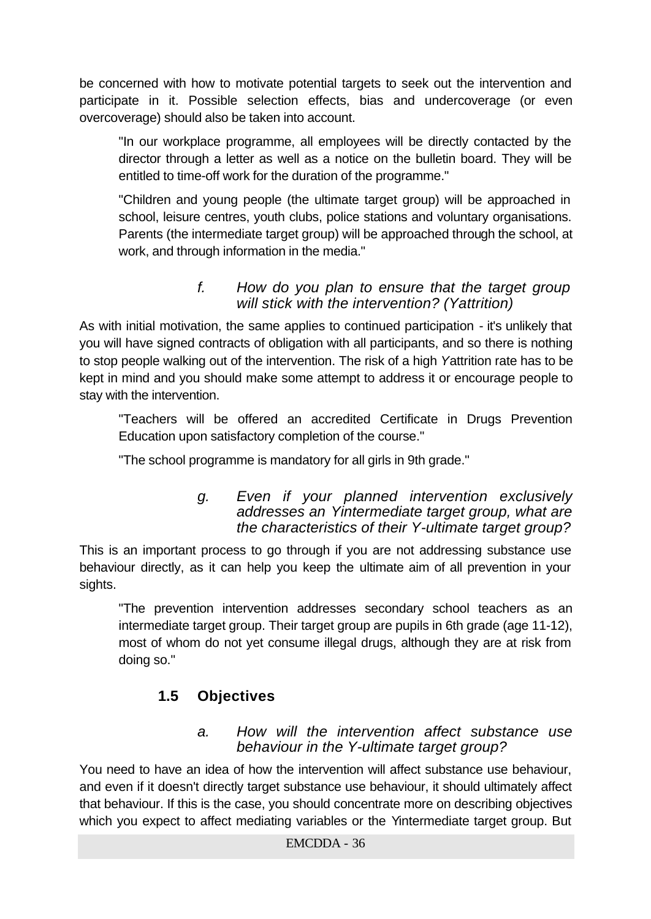be concerned with how to motivate potential targets to seek out the intervention and participate in it. Possible selection effects, bias and undercoverage (or even overcoverage) should also be taken into account.

> "In our workplace programme, all employees will be directly contacted by the director through a letter as well as a notice on the bulletin board. They will be entitled to time-off work for the duration of the programme."
>
> "Children and young people (the ultimate target group) will be approached in school, leisure centres, youth clubs, police stations and voluntary organisations. Parents (the intermediate target group) will be approached through the school, at work, and through information in the media."

### *f. How do you plan to ensure that the target group will stick with the intervention? (Yattrition)*

As with initial motivation, the same applies to continued participation - it's unlikely that you will have signed contracts of obligation with all participants, and so there is nothing to stop people walking out of the intervention. The risk of a high *Y*attrition rate has to be kept in mind and you should make some attempt to address it or encourage people to stay with the intervention.

> "Teachers will be offered an accredited Certificate in Drugs Prevention Education upon satisfactory completion of the course."
>
> "The school programme is mandatory for all girls in 9th grade."

### *g. Even if your planned intervention exclusively addresses an Yintermediate target group, what are the characteristics of their Y-ultimate target group?*

This is an important process to go through if you are not addressing substance use behaviour directly, as it can help you keep the ultimate aim of all prevention in your sights.

> "The prevention intervention addresses secondary school teachers as an intermediate target group. Their target group are pupils in 6th grade (age 11-12), most of whom do not yet consume illegal drugs, although they are at risk from doing so."

## 1.5 Objectives

### *a. How will the intervention affect substance use behaviour in the Y-ultimate target group?*

You need to have an idea of how the intervention will affect substance use behaviour, and even if it doesn't directly target substance use behaviour, it should ultimately affect that behaviour. If this is the case, you should concentrate more on describing objectives which you expect to affect mediating variables or the Yintermediate target group. But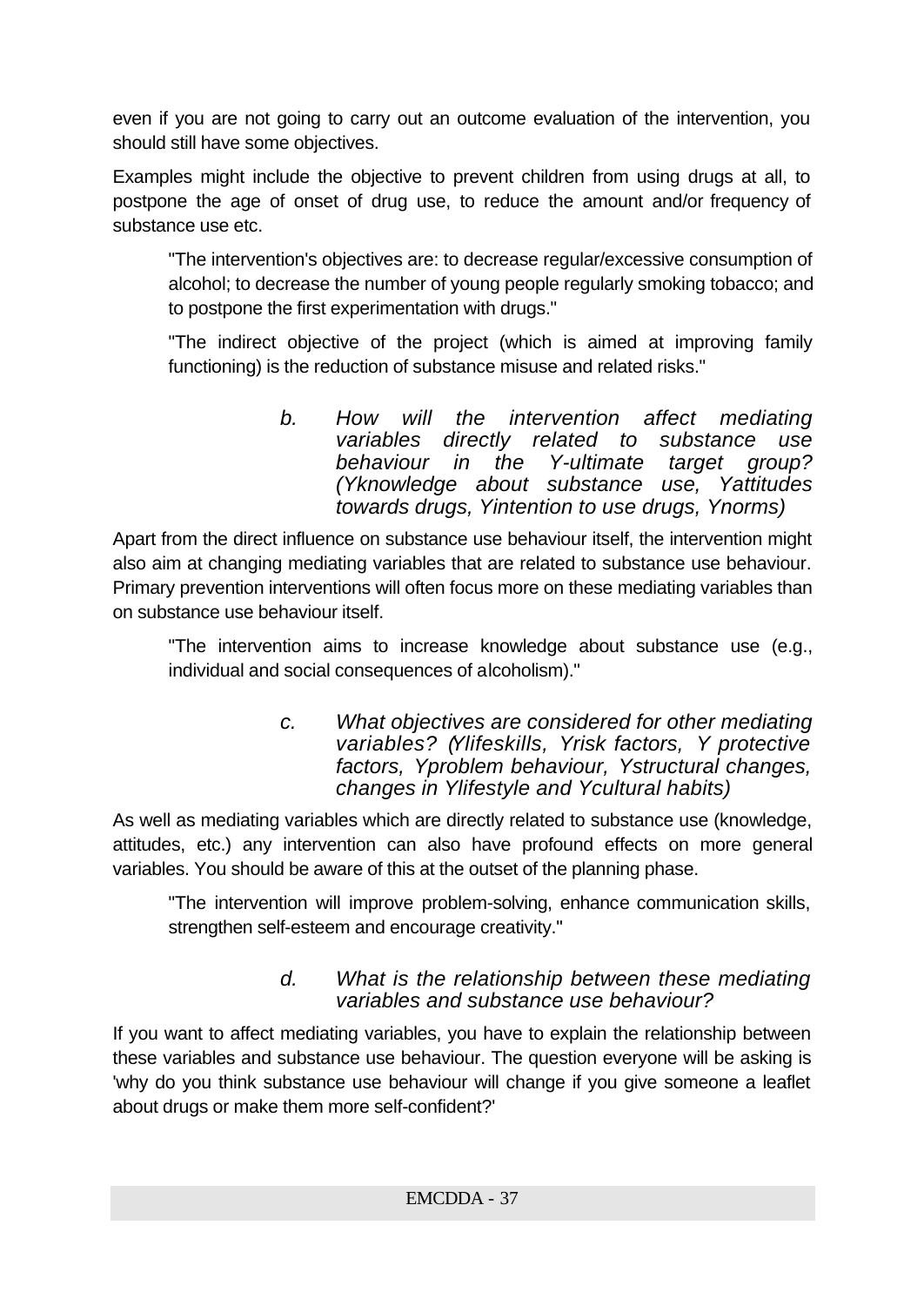even if you are not going to carry out an outcome evaluation of the intervention, you should still have some objectives.

Examples might include the objective to prevent children from using drugs at all, to postpone the age of onset of drug use, to reduce the amount and/or frequency of substance use etc.

> "The intervention's objectives are: to decrease regular/excessive consumption of alcohol; to decrease the number of young people regularly smoking tobacco; and to postpone the first experimentation with drugs."

> "The indirect objective of the project (which is aimed at improving family functioning) is the reduction of substance misuse and related risks."

*b. How will the intervention affect mediating variables directly related to substance use behaviour in the Y-ultimate target group? (Yknowledge about substance use, Yattitudes towards drugs, Yintention to use drugs, Ynorms)*

Apart from the direct influence on substance use behaviour itself, the intervention might also aim at changing mediating variables that are related to substance use behaviour. Primary prevention interventions will often focus more on these mediating variables than on substance use behaviour itself.

> "The intervention aims to increase knowledge about substance use (e.g., individual and social consequences of alcoholism)."

*c. What objectives are considered for other mediating variables? (Ylifeskills, Yrisk factors, Y protective factors, Yproblem behaviour, Ystructural changes, changes in Ylifestyle and Ycultural habits)*

As well as mediating variables which are directly related to substance use (knowledge, attitudes, etc.) any intervention can also have profound effects on more general variables. You should be aware of this at the outset of the planning phase.

> "The intervention will improve problem-solving, enhance communication skills, strengthen self-esteem and encourage creativity."

*d. What is the relationship between these mediating variables and substance use behaviour?*

If you want to affect mediating variables, you have to explain the relationship between these variables and substance use behaviour. The question everyone will be asking is 'why do you think substance use behaviour will change if you give someone a leaflet about drugs or make them more self-confident?'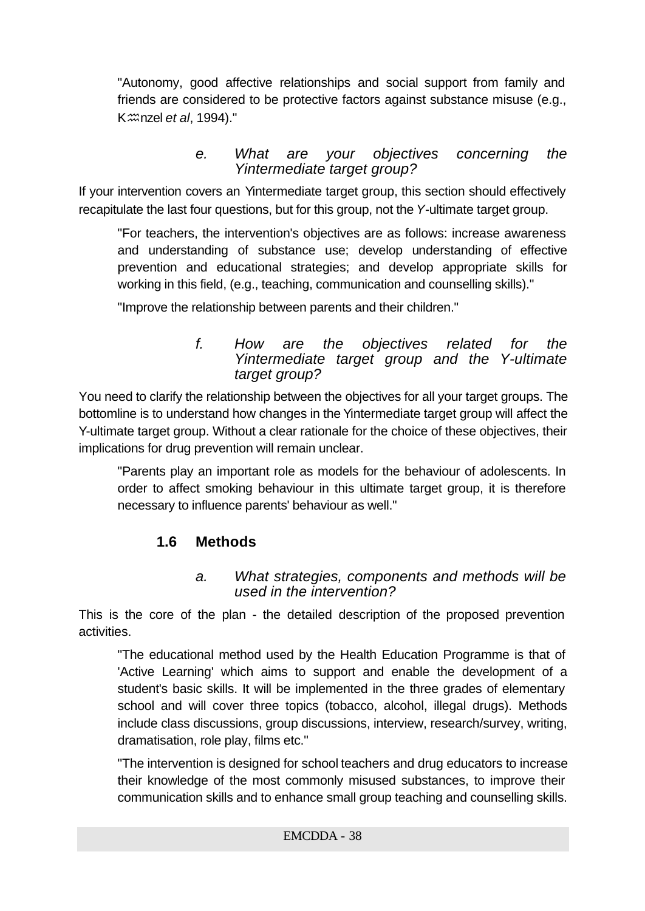"Autonomy, good affective relationships and social support from family and friends are considered to be protective factors against substance misuse (e.g., Künzel *et al*, 1994)."

### *e. What are your objectives concerning the Yintermediate target group?*

If your intervention covers an Yintermediate target group, this section should effectively recapitulate the last four questions, but for this group, not the *Y*-ultimate target group.

"For teachers, the intervention's objectives are as follows: increase awareness and understanding of substance use; develop understanding of effective prevention and educational strategies; and develop appropriate skills for working in this field, (e.g., teaching, communication and counselling skills)."

"Improve the relationship between parents and their children."

### *f. How are the objectives related for the Yintermediate target group and the Y-ultimate target group?*

You need to clarify the relationship between the objectives for all your target groups. The bottomline is to understand how changes in the Yintermediate target group will affect the Y-ultimate target group. Without a clear rationale for the choice of these objectives, their implications for drug prevention will remain unclear.

"Parents play an important role as models for the behaviour of adolescents. In order to affect smoking behaviour in this ultimate target group, it is therefore necessary to influence parents' behaviour as well."

## 1.6 Methods

### *a. What strategies, components and methods will be used in the intervention?*

This is the core of the plan - the detailed description of the proposed prevention activities.

"The educational method used by the Health Education Programme is that of 'Active Learning' which aims to support and enable the development of a student's basic skills. It will be implemented in the three grades of elementary school and will cover three topics (tobacco, alcohol, illegal drugs). Methods include class discussions, group discussions, interview, research/survey, writing, dramatisation, role play, films etc."

"The intervention is designed for school teachers and drug educators to increase their knowledge of the most commonly misused substances, to improve their communication skills and to enhance small group teaching and counselling skills.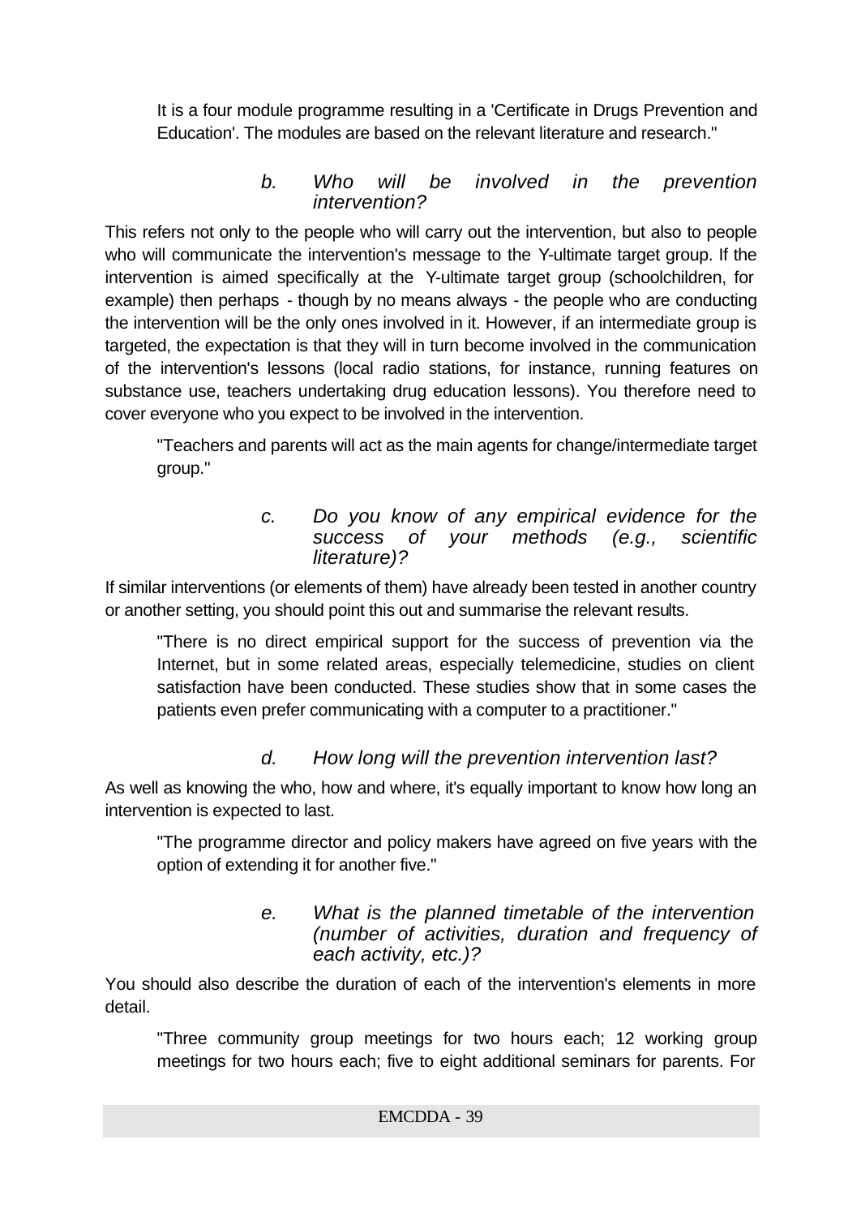It is a four module programme resulting in a 'Certificate in Drugs Prevention and Education'. The modules are based on the relevant literature and research."

### *b. Who will be involved in the prevention intervention?*

This refers not only to the people who will carry out the intervention, but also to people who will communicate the intervention's message to the Y-ultimate target group. If the intervention is aimed specifically at the Y-ultimate target group (schoolchildren, for example) then perhaps - though by no means always - the people who are conducting the intervention will be the only ones involved in it. However, if an intermediate group is targeted, the expectation is that they will in turn become involved in the communication of the intervention's lessons (local radio stations, for instance, running features on substance use, teachers undertaking drug education lessons). You therefore need to cover everyone who you expect to be involved in the intervention.

> "Teachers and parents will act as the main agents for change/intermediate target group."

### *c. Do you know of any empirical evidence for the success of your methods (e.g., scientific literature)?*

If similar interventions (or elements of them) have already been tested in another country or another setting, you should point this out and summarise the relevant results.

> "There is no direct empirical support for the success of prevention via the Internet, but in some related areas, especially telemedicine, studies on client satisfaction have been conducted. These studies show that in some cases the patients even prefer communicating with a computer to a practitioner."

### *d. How long will the prevention intervention last?*

As well as knowing the who, how and where, it's equally important to know how long an intervention is expected to last.

> "The programme director and policy makers have agreed on five years with the option of extending it for another five."

### *e. What is the planned timetable of the intervention (number of activities, duration and frequency of each activity, etc.)?*

You should also describe the duration of each of the intervention's elements in more detail.

> "Three community group meetings for two hours each; 12 working group meetings for two hours each; five to eight additional seminars for parents. For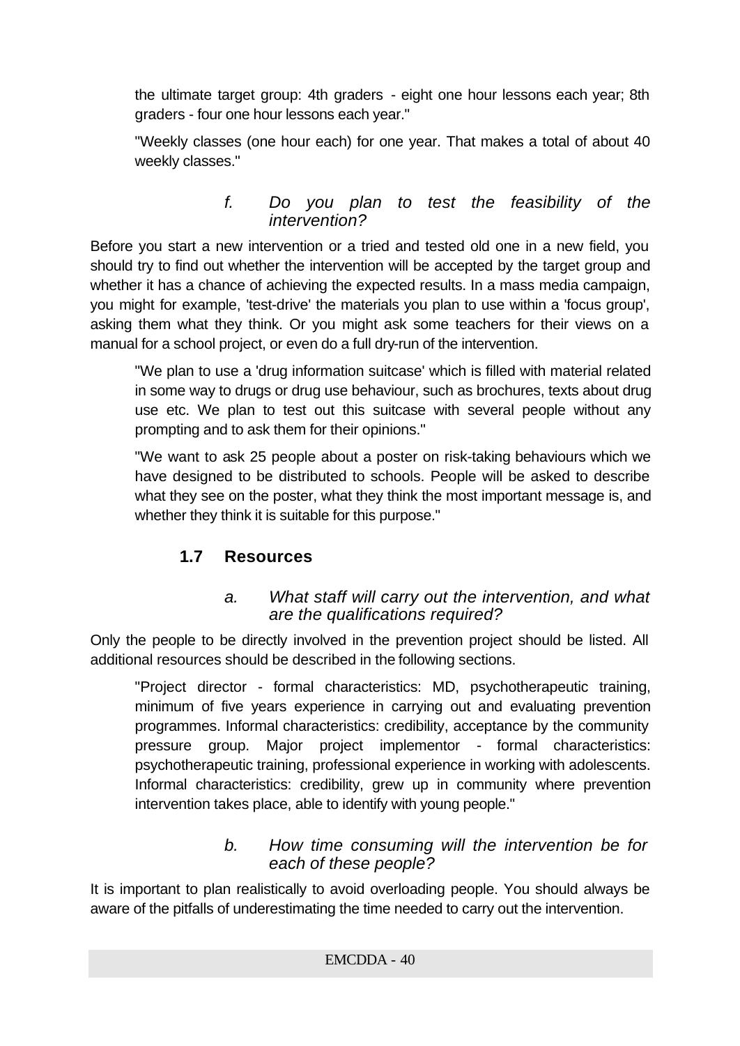> the ultimate target group: 4th graders - eight one hour lessons each year; 8th graders - four one hour lessons each year."

> "Weekly classes (one hour each) for one year. That makes a total of about 40 weekly classes."

#### *f. Do you plan to test the feasibility of the intervention?*

Before you start a new intervention or a tried and tested old one in a new field, you should try to find out whether the intervention will be accepted by the target group and whether it has a chance of achieving the expected results. In a mass media campaign, you might for example, 'test-drive' the materials you plan to use within a 'focus group', asking them what they think. Or you might ask some teachers for their views on a manual for a school project, or even do a full dry-run of the intervention.

> "We plan to use a 'drug information suitcase' which is filled with material related in some way to drugs or drug use behaviour, such as brochures, texts about drug use etc. We plan to test out this suitcase with several people without any prompting and to ask them for their opinions."

> "We want to ask 25 people about a poster on risk-taking behaviours which we have designed to be distributed to schools. People will be asked to describe what they see on the poster, what they think the most important message is, and whether they think it is suitable for this purpose."

### 1.7 Resources

#### *a. What staff will carry out the intervention, and what are the qualifications required?*

Only the people to be directly involved in the prevention project should be listed. All additional resources should be described in the following sections.

> "Project director - formal characteristics: MD, psychotherapeutic training, minimum of five years experience in carrying out and evaluating prevention programmes. Informal characteristics: credibility, acceptance by the community pressure group. Major project implementor - formal characteristics: psychotherapeutic training, professional experience in working with adolescents. Informal characteristics: credibility, grew up in community where prevention intervention takes place, able to identify with young people."

#### *b. How time consuming will the intervention be for each of these people?*

It is important to plan realistically to avoid overloading people. You should always be aware of the pitfalls of underestimating the time needed to carry out the intervention.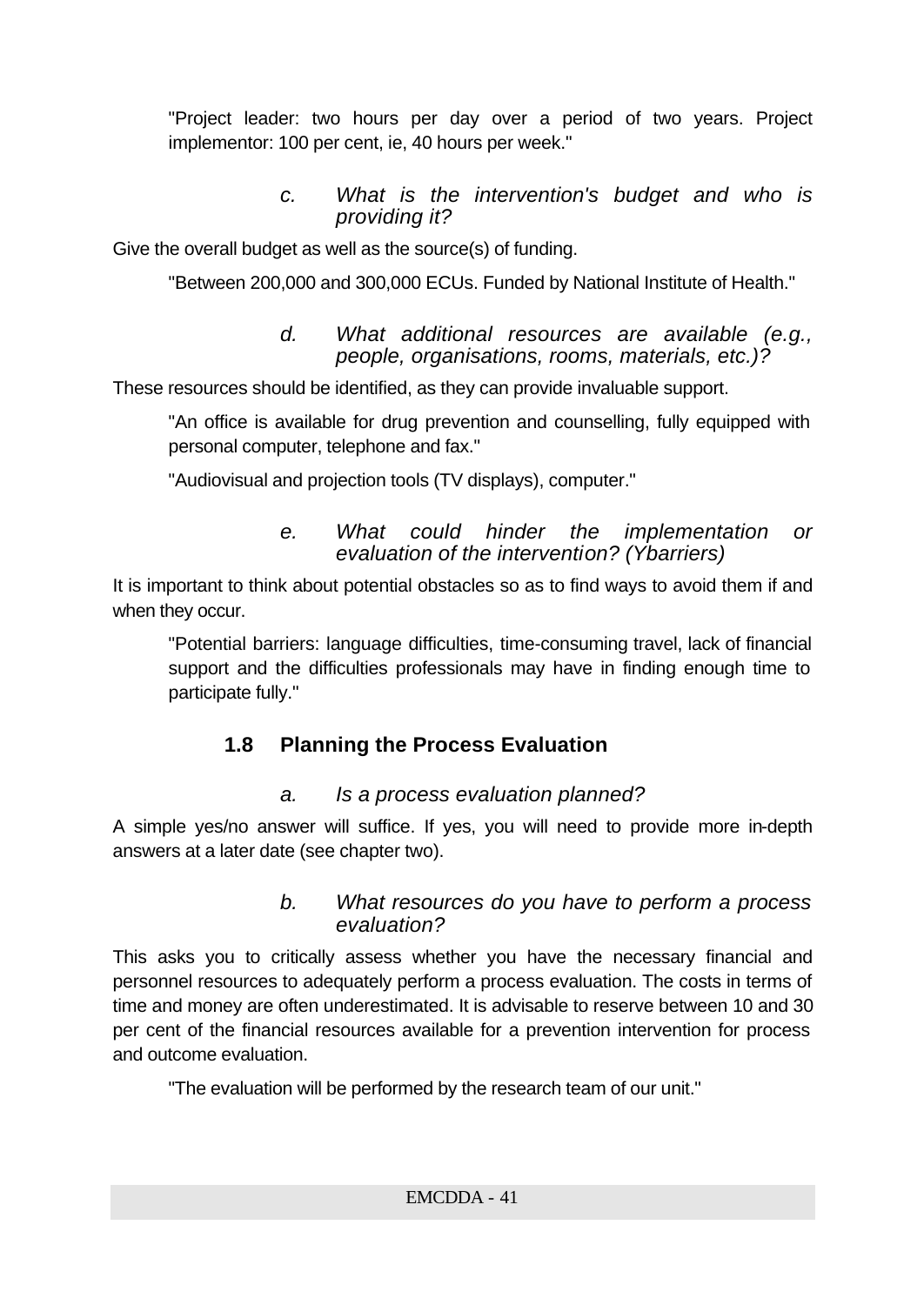"Project leader: two hours per day over a period of two years. Project implementor: 100 per cent, ie, 40 hours per week."

*c. What is the intervention's budget and who is providing it?*

Give the overall budget as well as the source(s) of funding.

"Between 200,000 and 300,000 ECUs. Funded by National Institute of Health."

*d. What additional resources are available (e.g., people, organisations, rooms, materials, etc.)?*

These resources should be identified, as they can provide invaluable support.

"An office is available for drug prevention and counselling, fully equipped with personal computer, telephone and fax."

"Audiovisual and projection tools (TV displays), computer."

*e. What could hinder the implementation or evaluation of the intervention? (Ybarriers)*

It is important to think about potential obstacles so as to find ways to avoid them if and when they occur.

"Potential barriers: language difficulties, time-consuming travel, lack of financial support and the difficulties professionals may have in finding enough time to participate fully."

## 1.8 Planning the Process Evaluation

*a. Is a process evaluation planned?*

A simple yes/no answer will suffice. If yes, you will need to provide more in-depth answers at a later date (see chapter two).

*b. What resources do you have to perform a process evaluation?*

This asks you to critically assess whether you have the necessary financial and personnel resources to adequately perform a process evaluation. The costs in terms of time and money are often underestimated. It is advisable to reserve between 10 and 30 per cent of the financial resources available for a prevention intervention for process and outcome evaluation.

"The evaluation will be performed by the research team of our unit."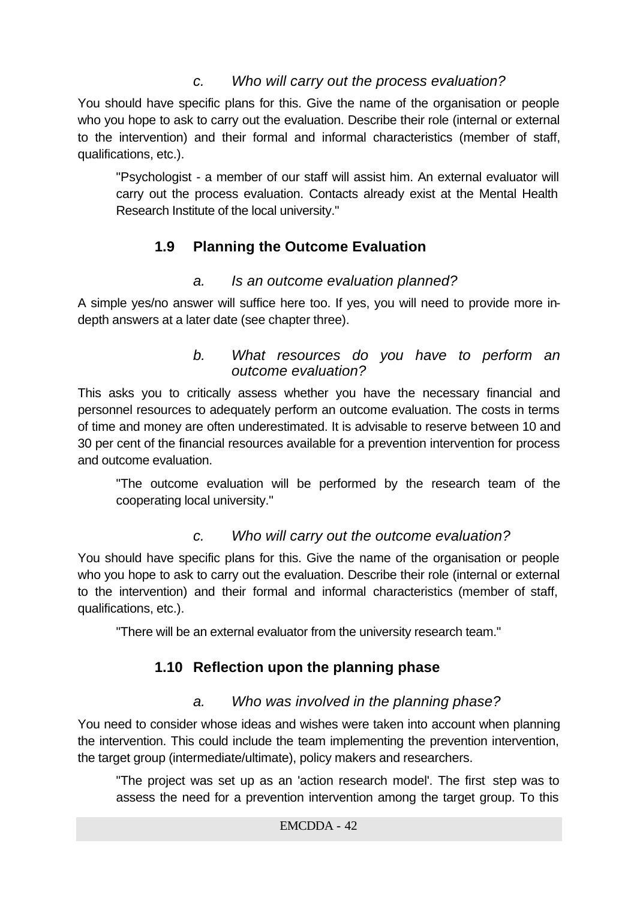*c. Who will carry out the process evaluation?*

You should have specific plans for this. Give the name of the organisation or people who you hope to ask to carry out the evaluation. Describe their role (internal or external to the intervention) and their formal and informal characteristics (member of staff, qualifications, etc.).

> "Psychologist - a member of our staff will assist him. An external evaluator will carry out the process evaluation. Contacts already exist at the Mental Health Research Institute of the local university."

## 1.9 Planning the Outcome Evaluation

*a. Is an outcome evaluation planned?*

A simple yes/no answer will suffice here too. If yes, you will need to provide more in-depth answers at a later date (see chapter three).

*b. What resources do you have to perform an outcome evaluation?*

This asks you to critically assess whether you have the necessary financial and personnel resources to adequately perform an outcome evaluation. The costs in terms of time and money are often underestimated. It is advisable to reserve between 10 and 30 per cent of the financial resources available for a prevention intervention for process and outcome evaluation.

> "The outcome evaluation will be performed by the research team of the cooperating local university."

*c. Who will carry out the outcome evaluation?*

You should have specific plans for this. Give the name of the organisation or people who you hope to ask to carry out the evaluation. Describe their role (internal or external to the intervention) and their formal and informal characteristics (member of staff, qualifications, etc.).

> "There will be an external evaluator from the university research team."

## 1.10 Reflection upon the planning phase

*a. Who was involved in the planning phase?*

You need to consider whose ideas and wishes were taken into account when planning the intervention. This could include the team implementing the prevention intervention, the target group (intermediate/ultimate), policy makers and researchers.

> "The project was set up as an 'action research model'. The first step was to assess the need for a prevention intervention among the target group. To this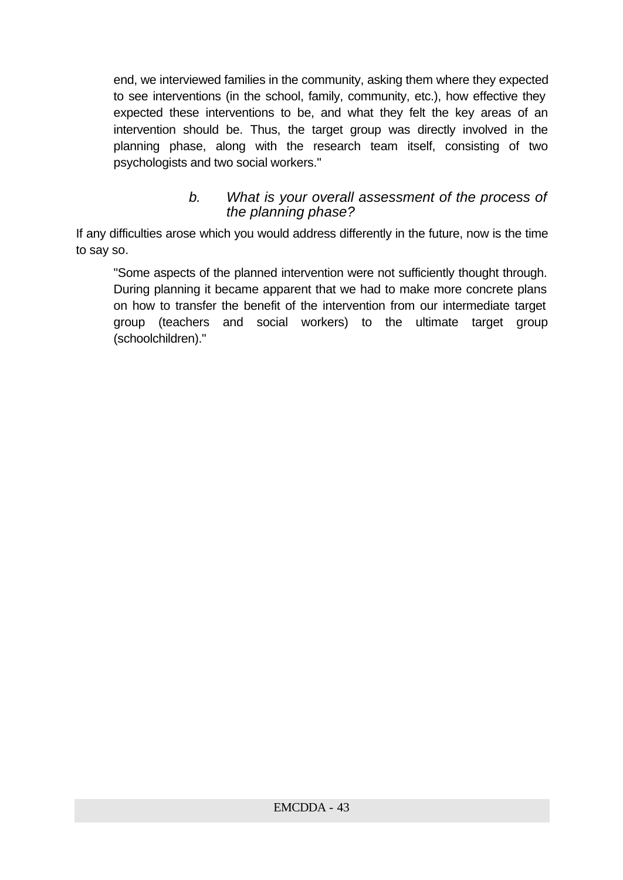end, we interviewed families in the community, asking them where they expected to see interventions (in the school, family, community, etc.), how effective they expected these interventions to be, and what they felt the key areas of an intervention should be. Thus, the target group was directly involved in the planning phase, along with the research team itself, consisting of two psychologists and two social workers."

### *b. What is your overall assessment of the process of the planning phase?*

If any difficulties arose which you would address differently in the future, now is the time to say so.

> "Some aspects of the planned intervention were not sufficiently thought through. During planning it became apparent that we had to make more concrete plans on how to transfer the benefit of the intervention from our intermediate target group (teachers and social workers) to the ultimate target group (schoolchildren)."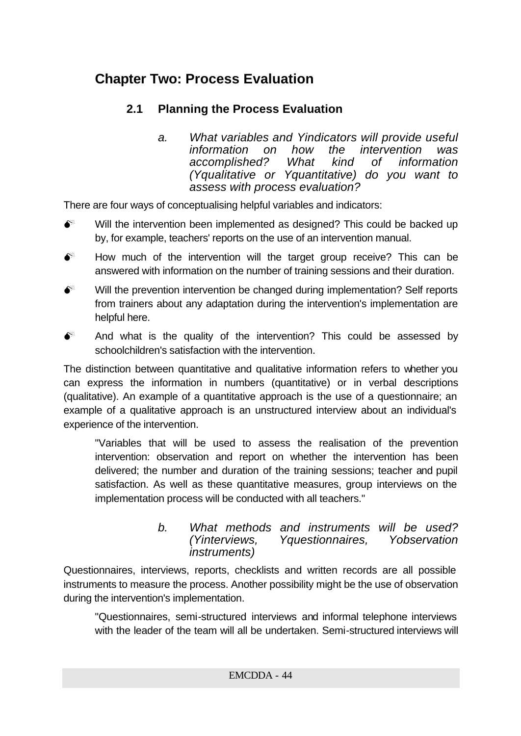# Chapter Two: Process Evaluation

## 2.1 Planning the Process Evaluation

### *a. What variables and Yindicators will provide useful information on how the intervention was accomplished? What kind of information (Yqualitative or Yquantitative) do you want to assess with process evaluation?*

There are four ways of conceptualising helpful variables and indicators:

- Will the intervention been implemented as designed? This could be backed up by, for example, teachers' reports on the use of an intervention manual.
- How much of the intervention will the target group receive? This can be answered with information on the number of training sessions and their duration.
- Will the prevention intervention be changed during implementation? Self reports from trainers about any adaptation during the intervention's implementation are helpful here.
- And what is the quality of the intervention? This could be assessed by schoolchildren's satisfaction with the intervention.

The distinction between quantitative and qualitative information refers to whether you can express the information in numbers (quantitative) or in verbal descriptions (qualitative). An example of a quantitative approach is the use of a questionnaire; an example of a qualitative approach is an unstructured interview about an individual's experience of the intervention.

> "Variables that will be used to assess the realisation of the prevention intervention: observation and report on whether the intervention has been delivered; the number and duration of the training sessions; teacher and pupil satisfaction. As well as these quantitative measures, group interviews on the implementation process will be conducted with all teachers."

### *b. What methods and instruments will be used? (Yinterviews, Yquestionnaires, Yobservation instruments)*

Questionnaires, interviews, reports, checklists and written records are all possible instruments to measure the process. Another possibility might be the use of observation during the intervention's implementation.

> "Questionnaires, semi-structured interviews and informal telephone interviews with the leader of the team will all be undertaken. Semi-structured interviews will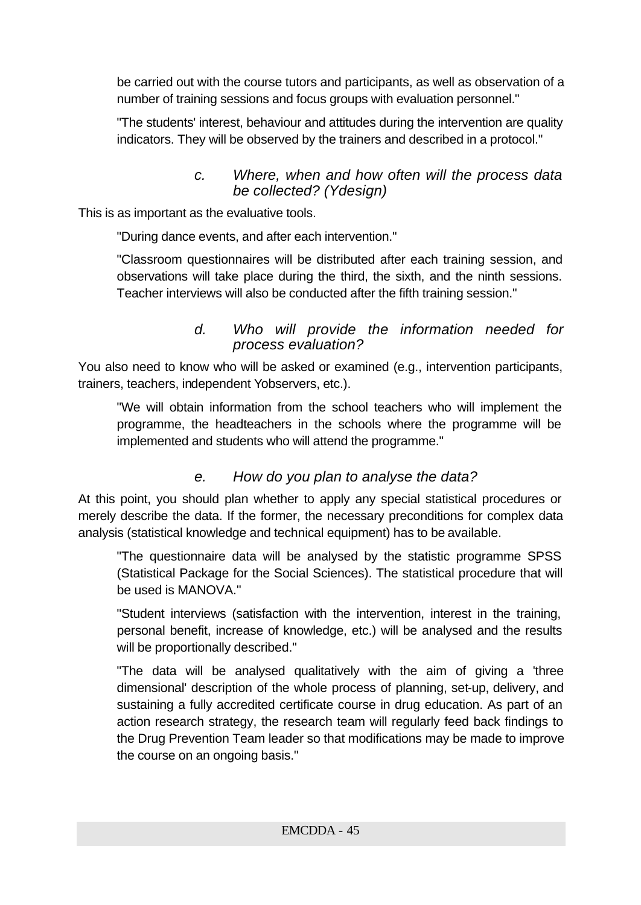be carried out with the course tutors and participants, as well as observation of a number of training sessions and focus groups with evaluation personnel."

"The students' interest, behaviour and attitudes during the intervention are quality indicators. They will be observed by the trainers and described in a protocol."

### *c. Where, when and how often will the process data be collected? (Ydesign)*

This is as important as the evaluative tools.

"During dance events, and after each intervention."

"Classroom questionnaires will be distributed after each training session, and observations will take place during the third, the sixth, and the ninth sessions. Teacher interviews will also be conducted after the fifth training session."

### *d. Who will provide the information needed for process evaluation?*

You also need to know who will be asked or examined (e.g., intervention participants, trainers, teachers, independent Yobservers, etc.).

"We will obtain information from the school teachers who will implement the programme, the headteachers in the schools where the programme will be implemented and students who will attend the programme."

### *e. How do you plan to analyse the data?*

At this point, you should plan whether to apply any special statistical procedures or merely describe the data. If the former, the necessary preconditions for complex data analysis (statistical knowledge and technical equipment) has to be available.

"The questionnaire data will be analysed by the statistic programme SPSS (Statistical Package for the Social Sciences). The statistical procedure that will be used is MANOVA."

"Student interviews (satisfaction with the intervention, interest in the training, personal benefit, increase of knowledge, etc.) will be analysed and the results will be proportionally described."

"The data will be analysed qualitatively with the aim of giving a 'three dimensional' description of the whole process of planning, set-up, delivery, and sustaining a fully accredited certificate course in drug education. As part of an action research strategy, the research team will regularly feed back findings to the Drug Prevention Team leader so that modifications may be made to improve the course on an ongoing basis."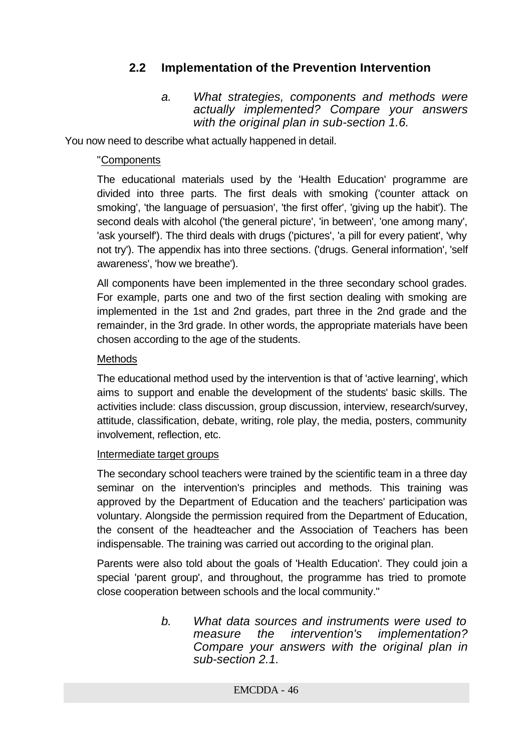## 2.2 Implementation of the Prevention Intervention

*a. What strategies, components and methods were actually implemented? Compare your answers with the original plan in sub-section 1.6.*

You now need to describe what actually happened in detail.

"<u>Components</u>

The educational materials used by the 'Health Education' programme are divided into three parts. The first deals with smoking ('counter attack on smoking', 'the language of persuasion', 'the first offer', 'giving up the habit'). The second deals with alcohol ('the general picture', 'in between', 'one among many', 'ask yourself'). The third deals with drugs ('pictures', 'a pill for every patient', 'why not try'). The appendix has into three sections. ('drugs. General information', 'self awareness', 'how we breathe').

All components have been implemented in the three secondary school grades. For example, parts one and two of the first section dealing with smoking are implemented in the 1st and 2nd grades, part three in the 2nd grade and the remainder, in the 3rd grade. In other words, the appropriate materials have been chosen according to the age of the students.

<u>Methods</u>

The educational method used by the intervention is that of 'active learning', which aims to support and enable the development of the students' basic skills. The activities include: class discussion, group discussion, interview, research/survey, attitude, classification, debate, writing, role play, the media, posters, community involvement, reflection, etc.

<u>Intermediate target groups</u>

The secondary school teachers were trained by the scientific team in a three day seminar on the intervention's principles and methods. This training was approved by the Department of Education and the teachers' participation was voluntary. Alongside the permission required from the Department of Education, the consent of the headteacher and the Association of Teachers has been indispensable. The training was carried out according to the original plan.

Parents were also told about the goals of 'Health Education'. They could join a special 'parent group', and throughout, the programme has tried to promote close cooperation between schools and the local community."

*b. What data sources and instruments were used to measure the intervention's implementation? Compare your answers with the original plan in sub-section 2.1.*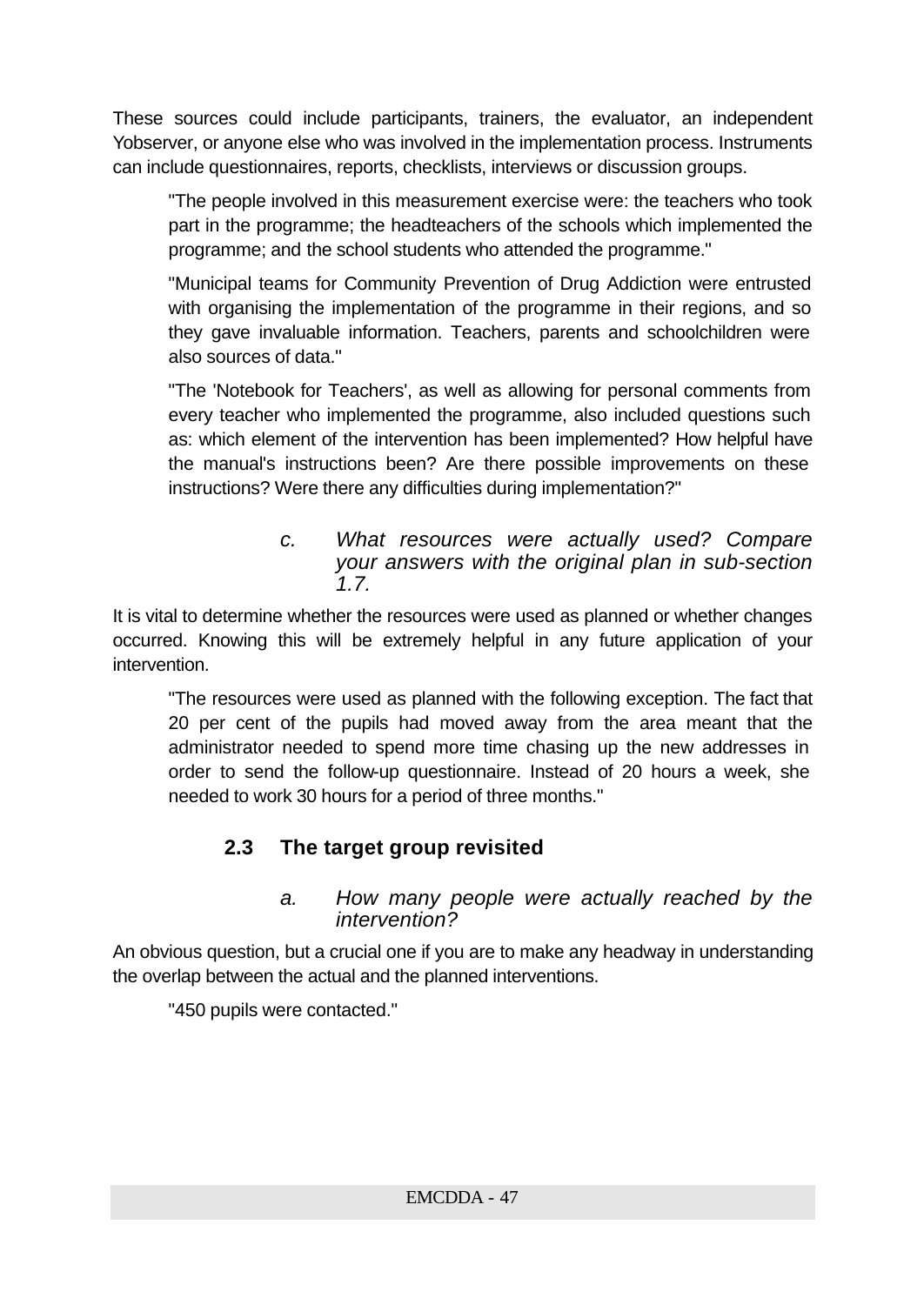These sources could include participants, trainers, the evaluator, an independent Yobserver, or anyone else who was involved in the implementation process. Instruments can include questionnaires, reports, checklists, interviews or discussion groups.

> "The people involved in this measurement exercise were: the teachers who took part in the programme; the headteachers of the schools which implemented the programme; and the school students who attended the programme."

> "Municipal teams for Community Prevention of Drug Addiction were entrusted with organising the implementation of the programme in their regions, and so they gave invaluable information. Teachers, parents and schoolchildren were also sources of data."

> "The 'Notebook for Teachers', as well as allowing for personal comments from every teacher who implemented the programme, also included questions such as: which element of the intervention has been implemented? How helpful have the manual's instructions been? Are there possible improvements on these instructions? Were there any difficulties during implementation?"

*c. What resources were actually used? Compare your answers with the original plan in sub-section 1.7.*

It is vital to determine whether the resources were used as planned or whether changes occurred. Knowing this will be extremely helpful in any future application of your intervention.

> "The resources were used as planned with the following exception. The fact that 20 per cent of the pupils had moved away from the area meant that the administrator needed to spend more time chasing up the new addresses in order to send the follow-up questionnaire. Instead of 20 hours a week, she needed to work 30 hours for a period of three months."

## 2.3 The target group revisited

*a. How many people were actually reached by the intervention?*

An obvious question, but a crucial one if you are to make any headway in understanding the overlap between the actual and the planned interventions.

> "450 pupils were contacted."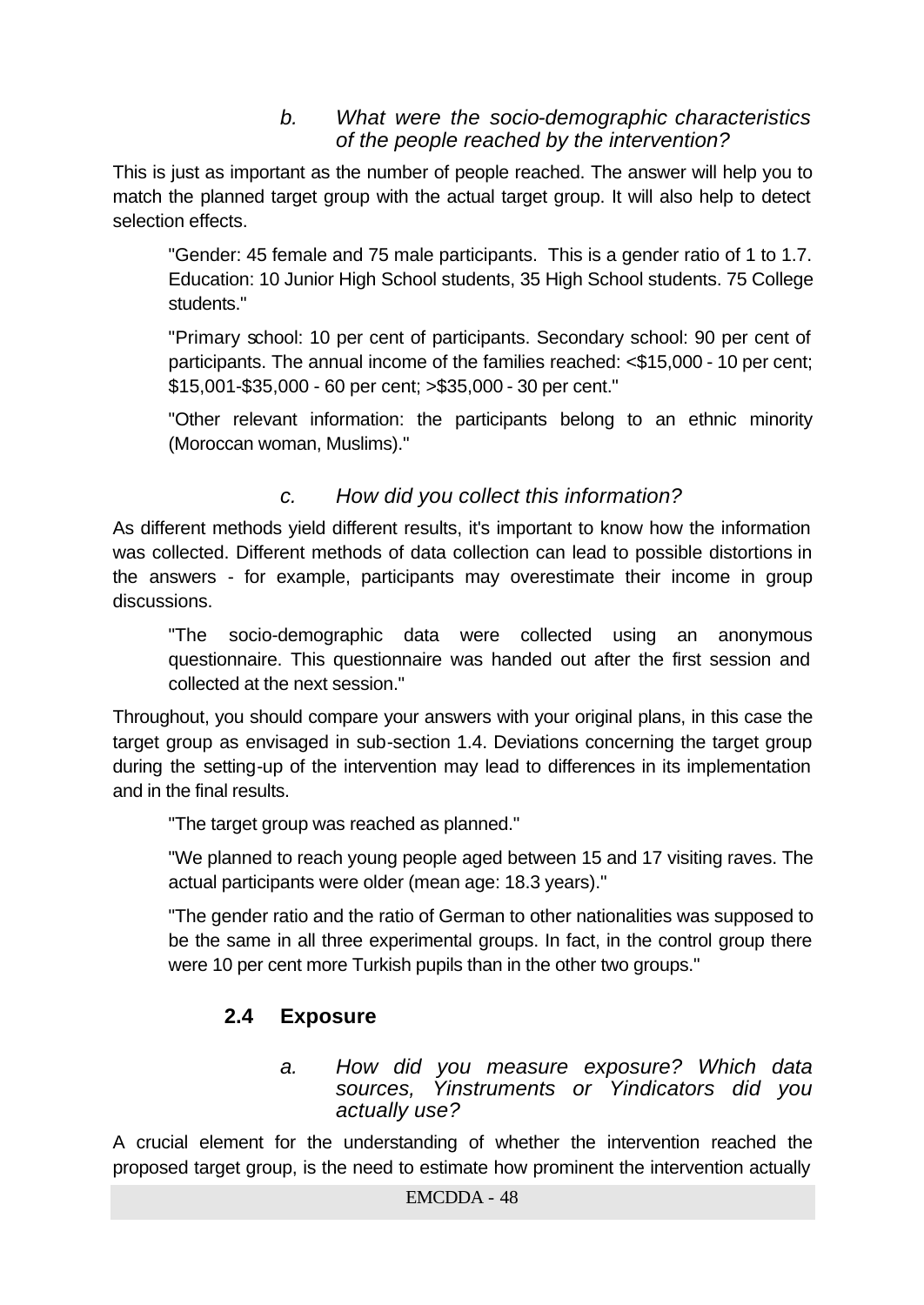### *b. What were the socio-demographic characteristics of the people reached by the intervention?*

This is just as important as the number of people reached. The answer will help you to match the planned target group with the actual target group. It will also help to detect selection effects.

> "Gender: 45 female and 75 male participants. This is a gender ratio of 1 to 1.7. Education: 10 Junior High School students, 35 High School students. 75 College students."

> "Primary school: 10 per cent of participants. Secondary school: 90 per cent of participants. The annual income of the families reached: <$15,000 - 10 per cent; $15,001-$35,000 - 60 per cent; >$35,000 - 30 per cent."

> "Other relevant information: the participants belong to an ethnic minority (Moroccan woman, Muslims)."

### *c. How did you collect this information?*

As different methods yield different results, it's important to know how the information was collected. Different methods of data collection can lead to possible distortions in the answers - for example, participants may overestimate their income in group discussions.

> "The socio-demographic data were collected using an anonymous questionnaire. This questionnaire was handed out after the first session and collected at the next session."

Throughout, you should compare your answers with your original plans, in this case the target group as envisaged in sub-section 1.4. Deviations concerning the target group during the setting-up of the intervention may lead to differences in its implementation and in the final results.

> "The target group was reached as planned."

> "We planned to reach young people aged between 15 and 17 visiting raves. The actual participants were older (mean age: 18.3 years)."

> "The gender ratio and the ratio of German to other nationalities was supposed to be the same in all three experimental groups. In fact, in the control group there were 10 per cent more Turkish pupils than in the other two groups."

## 2.4 Exposure

### *a. How did you measure exposure? Which data sources, Yinstruments or Yindicators did you actually use?*

A crucial element for the understanding of whether the intervention reached the proposed target group, is the need to estimate how prominent the intervention actually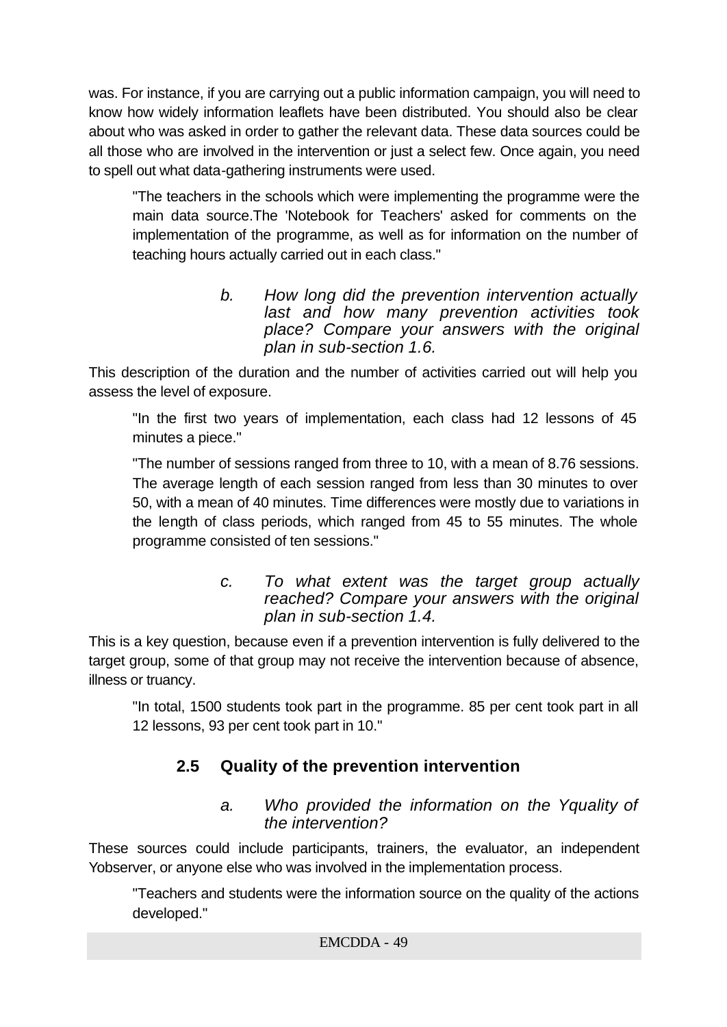was. For instance, if you are carrying out a public information campaign, you will need to know how widely information leaflets have been distributed. You should also be clear about who was asked in order to gather the relevant data. These data sources could be all those who are involved in the intervention or just a select few. Once again, you need to spell out what data-gathering instruments were used.

> "The teachers in the schools which were implementing the programme were the main data source.The 'Notebook for Teachers' asked for comments on the implementation of the programme, as well as for information on the number of teaching hours actually carried out in each class."

*b. How long did the prevention intervention actually last and how many prevention activities took place? Compare your answers with the original plan in sub-section 1.6.*

This description of the duration and the number of activities carried out will help you assess the level of exposure.

> "In the first two years of implementation, each class had 12 lessons of 45 minutes a piece."

> "The number of sessions ranged from three to 10, with a mean of 8.76 sessions. The average length of each session ranged from less than 30 minutes to over 50, with a mean of 40 minutes. Time differences were mostly due to variations in the length of class periods, which ranged from 45 to 55 minutes. The whole programme consisted of ten sessions."

*c. To what extent was the target group actually reached? Compare your answers with the original plan in sub-section 1.4.*

This is a key question, because even if a prevention intervention is fully delivered to the target group, some of that group may not receive the intervention because of absence, illness or truancy.

> "In total, 1500 students took part in the programme. 85 per cent took part in all 12 lessons, 93 per cent took part in 10."

## 2.5 Quality of the prevention intervention

*a. Who provided the information on the Yquality of the intervention?*

These sources could include participants, trainers, the evaluator, an independent Yobserver, or anyone else who was involved in the implementation process.

> "Teachers and students were the information source on the quality of the actions developed."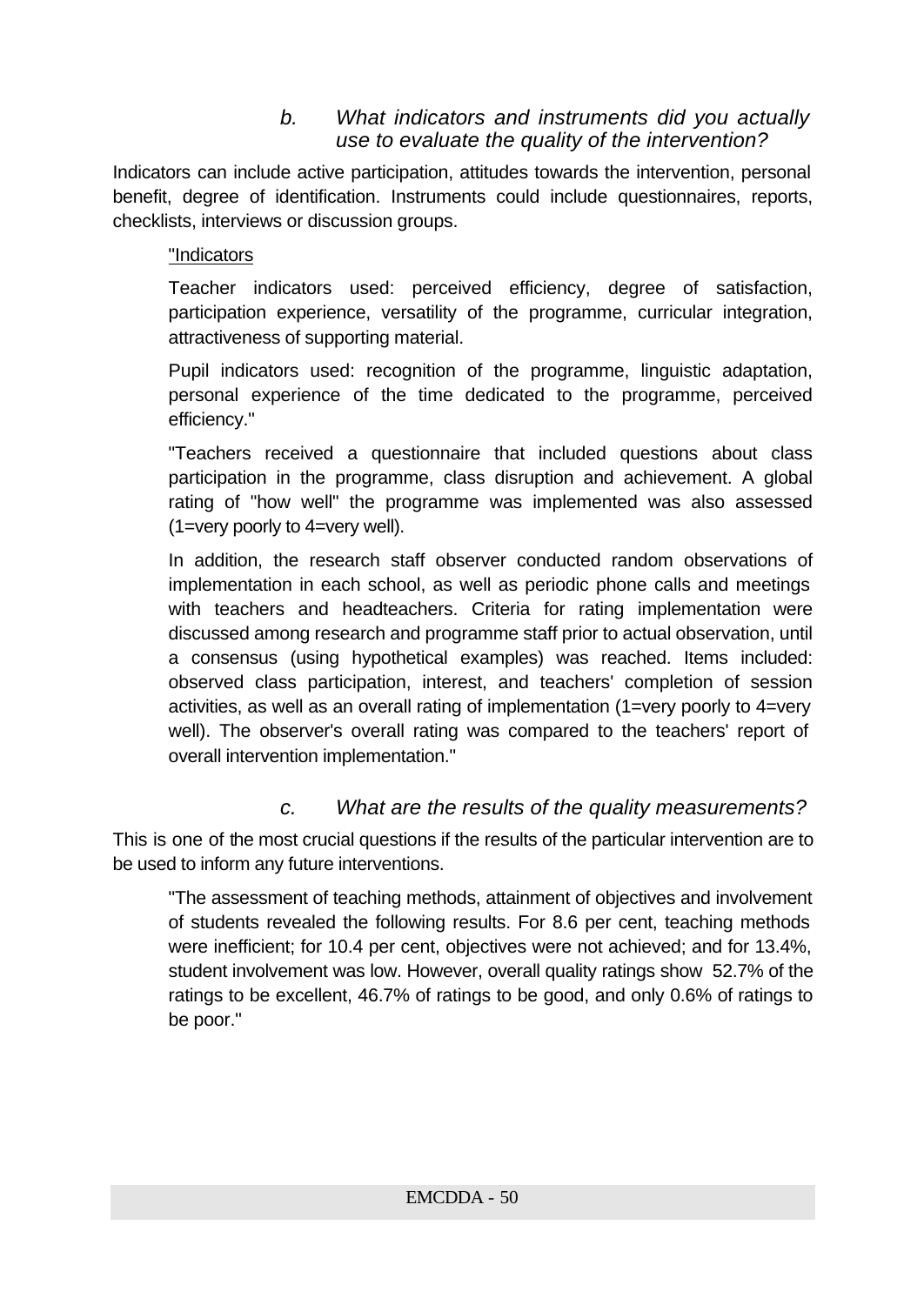### *b. What indicators and instruments did you actually use to evaluate the quality of the intervention?*

Indicators can include active participation, attitudes towards the intervention, personal benefit, degree of identification. Instruments could include questionnaires, reports, checklists, interviews or discussion groups.

> "<u>Indicators</u>
>
> Teacher indicators used: perceived efficiency, degree of satisfaction, participation experience, versatility of the programme, curricular integration, attractiveness of supporting material.
>
> Pupil indicators used: recognition of the programme, linguistic adaptation, personal experience of the time dedicated to the programme, perceived efficiency."
>
> "Teachers received a questionnaire that included questions about class participation in the programme, class disruption and achievement. A global rating of "how well" the programme was implemented was also assessed (1=very poorly to 4=very well).
>
> In addition, the research staff observer conducted random observations of implementation in each school, as well as periodic phone calls and meetings with teachers and headteachers. Criteria for rating implementation were discussed among research and programme staff prior to actual observation, until a consensus (using hypothetical examples) was reached. Items included: observed class participation, interest, and teachers' completion of session activities, as well as an overall rating of implementation (1=very poorly to 4=very well). The observer's overall rating was compared to the teachers' report of overall intervention implementation."

### *c. What are the results of the quality measurements?*

This is one of the most crucial questions if the results of the particular intervention are to be used to inform any future interventions.

> "The assessment of teaching methods, attainment of objectives and involvement of students revealed the following results. For 8.6 per cent, teaching methods were inefficient; for 10.4 per cent, objectives were not achieved; and for 13.4%, student involvement was low. However, overall quality ratings show 52.7% of the ratings to be excellent, 46.7% of ratings to be good, and only 0.6% of ratings to be poor."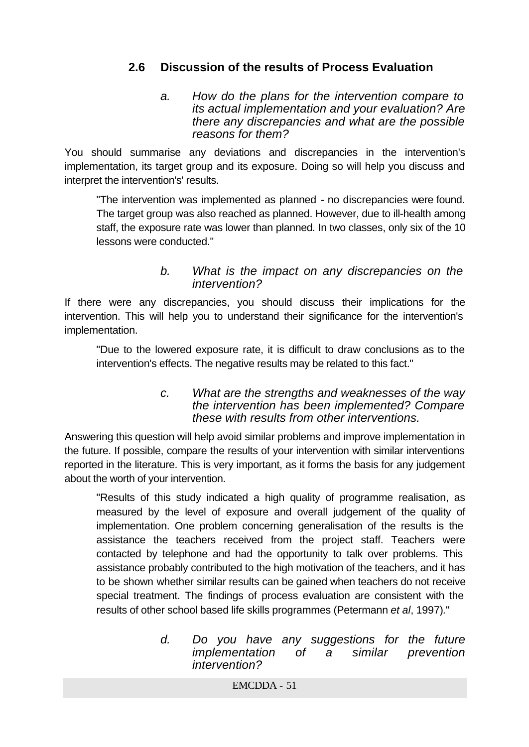## 2.6 Discussion of the results of Process Evaluation

*a. How do the plans for the intervention compare to its actual implementation and your evaluation? Are there any discrepancies and what are the possible reasons for them?*

You should summarise any deviations and discrepancies in the intervention's implementation, its target group and its exposure. Doing so will help you discuss and interpret the intervention's' results.

> "The intervention was implemented as planned - no discrepancies were found. The target group was also reached as planned. However, due to ill-health among staff, the exposure rate was lower than planned. In two classes, only six of the 10 lessons were conducted."

*b. What is the impact on any discrepancies on the intervention?*

If there were any discrepancies, you should discuss their implications for the intervention. This will help you to understand their significance for the intervention's implementation.

> "Due to the lowered exposure rate, it is difficult to draw conclusions as to the intervention's effects. The negative results may be related to this fact."

*c. What are the strengths and weaknesses of the way the intervention has been implemented? Compare these with results from other interventions.*

Answering this question will help avoid similar problems and improve implementation in the future. If possible, compare the results of your intervention with similar interventions reported in the literature. This is very important, as it forms the basis for any judgement about the worth of your intervention.

> "Results of this study indicated a high quality of programme realisation, as measured by the level of exposure and overall judgement of the quality of implementation. One problem concerning generalisation of the results is the assistance the teachers received from the project staff. Teachers were contacted by telephone and had the opportunity to talk over problems. This assistance probably contributed to the high motivation of the teachers, and it has to be shown whether similar results can be gained when teachers do not receive special treatment. The findings of process evaluation are consistent with the results of other school based life skills programmes (Petermann *et al*, 1997)."

*d. Do you have any suggestions for the future implementation of a similar prevention intervention?*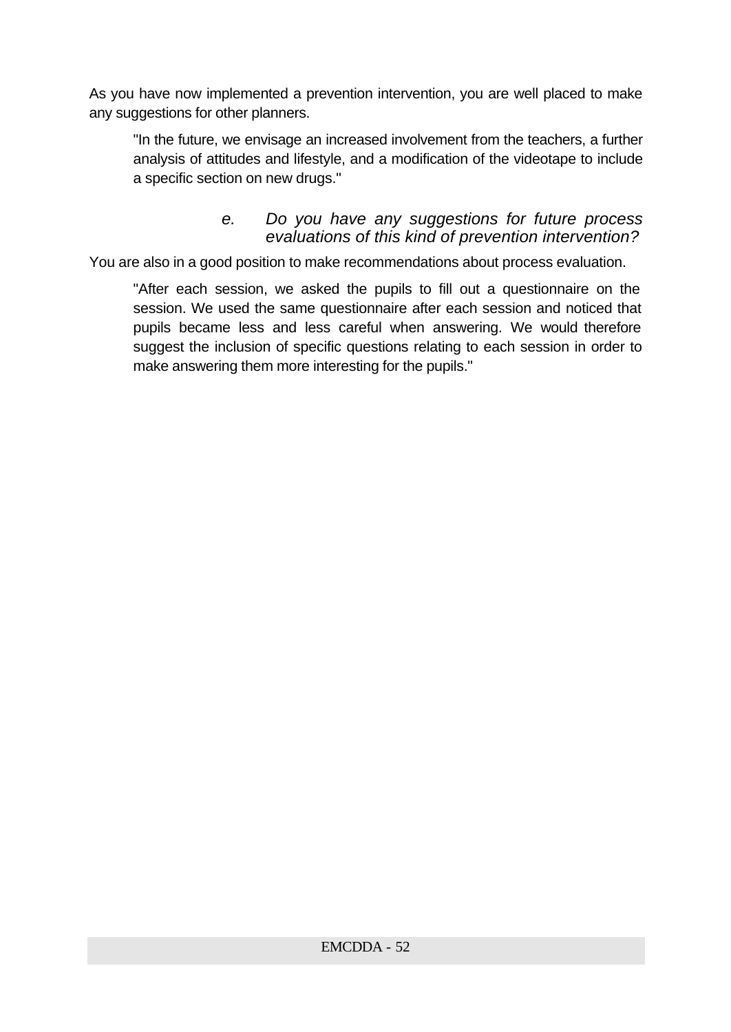As you have now implemented a prevention intervention, you are well placed to make any suggestions for other planners.

> "In the future, we envisage an increased involvement from the teachers, a further analysis of attitudes and lifestyle, and a modification of the videotape to include a specific section on new drugs."

### *e. Do you have any suggestions for future process evaluations of this kind of prevention intervention?*

You are also in a good position to make recommendations about process evaluation.

> "After each session, we asked the pupils to fill out a questionnaire on the session. We used the same questionnaire after each session and noticed that pupils became less and less careful when answering. We would therefore suggest the inclusion of specific questions relating to each session in order to make answering them more interesting for the pupils."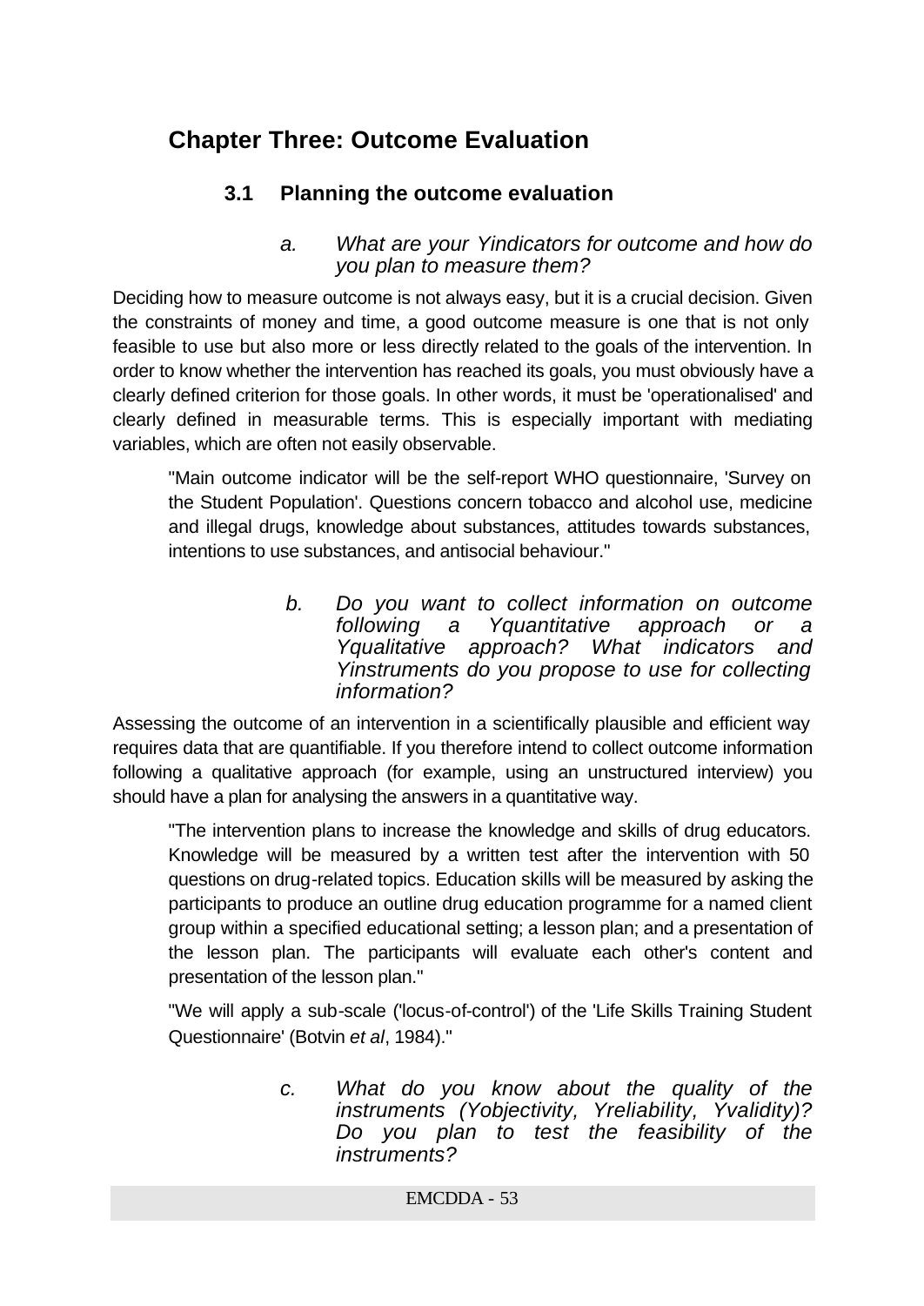## Chapter Three: Outcome Evaluation

### 3.1 Planning the outcome evaluation

#### *a. What are your Yindicators for outcome and how do you plan to measure them?*

Deciding how to measure outcome is not always easy, but it is a crucial decision. Given the constraints of money and time, a good outcome measure is one that is not only feasible to use but also more or less directly related to the goals of the intervention. In order to know whether the intervention has reached its goals, you must obviously have a clearly defined criterion for those goals. In other words, it must be 'operationalised' and clearly defined in measurable terms. This is especially important with mediating variables, which are often not easily observable.

> "Main outcome indicator will be the self-report WHO questionnaire, 'Survey on the Student Population'. Questions concern tobacco and alcohol use, medicine and illegal drugs, knowledge about substances, attitudes towards substances, intentions to use substances, and antisocial behaviour."

#### *b. Do you want to collect information on outcome following a Yquantitative approach or a Yqualitative approach? What indicators and Yinstruments do you propose to use for collecting information?*

Assessing the outcome of an intervention in a scientifically plausible and efficient way requires data that are quantifiable. If you therefore intend to collect outcome information following a qualitative approach (for example, using an unstructured interview) you should have a plan for analysing the answers in a quantitative way.

> "The intervention plans to increase the knowledge and skills of drug educators. Knowledge will be measured by a written test after the intervention with 50 questions on drug-related topics. Education skills will be measured by asking the participants to produce an outline drug education programme for a named client group within a specified educational setting; a lesson plan; and a presentation of the lesson plan. The participants will evaluate each other's content and presentation of the lesson plan."

> "We will apply a sub-scale ('locus-of-control') of the 'Life Skills Training Student Questionnaire' (Botvin *et al*, 1984)."

#### *c. What do you know about the quality of the instruments (Yobjectivity, Yreliability, Yvalidity)? Do you plan to test the feasibility of the instruments?*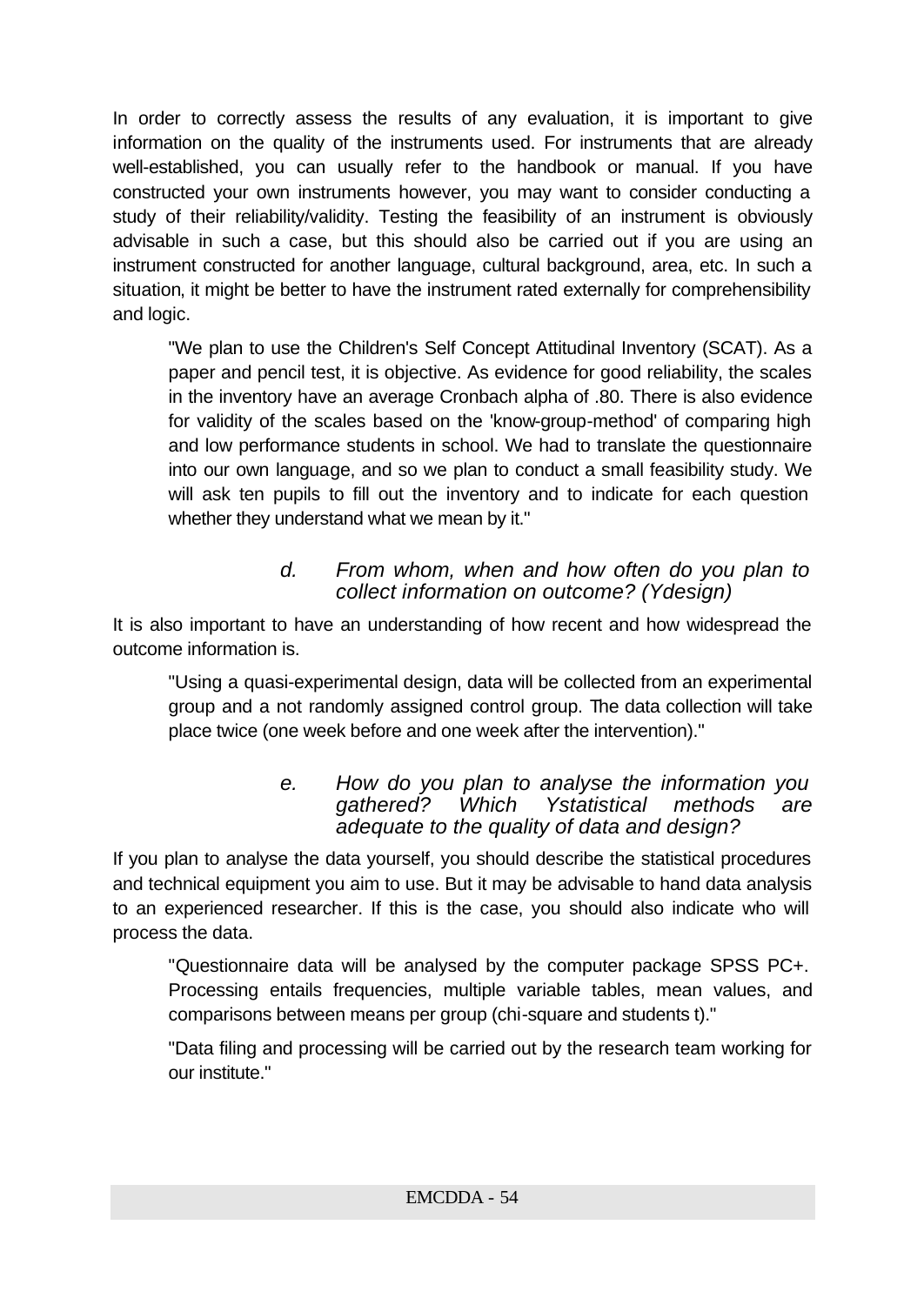In order to correctly assess the results of any evaluation, it is important to give information on the quality of the instruments used. For instruments that are already well-established, you can usually refer to the handbook or manual. If you have constructed your own instruments however, you may want to consider conducting a study of their reliability/validity. Testing the feasibility of an instrument is obviously advisable in such a case, but this should also be carried out if you are using an instrument constructed for another language, cultural background, area, etc. In such a situation, it might be better to have the instrument rated externally for comprehensibility and logic.

> "We plan to use the Children's Self Concept Attitudinal Inventory (SCAT). As a paper and pencil test, it is objective. As evidence for good reliability, the scales in the inventory have an average Cronbach alpha of .80. There is also evidence for validity of the scales based on the 'know-group-method' of comparing high and low performance students in school. We had to translate the questionnaire into our own language, and so we plan to conduct a small feasibility study. We will ask ten pupils to fill out the inventory and to indicate for each question whether they understand what we mean by it."

### *d. From whom, when and how often do you plan to collect information on outcome? (Ydesign)*

It is also important to have an understanding of how recent and how widespread the outcome information is.

> "Using a quasi-experimental design, data will be collected from an experimental group and a not randomly assigned control group. The data collection will take place twice (one week before and one week after the intervention)."

### *e. How do you plan to analyse the information you gathered? Which Ystatistical methods are adequate to the quality of data and design?*

If you plan to analyse the data yourself, you should describe the statistical procedures and technical equipment you aim to use. But it may be advisable to hand data analysis to an experienced researcher. If this is the case, you should also indicate who will process the data.

> "Questionnaire data will be analysed by the computer package SPSS PC+. Processing entails frequencies, multiple variable tables, mean values, and comparisons between means per group (chi-square and students t)."

> "Data filing and processing will be carried out by the research team working for our institute."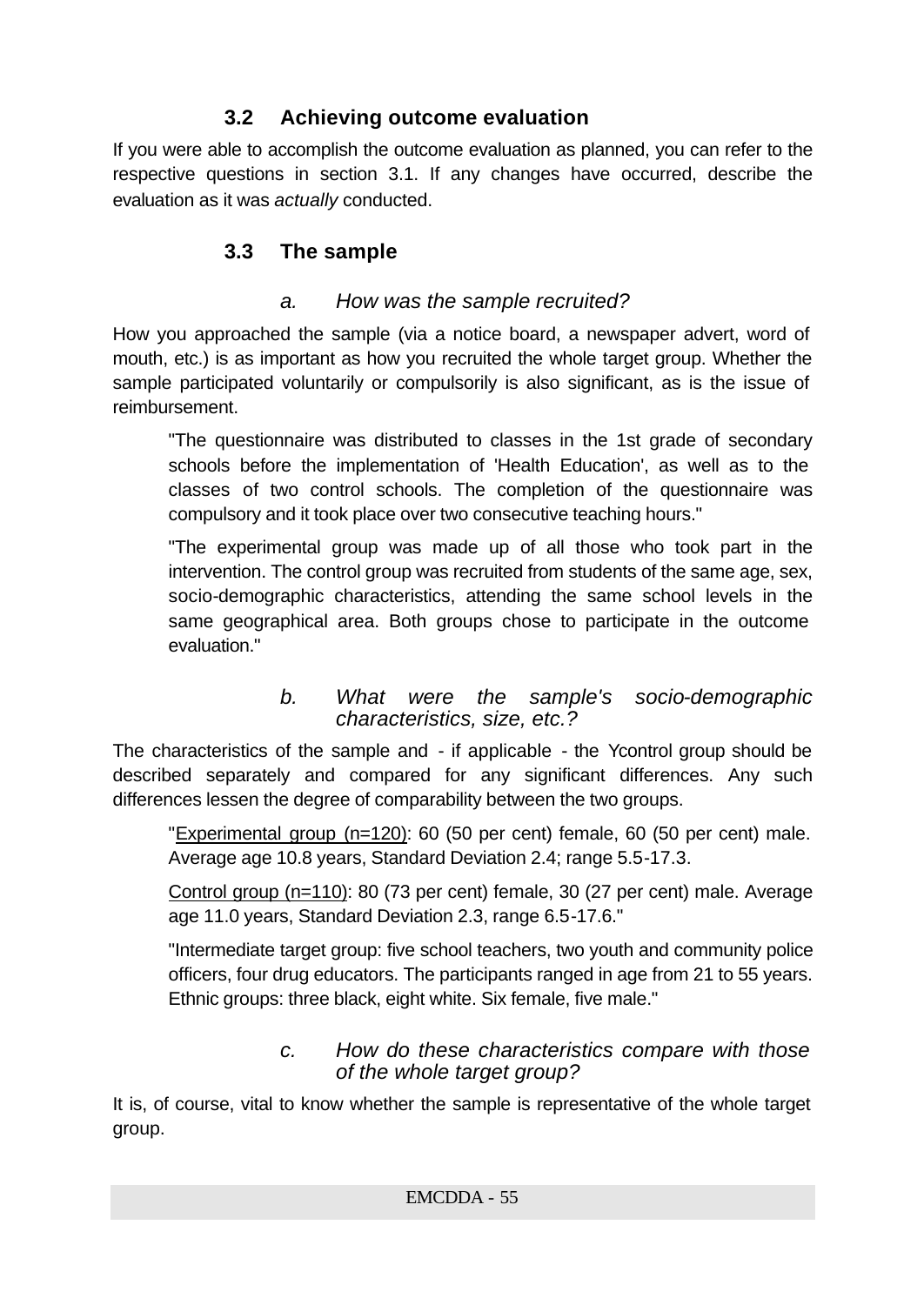### 3.2 Achieving outcome evaluation

If you were able to accomplish the outcome evaluation as planned, you can refer to the respective questions in section 3.1. If any changes have occurred, describe the evaluation as it was *actually* conducted.

### 3.3 The sample

#### *a. How was the sample recruited?*

How you approached the sample (via a notice board, a newspaper advert, word of mouth, etc.) is as important as how you recruited the whole target group. Whether the sample participated voluntarily or compulsorily is also significant, as is the issue of reimbursement.

> "The questionnaire was distributed to classes in the 1st grade of secondary schools before the implementation of 'Health Education', as well as to the classes of two control schools. The completion of the questionnaire was compulsory and it took place over two consecutive teaching hours."
>
> "The experimental group was made up of all those who took part in the intervention. The control group was recruited from students of the same age, sex, socio-demographic characteristics, attending the same school levels in the same geographical area. Both groups chose to participate in the outcome evaluation."

#### *b. What were the sample's socio-demographic characteristics, size, etc.?*

The characteristics of the sample and - if applicable - the Ycontrol group should be described separately and compared for any significant differences. Any such differences lessen the degree of comparability between the two groups.

> "<u>Experimental group (n=120)</u>: 60 (50 per cent) female, 60 (50 per cent) male. Average age 10.8 years, Standard Deviation 2.4; range 5.5-17.3.
>
> <u>Control group (n=110)</u>: 80 (73 per cent) female, 30 (27 per cent) male. Average age 11.0 years, Standard Deviation 2.3, range 6.5-17.6."
>
> "Intermediate target group: five school teachers, two youth and community police officers, four drug educators. The participants ranged in age from 21 to 55 years. Ethnic groups: three black, eight white. Six female, five male."

#### *c. How do these characteristics compare with those of the whole target group?*

It is, of course, vital to know whether the sample is representative of the whole target group.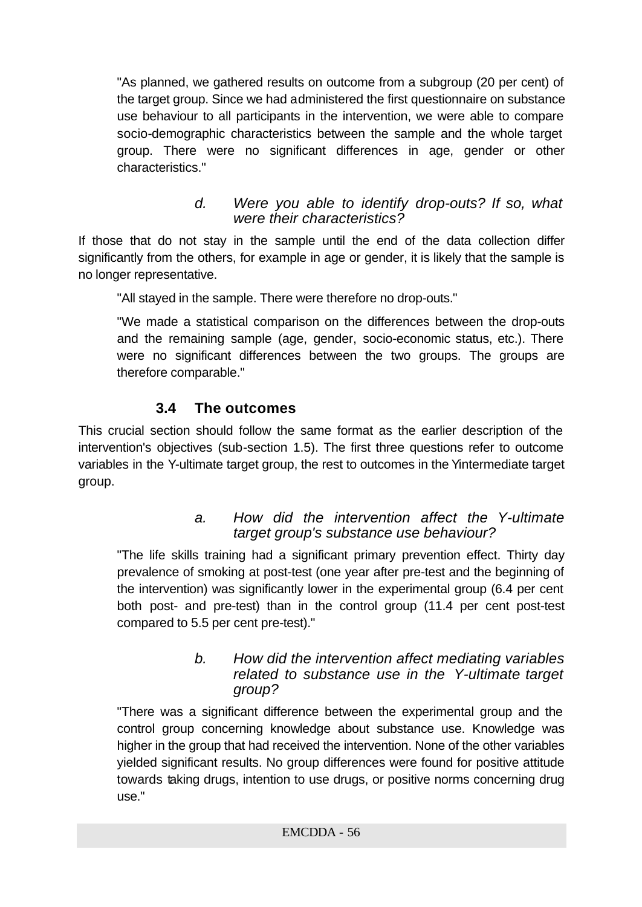"As planned, we gathered results on outcome from a subgroup (20 per cent) of the target group. Since we had administered the first questionnaire on substance use behaviour to all participants in the intervention, we were able to compare socio-demographic characteristics between the sample and the whole target group. There were no significant differences in age, gender or other characteristics."

*d. Were you able to identify drop-outs? If so, what were their characteristics?*

If those that do not stay in the sample until the end of the data collection differ significantly from the others, for example in age or gender, it is likely that the sample is no longer representative.

"All stayed in the sample. There were therefore no drop-outs."

"We made a statistical comparison on the differences between the drop-outs and the remaining sample (age, gender, socio-economic status, etc.). There were no significant differences between the two groups. The groups are therefore comparable."

### 3.4 The outcomes

This crucial section should follow the same format as the earlier description of the intervention's objectives (sub-section 1.5). The first three questions refer to outcome variables in the Y-ultimate target group, the rest to outcomes in the Yintermediate target group.

*a. How did the intervention affect the Y-ultimate target group's substance use behaviour?*

"The life skills training had a significant primary prevention effect. Thirty day prevalence of smoking at post-test (one year after pre-test and the beginning of the intervention) was significantly lower in the experimental group (6.4 per cent both post- and pre-test) than in the control group (11.4 per cent post-test compared to 5.5 per cent pre-test)."

*b. How did the intervention affect mediating variables related to substance use in the Y-ultimate target group?*

"There was a significant difference between the experimental group and the control group concerning knowledge about substance use. Knowledge was higher in the group that had received the intervention. None of the other variables yielded significant results. No group differences were found for positive attitude towards taking drugs, intention to use drugs, or positive norms concerning drug use."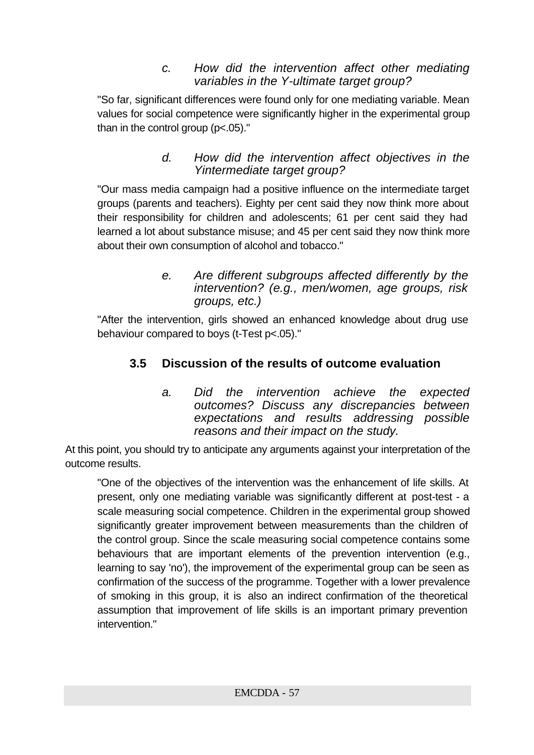*c. How did the intervention affect other mediating variables in the Y-ultimate target group?*

"So far, significant differences were found only for one mediating variable. Mean values for social competence were significantly higher in the experimental group than in the control group ($p<.05$)."

*d. How did the intervention affect objectives in the Yintermediate target group?*

"Our mass media campaign had a positive influence on the intermediate target groups (parents and teachers). Eighty per cent said they now think more about their responsibility for children and adolescents; 61 per cent said they had learned a lot about substance misuse; and 45 per cent said they now think more about their own consumption of alcohol and tobacco."

*e. Are different subgroups affected differently by the intervention? (e.g., men/women, age groups, risk groups, etc.)*

"After the intervention, girls showed an enhanced knowledge about drug use behaviour compared to boys (t-Test $p<.05$)."

## 3.5 Discussion of the results of outcome evaluation

*a. Did the intervention achieve the expected outcomes? Discuss any discrepancies between expectations and results addressing possible reasons and their impact on the study.*

At this point, you should try to anticipate any arguments against your interpretation of the outcome results.

"One of the objectives of the intervention was the enhancement of life skills. At present, only one mediating variable was significantly different at post-test - a scale measuring social competence. Children in the experimental group showed significantly greater improvement between measurements than the children of the control group. Since the scale measuring social competence contains some behaviours that are important elements of the prevention intervention (e.g., learning to say 'no'), the improvement of the experimental group can be seen as confirmation of the success of the programme. Together with a lower prevalence of smoking in this group, it is also an indirect confirmation of the theoretical assumption that improvement of life skills is an important primary prevention intervention."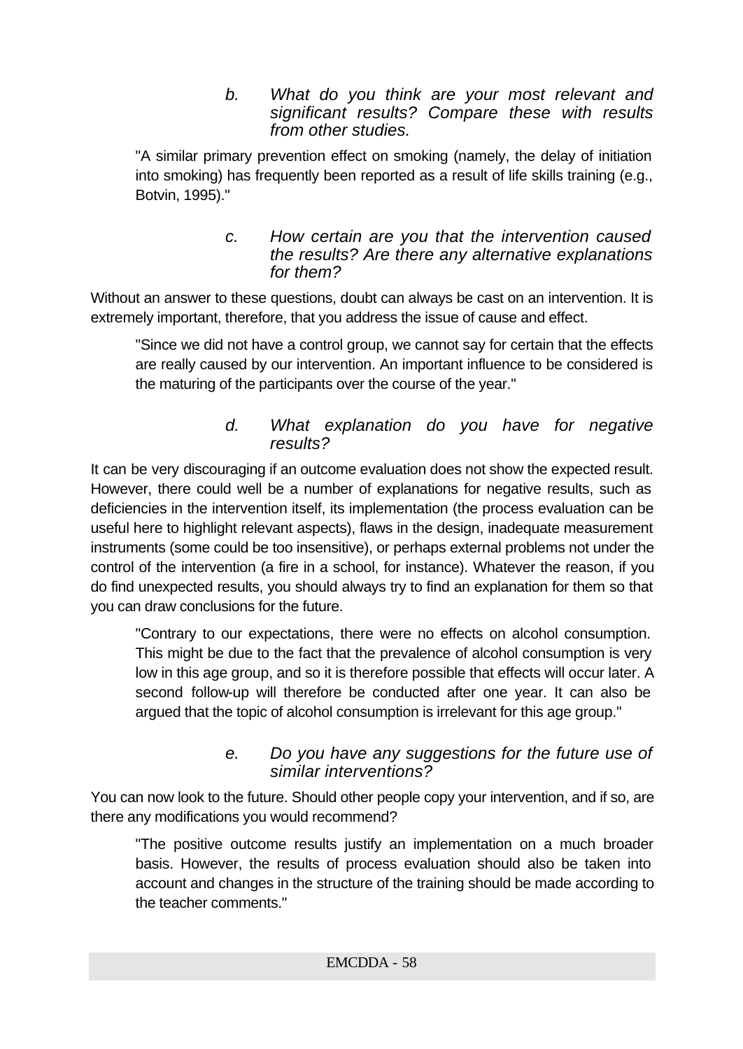*b. What do you think are your most relevant and significant results? Compare these with results from other studies.*

> "A similar primary prevention effect on smoking (namely, the delay of initiation into smoking) has frequently been reported as a result of life skills training (e.g., Botvin, 1995)."

*c. How certain are you that the intervention caused the results? Are there any alternative explanations for them?*

Without an answer to these questions, doubt can always be cast on an intervention. It is extremely important, therefore, that you address the issue of cause and effect.

> "Since we did not have a control group, we cannot say for certain that the effects are really caused by our intervention. An important influence to be considered is the maturing of the participants over the course of the year."

*d. What explanation do you have for negative results?*

It can be very discouraging if an outcome evaluation does not show the expected result. However, there could well be a number of explanations for negative results, such as deficiencies in the intervention itself, its implementation (the process evaluation can be useful here to highlight relevant aspects), flaws in the design, inadequate measurement instruments (some could be too insensitive), or perhaps external problems not under the control of the intervention (a fire in a school, for instance). Whatever the reason, if you do find unexpected results, you should always try to find an explanation for them so that you can draw conclusions for the future.

> "Contrary to our expectations, there were no effects on alcohol consumption. This might be due to the fact that the prevalence of alcohol consumption is very low in this age group, and so it is therefore possible that effects will occur later. A second follow-up will therefore be conducted after one year. It can also be argued that the topic of alcohol consumption is irrelevant for this age group."

*e. Do you have any suggestions for the future use of similar interventions?*

You can now look to the future. Should other people copy your intervention, and if so, are there any modifications you would recommend?

> "The positive outcome results justify an implementation on a much broader basis. However, the results of process evaluation should also be taken into account and changes in the structure of the training should be made according to the teacher comments."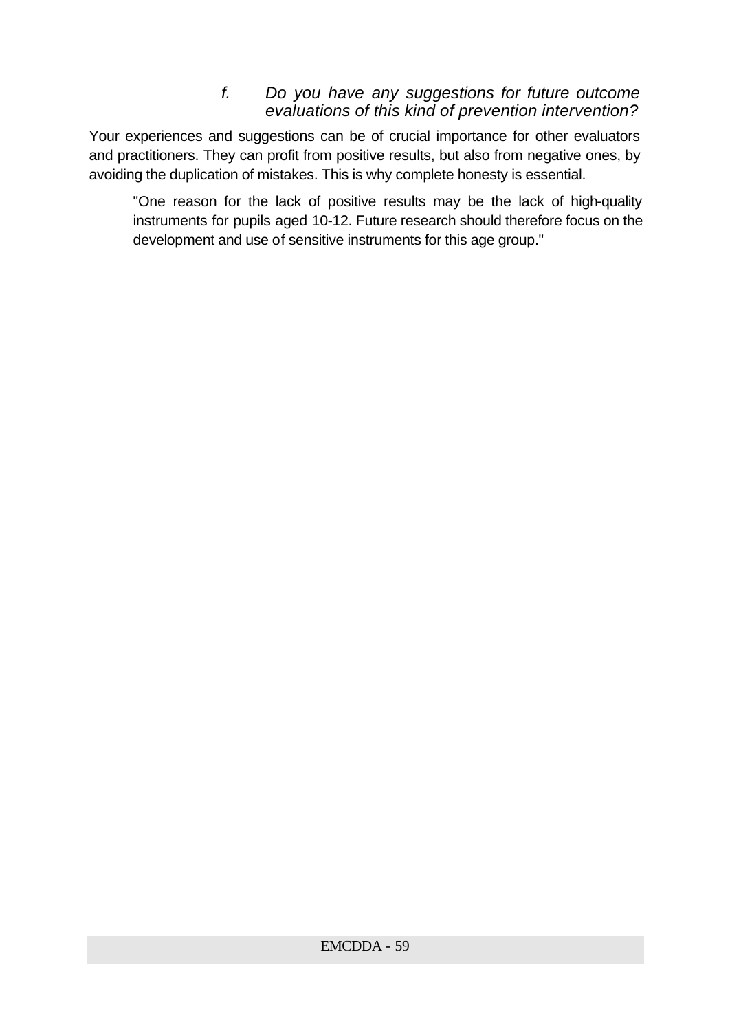*f. Do you have any suggestions for future outcome evaluations of this kind of prevention intervention?*

Your experiences and suggestions can be of crucial importance for other evaluators and practitioners. They can profit from positive results, but also from negative ones, by avoiding the duplication of mistakes. This is why complete honesty is essential.

> "One reason for the lack of positive results may be the lack of high-quality instruments for pupils aged 10-12. Future research should therefore focus on the development and use of sensitive instruments for this age group."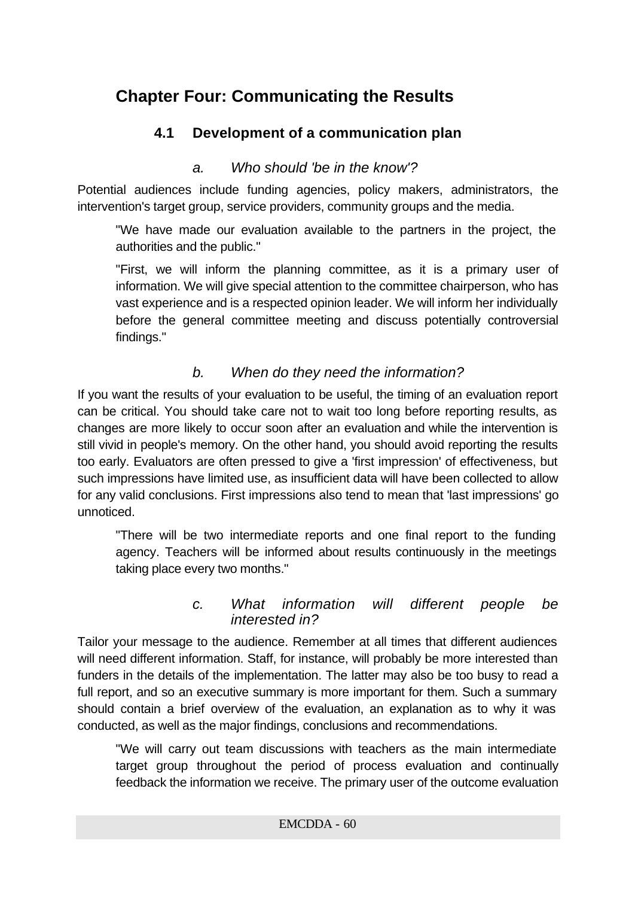# Chapter Four: Communicating the Results

## 4.1 Development of a communication plan

### *a. Who should 'be in the know'?*

Potential audiences include funding agencies, policy makers, administrators, the intervention's target group, service providers, community groups and the media.

> "We have made our evaluation available to the partners in the project, the authorities and the public."
>
> "First, we will inform the planning committee, as it is a primary user of information. We will give special attention to the committee chairperson, who has vast experience and is a respected opinion leader. We will inform her individually before the general committee meeting and discuss potentially controversial findings."

### *b. When do they need the information?*

If you want the results of your evaluation to be useful, the timing of an evaluation report can be critical. You should take care not to wait too long before reporting results, as changes are more likely to occur soon after an evaluation and while the intervention is still vivid in people's memory. On the other hand, you should avoid reporting the results too early. Evaluators are often pressed to give a 'first impression' of effectiveness, but such impressions have limited use, as insufficient data will have been collected to allow for any valid conclusions. First impressions also tend to mean that 'last impressions' go unnoticed.

> "There will be two intermediate reports and one final report to the funding agency. Teachers will be informed about results continuously in the meetings taking place every two months."

### *c. What information will different people be interested in?*

Tailor your message to the audience. Remember at all times that different audiences will need different information. Staff, for instance, will probably be more interested than funders in the details of the implementation. The latter may also be too busy to read a full report, and so an executive summary is more important for them. Such a summary should contain a brief overview of the evaluation, an explanation as to why it was conducted, as well as the major findings, conclusions and recommendations.

> "We will carry out team discussions with teachers as the main intermediate target group throughout the period of process evaluation and continually feedback the information we receive. The primary user of the outcome evaluation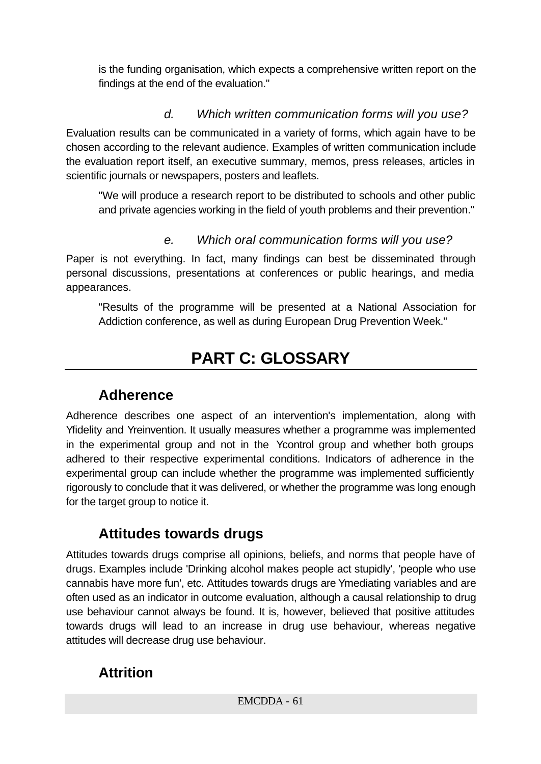is the funding organisation, which expects a comprehensive written report on the findings at the end of the evaluation."

*d. Which written communication forms will you use?*

Evaluation results can be communicated in a variety of forms, which again have to be chosen according to the relevant audience. Examples of written communication include the evaluation report itself, an executive summary, memos, press releases, articles in scientific journals or newspapers, posters and leaflets.

"We will produce a research report to be distributed to schools and other public and private agencies working in the field of youth problems and their prevention."

*e. Which oral communication forms will you use?*

Paper is not everything. In fact, many findings can best be disseminated through personal discussions, presentations at conferences or public hearings, and media appearances.

"Results of the programme will be presented at a National Association for Addiction conference, as well as during European Drug Prevention Week."

# PART C: GLOSSARY

## Adherence

Adherence describes one aspect of an intervention's implementation, along with Yfidelity and Yreinvention. It usually measures whether a programme was implemented in the experimental group and not in the Ycontrol group and whether both groups adhered to their respective experimental conditions. Indicators of adherence in the experimental group can include whether the programme was implemented sufficiently rigorously to conclude that it was delivered, or whether the programme was long enough for the target group to notice it.

## Attitudes towards drugs

Attitudes towards drugs comprise all opinions, beliefs, and norms that people have of drugs. Examples include 'Drinking alcohol makes people act stupidly', 'people who use cannabis have more fun', etc. Attitudes towards drugs are Ymediating variables and are often used as an indicator in outcome evaluation, although a causal relationship to drug use behaviour cannot always be found. It is, however, believed that positive attitudes towards drugs will lead to an increase in drug use behaviour, whereas negative attitudes will decrease drug use behaviour.

## Attrition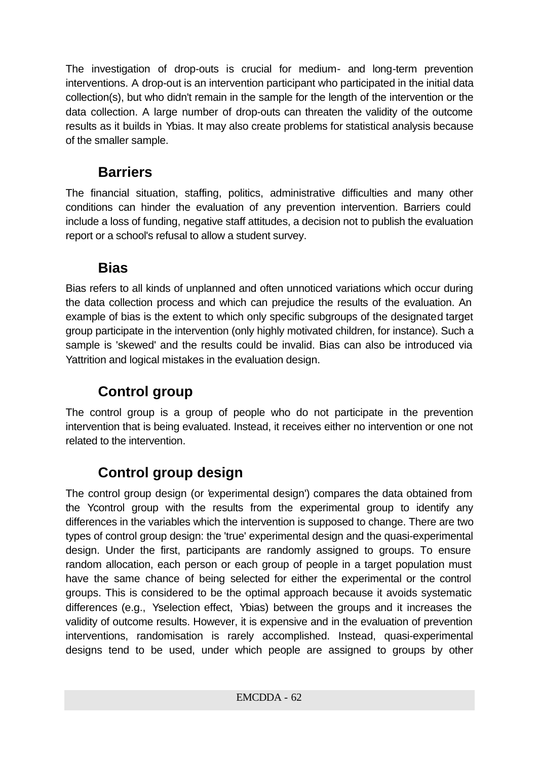The investigation of drop-outs is crucial for medium- and long-term prevention interventions. A drop-out is an intervention participant who participated in the initial data collection(s), but who didn't remain in the sample for the length of the intervention or the data collection. A large number of drop-outs can threaten the validity of the outcome results as it builds in Ybias. It may also create problems for statistical analysis because of the smaller sample.

## Barriers

The financial situation, staffing, politics, administrative difficulties and many other conditions can hinder the evaluation of any prevention intervention. Barriers could include a loss of funding, negative staff attitudes, a decision not to publish the evaluation report or a school's refusal to allow a student survey.

## Bias

Bias refers to all kinds of unplanned and often unnoticed variations which occur during the data collection process and which can prejudice the results of the evaluation. An example of bias is the extent to which only specific subgroups of the designated target group participate in the intervention (only highly motivated children, for instance). Such a sample is 'skewed' and the results could be invalid. Bias can also be introduced via Yattrition and logical mistakes in the evaluation design.

## Control group

The control group is a group of people who do not participate in the prevention intervention that is being evaluated. Instead, it receives either no intervention or one not related to the intervention.

## Control group design

The control group design (or 'experimental design') compares the data obtained from the Ycontrol group with the results from the experimental group to identify any differences in the variables which the intervention is supposed to change. There are two types of control group design: the 'true' experimental design and the quasi-experimental design. Under the first, participants are randomly assigned to groups. To ensure random allocation, each person or each group of people in a target population must have the same chance of being selected for either the experimental or the control groups. This is considered to be the optimal approach because it avoids systematic differences (e.g., Yselection effect, Ybias) between the groups and it increases the validity of outcome results. However, it is expensive and in the evaluation of prevention interventions, randomisation is rarely accomplished. Instead, quasi-experimental designs tend to be used, under which people are assigned to groups by other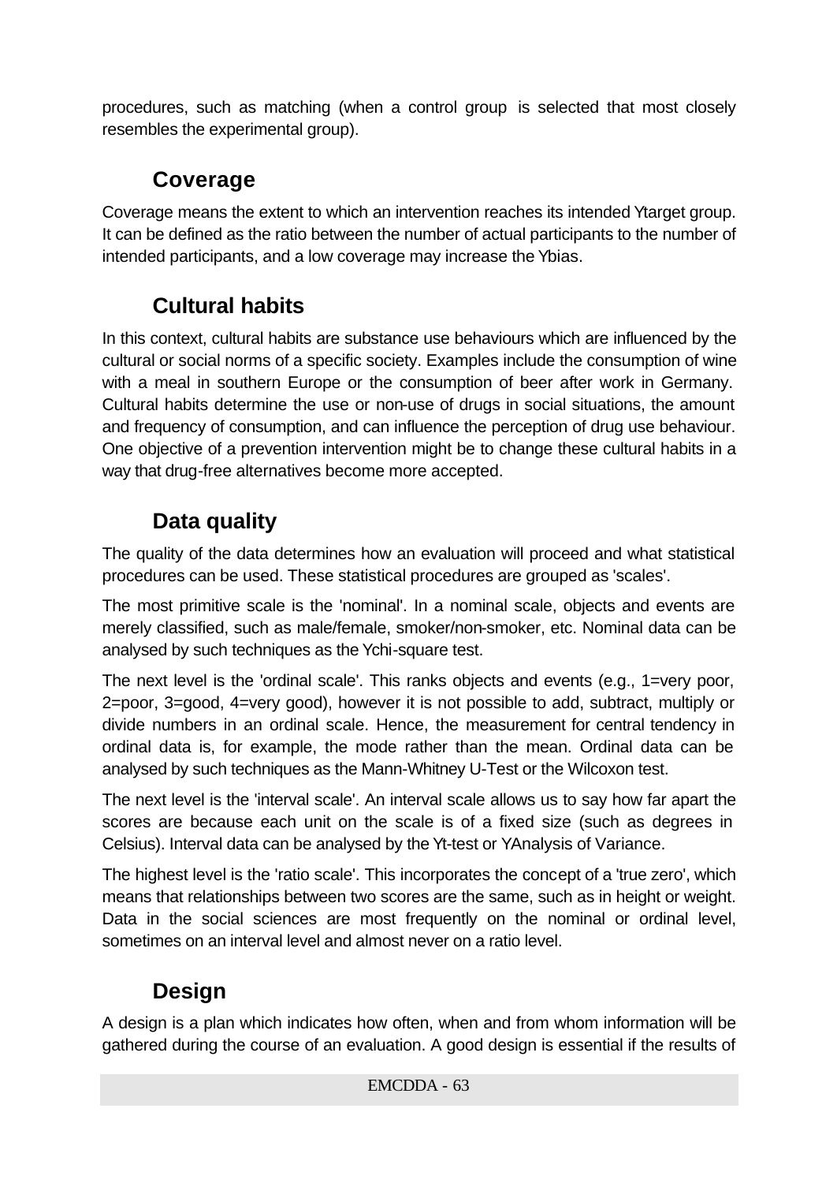procedures, such as matching (when a control group is selected that most closely resembles the experimental group).

## Coverage

Coverage means the extent to which an intervention reaches its intended Ytarget group. It can be defined as the ratio between the number of actual participants to the number of intended participants, and a low coverage may increase the Ybias.

## Cultural habits

In this context, cultural habits are substance use behaviours which are influenced by the cultural or social norms of a specific society. Examples include the consumption of wine with a meal in southern Europe or the consumption of beer after work in Germany. Cultural habits determine the use or non-use of drugs in social situations, the amount and frequency of consumption, and can influence the perception of drug use behaviour. One objective of a prevention intervention might be to change these cultural habits in a way that drug-free alternatives become more accepted.

## Data quality

The quality of the data determines how an evaluation will proceed and what statistical procedures can be used. These statistical procedures are grouped as 'scales'.

The most primitive scale is the 'nominal'. In a nominal scale, objects and events are merely classified, such as male/female, smoker/non-smoker, etc. Nominal data can be analysed by such techniques as the Ychi-square test.

The next level is the 'ordinal scale'. This ranks objects and events (e.g., 1=very poor, 2=poor, 3=good, 4=very good), however it is not possible to add, subtract, multiply or divide numbers in an ordinal scale. Hence, the measurement for central tendency in ordinal data is, for example, the mode rather than the mean. Ordinal data can be analysed by such techniques as the Mann-Whitney U-Test or the Wilcoxon test.

The next level is the 'interval scale'. An interval scale allows us to say how far apart the scores are because each unit on the scale is of a fixed size (such as degrees in Celsius). Interval data can be analysed by the Yt-test or YAnalysis of Variance.

The highest level is the 'ratio scale'. This incorporates the concept of a 'true zero', which means that relationships between two scores are the same, such as in height or weight. Data in the social sciences are most frequently on the nominal or ordinal level, sometimes on an interval level and almost never on a ratio level.

## Design

A design is a plan which indicates how often, when and from whom information will be gathered during the course of an evaluation. A good design is essential if the results of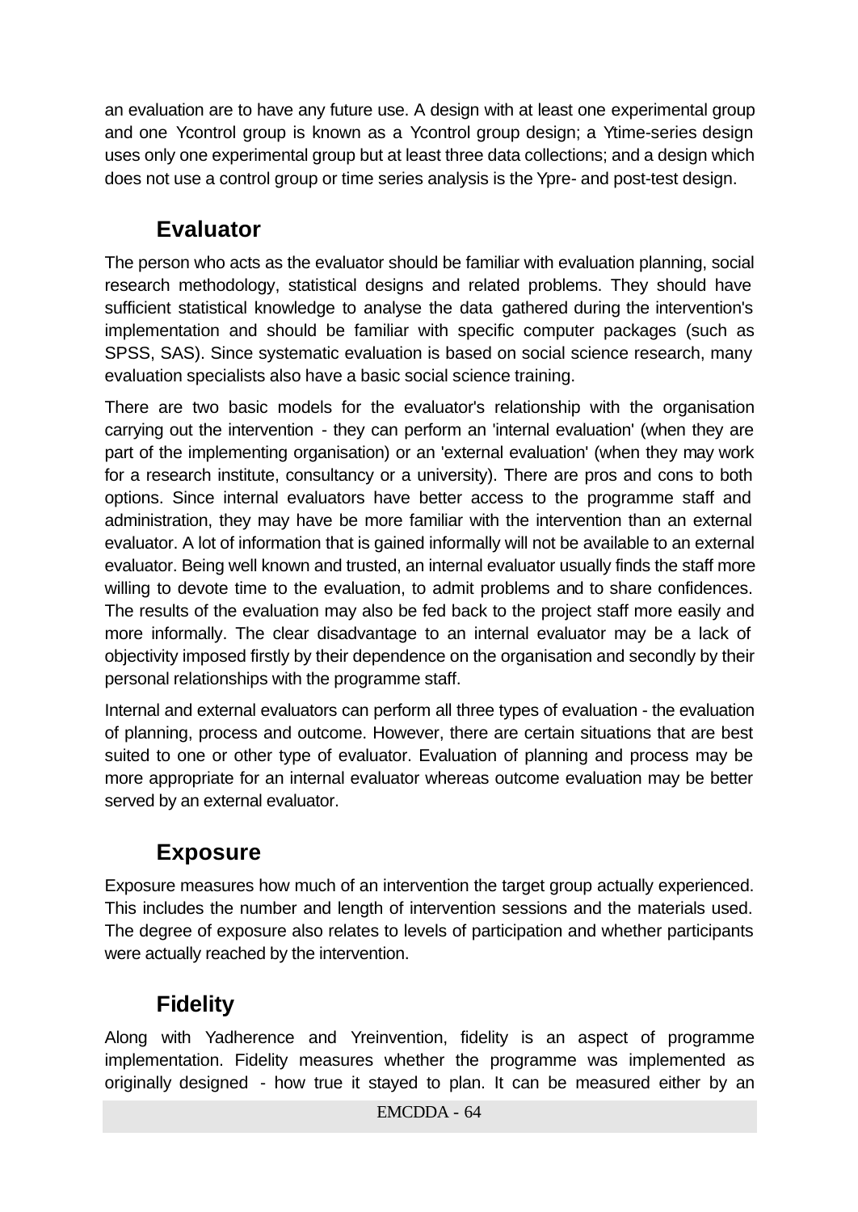an evaluation are to have any future use. A design with at least one experimental group and one Ycontrol group is known as a Ycontrol group design; a Ytime-series design uses only one experimental group but at least three data collections; and a design which does not use a control group or time series analysis is the Ypre- and post-test design.

## Evaluator

The person who acts as the evaluator should be familiar with evaluation planning, social research methodology, statistical designs and related problems. They should have sufficient statistical knowledge to analyse the data gathered during the intervention's implementation and should be familiar with specific computer packages (such as SPSS, SAS). Since systematic evaluation is based on social science research, many evaluation specialists also have a basic social science training.

There are two basic models for the evaluator's relationship with the organisation carrying out the intervention - they can perform an 'internal evaluation' (when they are part of the implementing organisation) or an 'external evaluation' (when they may work for a research institute, consultancy or a university). There are pros and cons to both options. Since internal evaluators have better access to the programme staff and administration, they may have be more familiar with the intervention than an external evaluator. A lot of information that is gained informally will not be available to an external evaluator. Being well known and trusted, an internal evaluator usually finds the staff more willing to devote time to the evaluation, to admit problems and to share confidences. The results of the evaluation may also be fed back to the project staff more easily and more informally. The clear disadvantage to an internal evaluator may be a lack of objectivity imposed firstly by their dependence on the organisation and secondly by their personal relationships with the programme staff.

Internal and external evaluators can perform all three types of evaluation - the evaluation of planning, process and outcome. However, there are certain situations that are best suited to one or other type of evaluator. Evaluation of planning and process may be more appropriate for an internal evaluator whereas outcome evaluation may be better served by an external evaluator.

## Exposure

Exposure measures how much of an intervention the target group actually experienced. This includes the number and length of intervention sessions and the materials used. The degree of exposure also relates to levels of participation and whether participants were actually reached by the intervention.

## Fidelity

Along with Yadherence and Yreinvention, fidelity is an aspect of programme implementation. Fidelity measures whether the programme was implemented as originally designed - how true it stayed to plan. It can be measured either by an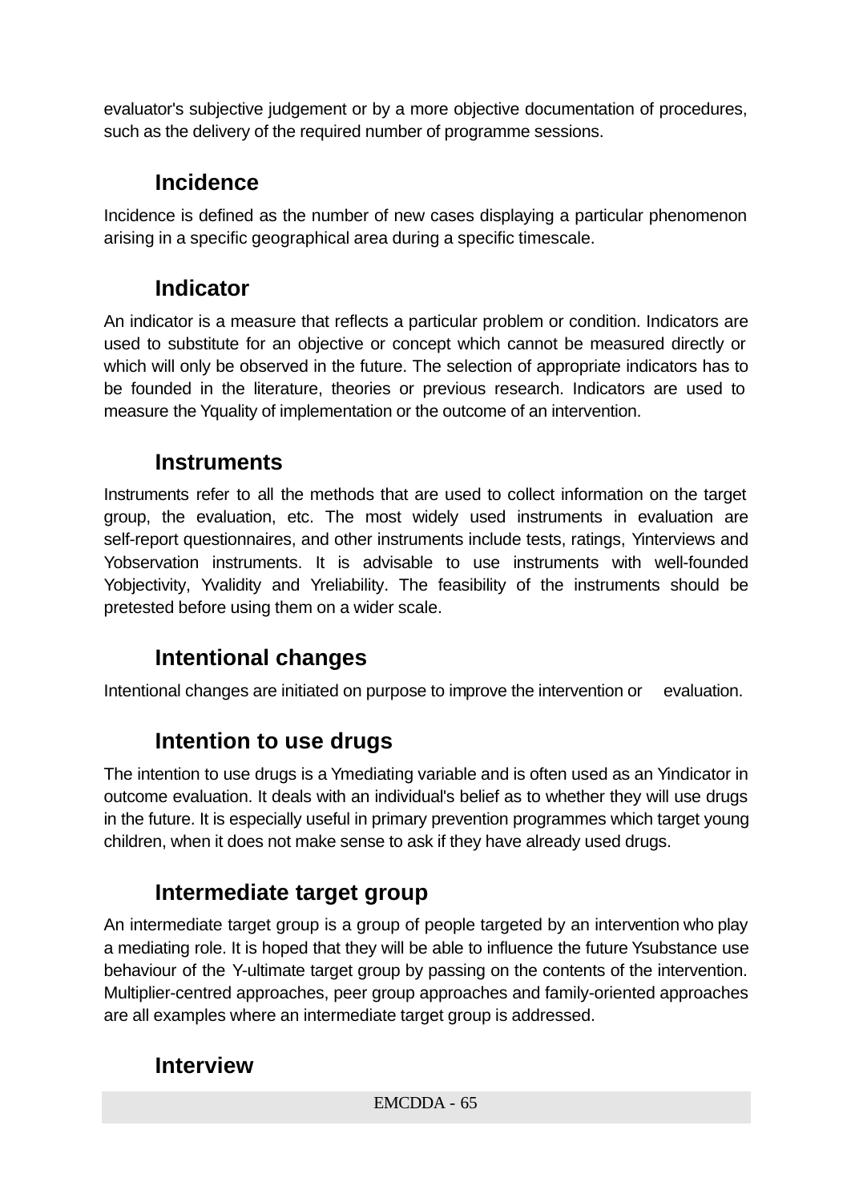evaluator's subjective judgement or by a more objective documentation of procedures, such as the delivery of the required number of programme sessions.

## Incidence

Incidence is defined as the number of new cases displaying a particular phenomenon arising in a specific geographical area during a specific timescale.

## Indicator

An indicator is a measure that reflects a particular problem or condition. Indicators are used to substitute for an objective or concept which cannot be measured directly or which will only be observed in the future. The selection of appropriate indicators has to be founded in the literature, theories or previous research. Indicators are used to measure the Yquality of implementation or the outcome of an intervention.

## Instruments

Instruments refer to all the methods that are used to collect information on the target group, the evaluation, etc. The most widely used instruments in evaluation are self-report questionnaires, and other instruments include tests, ratings, Yinterviews and Yobservation instruments. It is advisable to use instruments with well-founded Yobjectivity, Yvalidity and Yreliability. The feasibility of the instruments should be pretested before using them on a wider scale.

## Intentional changes

Intentional changes are initiated on purpose to improve the intervention or evaluation.

## Intention to use drugs

The intention to use drugs is a Ymediating variable and is often used as an Yindicator in outcome evaluation. It deals with an individual's belief as to whether they will use drugs in the future. It is especially useful in primary prevention programmes which target young children, when it does not make sense to ask if they have already used drugs.

## Intermediate target group

An intermediate target group is a group of people targeted by an intervention who play a mediating role. It is hoped that they will be able to influence the future Ysubstance use behaviour of the Y-ultimate target group by passing on the contents of the intervention. Multiplier-centred approaches, peer group approaches and family-oriented approaches are all examples where an intermediate target group is addressed.

## Interview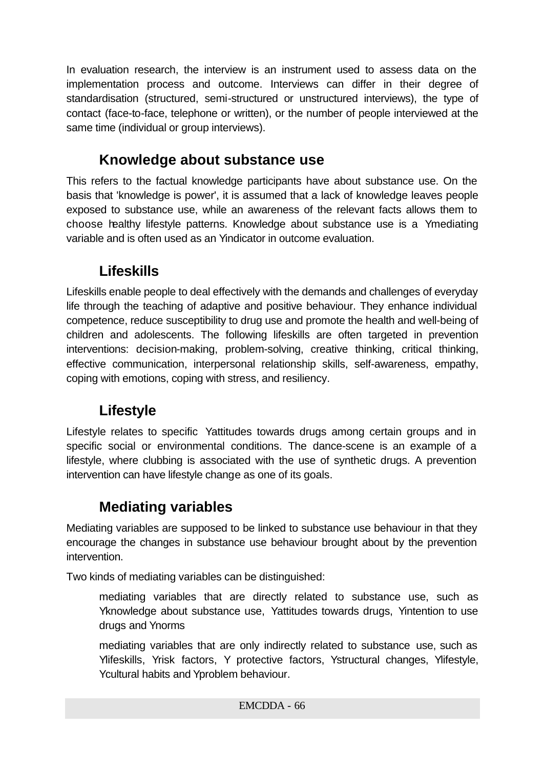In evaluation research, the interview is an instrument used to assess data on the implementation process and outcome. Interviews can differ in their degree of standardisation (structured, semi-structured or unstructured interviews), the type of contact (face-to-face, telephone or written), or the number of people interviewed at the same time (individual or group interviews).

## Knowledge about substance use

This refers to the factual knowledge participants have about substance use. On the basis that 'knowledge is power', it is assumed that a lack of knowledge leaves people exposed to substance use, while an awareness of the relevant facts allows them to choose healthy lifestyle patterns. Knowledge about substance use is a Ymediating variable and is often used as an Yindicator in outcome evaluation.

## Lifeskills

Lifeskills enable people to deal effectively with the demands and challenges of everyday life through the teaching of adaptive and positive behaviour. They enhance individual competence, reduce susceptibility to drug use and promote the health and well-being of children and adolescents. The following lifeskills are often targeted in prevention interventions: decision-making, problem-solving, creative thinking, critical thinking, effective communication, interpersonal relationship skills, self-awareness, empathy, coping with emotions, coping with stress, and resiliency.

## Lifestyle

Lifestyle relates to specific Yattitudes towards drugs among certain groups and in specific social or environmental conditions. The dance-scene is an example of a lifestyle, where clubbing is associated with the use of synthetic drugs. A prevention intervention can have lifestyle change as one of its goals.

## Mediating variables

Mediating variables are supposed to be linked to substance use behaviour in that they encourage the changes in substance use behaviour brought about by the prevention intervention.

Two kinds of mediating variables can be distinguished:

- mediating variables that are directly related to substance use, such as Yknowledge about substance use, Yattitudes towards drugs, Yintention to use drugs and Ynorms
- mediating variables that are only indirectly related to substance use, such as Ylifeskills, Yrisk factors, Y protective factors, Ystructural changes, Ylifestyle, Ycultural habits and Yproblem behaviour.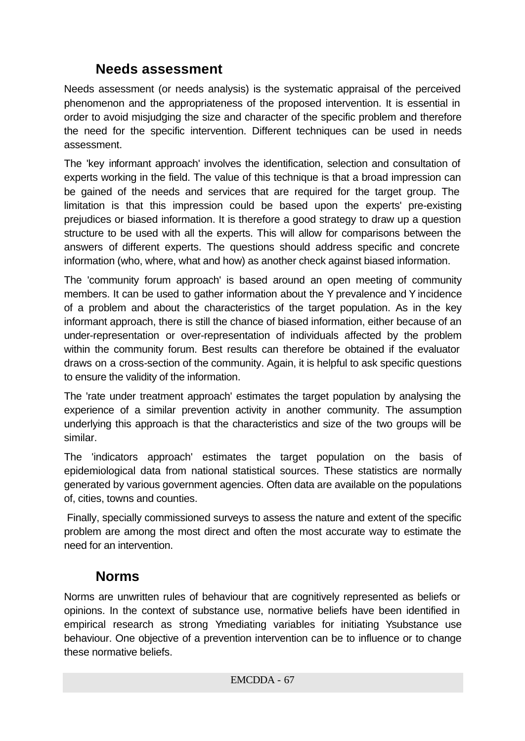## Needs assessment

Needs assessment (or needs analysis) is the systematic appraisal of the perceived phenomenon and the appropriateness of the proposed intervention. It is essential in order to avoid misjudging the size and character of the specific problem and therefore the need for the specific intervention. Different techniques can be used in needs assessment.

The 'key informant approach' involves the identification, selection and consultation of experts working in the field. The value of this technique is that a broad impression can be gained of the needs and services that are required for the target group. The limitation is that this impression could be based upon the experts' pre-existing prejudices or biased information. It is therefore a good strategy to draw up a question structure to be used with all the experts. This will allow for comparisons between the answers of different experts. The questions should address specific and concrete information (who, where, what and how) as another check against biased information.

The 'community forum approach' is based around an open meeting of community members. It can be used to gather information about the Y prevalence and Y incidence of a problem and about the characteristics of the target population. As in the key informant approach, there is still the chance of biased information, either because of an under-representation or over-representation of individuals affected by the problem within the community forum. Best results can therefore be obtained if the evaluator draws on a cross-section of the community. Again, it is helpful to ask specific questions to ensure the validity of the information.

The 'rate under treatment approach' estimates the target population by analysing the experience of a similar prevention activity in another community. The assumption underlying this approach is that the characteristics and size of the two groups will be similar.

The 'indicators approach' estimates the target population on the basis of epidemiological data from national statistical sources. These statistics are normally generated by various government agencies. Often data are available on the populations of, cities, towns and counties.

Finally, specially commissioned surveys to assess the nature and extent of the specific problem are among the most direct and often the most accurate way to estimate the need for an intervention.

## Norms

Norms are unwritten rules of behaviour that are cognitively represented as beliefs or opinions. In the context of substance use, normative beliefs have been identified in empirical research as strong Ymediating variables for initiating Ysubstance use behaviour. One objective of a prevention intervention can be to influence or to change these normative beliefs.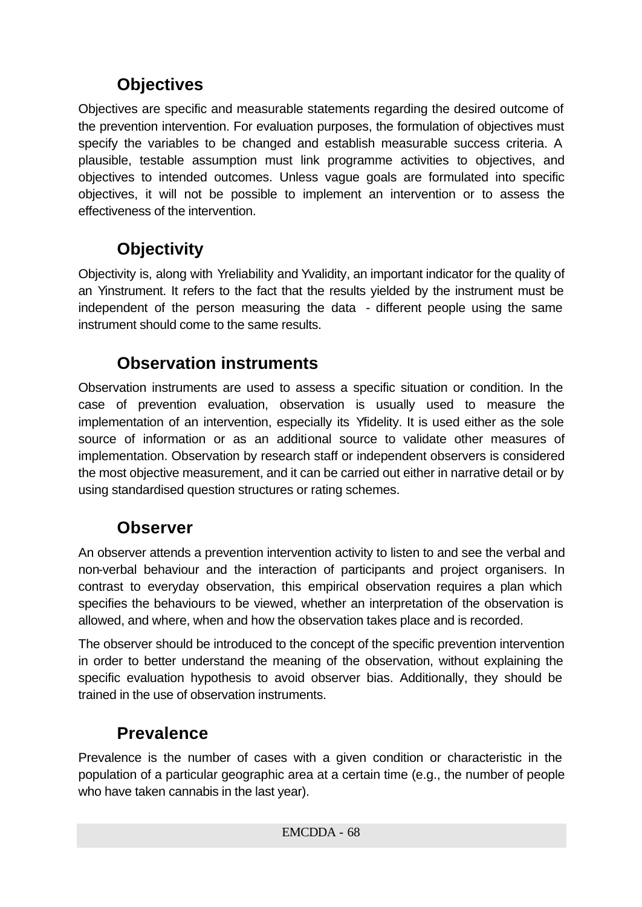## Objectives

Objectives are specific and measurable statements regarding the desired outcome of the prevention intervention. For evaluation purposes, the formulation of objectives must specify the variables to be changed and establish measurable success criteria. A plausible, testable assumption must link programme activities to objectives, and objectives to intended outcomes. Unless vague goals are formulated into specific objectives, it will not be possible to implement an intervention or to assess the effectiveness of the intervention.

## Objectivity

Objectivity is, along with Yreliability and Yvalidity, an important indicator for the quality of an Yinstrument. It refers to the fact that the results yielded by the instrument must be independent of the person measuring the data - different people using the same instrument should come to the same results.

## Observation instruments

Observation instruments are used to assess a specific situation or condition. In the case of prevention evaluation, observation is usually used to measure the implementation of an intervention, especially its Yfidelity. It is used either as the sole source of information or as an additional source to validate other measures of implementation. Observation by research staff or independent observers is considered the most objective measurement, and it can be carried out either in narrative detail or by using standardised question structures or rating schemes.

## Observer

An observer attends a prevention intervention activity to listen to and see the verbal and non-verbal behaviour and the interaction of participants and project organisers. In contrast to everyday observation, this empirical observation requires a plan which specifies the behaviours to be viewed, whether an interpretation of the observation is allowed, and where, when and how the observation takes place and is recorded.

The observer should be introduced to the concept of the specific prevention intervention in order to better understand the meaning of the observation, without explaining the specific evaluation hypothesis to avoid observer bias. Additionally, they should be trained in the use of observation instruments.

## Prevalence

Prevalence is the number of cases with a given condition or characteristic in the population of a particular geographic area at a certain time (e.g., the number of people who have taken cannabis in the last year).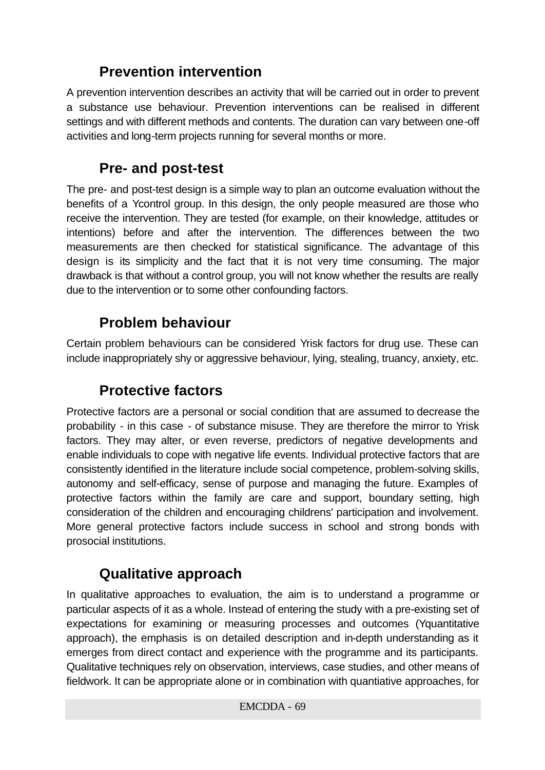## Prevention intervention

A prevention intervention describes an activity that will be carried out in order to prevent a substance use behaviour. Prevention interventions can be realised in different settings and with different methods and contents. The duration can vary between one-off activities and long-term projects running for several months or more.

## Pre- and post-test

The pre- and post-test design is a simple way to plan an outcome evaluation without the benefits of a Ycontrol group. In this design, the only people measured are those who receive the intervention. They are tested (for example, on their knowledge, attitudes or intentions) before and after the intervention. The differences between the two measurements are then checked for statistical significance. The advantage of this design is its simplicity and the fact that it is not very time consuming. The major drawback is that without a control group, you will not know whether the results are really due to the intervention or to some other confounding factors.

## Problem behaviour

Certain problem behaviours can be considered Yrisk factors for drug use. These can include inappropriately shy or aggressive behaviour, lying, stealing, truancy, anxiety, etc.

## Protective factors

Protective factors are a personal or social condition that are assumed to decrease the probability - in this case - of substance misuse. They are therefore the mirror to Yrisk factors. They may alter, or even reverse, predictors of negative developments and enable individuals to cope with negative life events. Individual protective factors that are consistently identified in the literature include social competence, problem-solving skills, autonomy and self-efficacy, sense of purpose and managing the future. Examples of protective factors within the family are care and support, boundary setting, high consideration of the children and encouraging childrens' participation and involvement. More general protective factors include success in school and strong bonds with prosocial institutions.

## Qualitative approach

In qualitative approaches to evaluation, the aim is to understand a programme or particular aspects of it as a whole. Instead of entering the study with a pre-existing set of expectations for examining or measuring processes and outcomes (Yquantitative approach), the emphasis is on detailed description and in-depth understanding as it emerges from direct contact and experience with the programme and its participants. Qualitative techniques rely on observation, interviews, case studies, and other means of fieldwork. It can be appropriate alone or in combination with quantiative approaches, for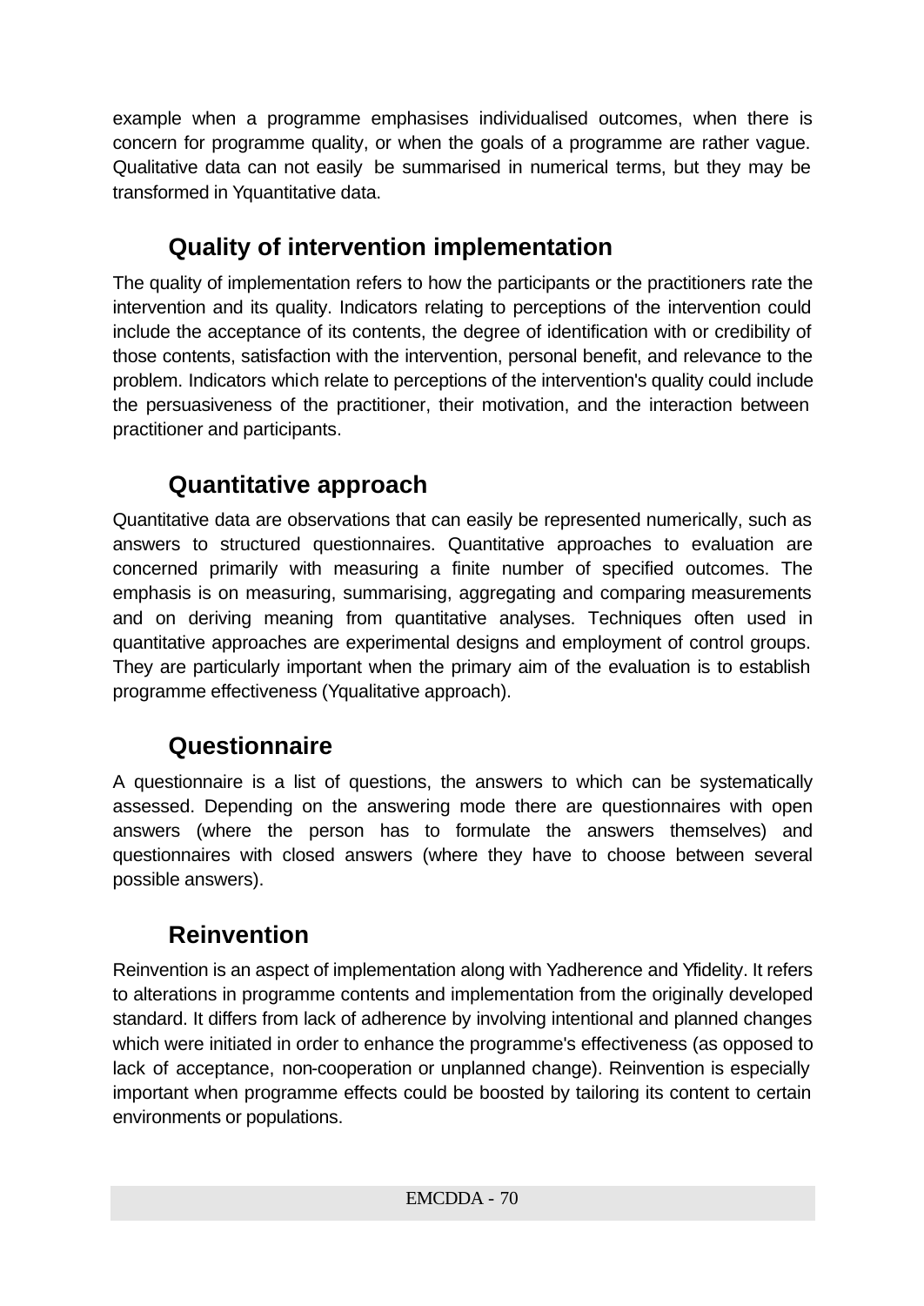example when a programme emphasises individualised outcomes, when there is concern for programme quality, or when the goals of a programme are rather vague. Qualitative data can not easily be summarised in numerical terms, but they may be transformed in Yquantitative data.

## Quality of intervention implementation

The quality of implementation refers to how the participants or the practitioners rate the intervention and its quality. Indicators relating to perceptions of the intervention could include the acceptance of its contents, the degree of identification with or credibility of those contents, satisfaction with the intervention, personal benefit, and relevance to the problem. Indicators which relate to perceptions of the intervention's quality could include the persuasiveness of the practitioner, their motivation, and the interaction between practitioner and participants.

## Quantitative approach

Quantitative data are observations that can easily be represented numerically, such as answers to structured questionnaires. Quantitative approaches to evaluation are concerned primarily with measuring a finite number of specified outcomes. The emphasis is on measuring, summarising, aggregating and comparing measurements and on deriving meaning from quantitative analyses. Techniques often used in quantitative approaches are experimental designs and employment of control groups. They are particularly important when the primary aim of the evaluation is to establish programme effectiveness (Yqualitative approach).

## Questionnaire

A questionnaire is a list of questions, the answers to which can be systematically assessed. Depending on the answering mode there are questionnaires with open answers (where the person has to formulate the answers themselves) and questionnaires with closed answers (where they have to choose between several possible answers).

## Reinvention

Reinvention is an aspect of implementation along with Yadherence and Yfidelity. It refers to alterations in programme contents and implementation from the originally developed standard. It differs from lack of adherence by involving intentional and planned changes which were initiated in order to enhance the programme's effectiveness (as opposed to lack of acceptance, non-cooperation or unplanned change). Reinvention is especially important when programme effects could be boosted by tailoring its content to certain environments or populations.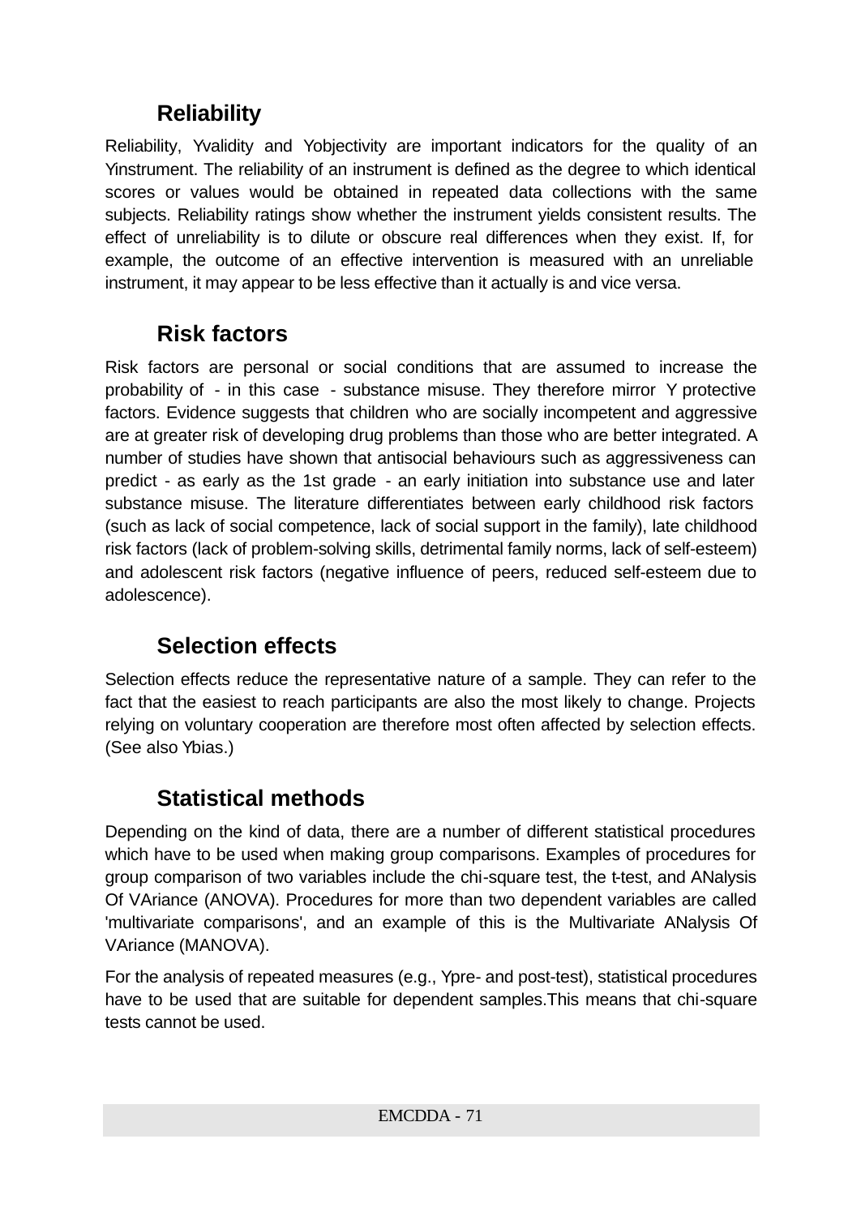## Reliability

Reliability, Yvalidity and Yobjectivity are important indicators for the quality of an Yinstrument. The reliability of an instrument is defined as the degree to which identical scores or values would be obtained in repeated data collections with the same subjects. Reliability ratings show whether the instrument yields consistent results. The effect of unreliability is to dilute or obscure real differences when they exist. If, for example, the outcome of an effective intervention is measured with an unreliable instrument, it may appear to be less effective than it actually is and vice versa.

## Risk factors

Risk factors are personal or social conditions that are assumed to increase the probability of - in this case - substance misuse. They therefore mirror Y protective factors. Evidence suggests that children who are socially incompetent and aggressive are at greater risk of developing drug problems than those who are better integrated. A number of studies have shown that antisocial behaviours such as aggressiveness can predict - as early as the 1st grade - an early initiation into substance use and later substance misuse. The literature differentiates between early childhood risk factors (such as lack of social competence, lack of social support in the family), late childhood risk factors (lack of problem-solving skills, detrimental family norms, lack of self-esteem) and adolescent risk factors (negative influence of peers, reduced self-esteem due to adolescence).

## Selection effects

Selection effects reduce the representative nature of a sample. They can refer to the fact that the easiest to reach participants are also the most likely to change. Projects relying on voluntary cooperation are therefore most often affected by selection effects. (See also Ybias.)

## Statistical methods

Depending on the kind of data, there are a number of different statistical procedures which have to be used when making group comparisons. Examples of procedures for group comparison of two variables include the chi-square test, the t-test, and ANalysis Of VAriance (ANOVA). Procedures for more than two dependent variables are called 'multivariate comparisons', and an example of this is the Multivariate ANalysis Of VAriance (MANOVA).

For the analysis of repeated measures (e.g., Ypre- and post-test), statistical procedures have to be used that are suitable for dependent samples.This means that chi-square tests cannot be used.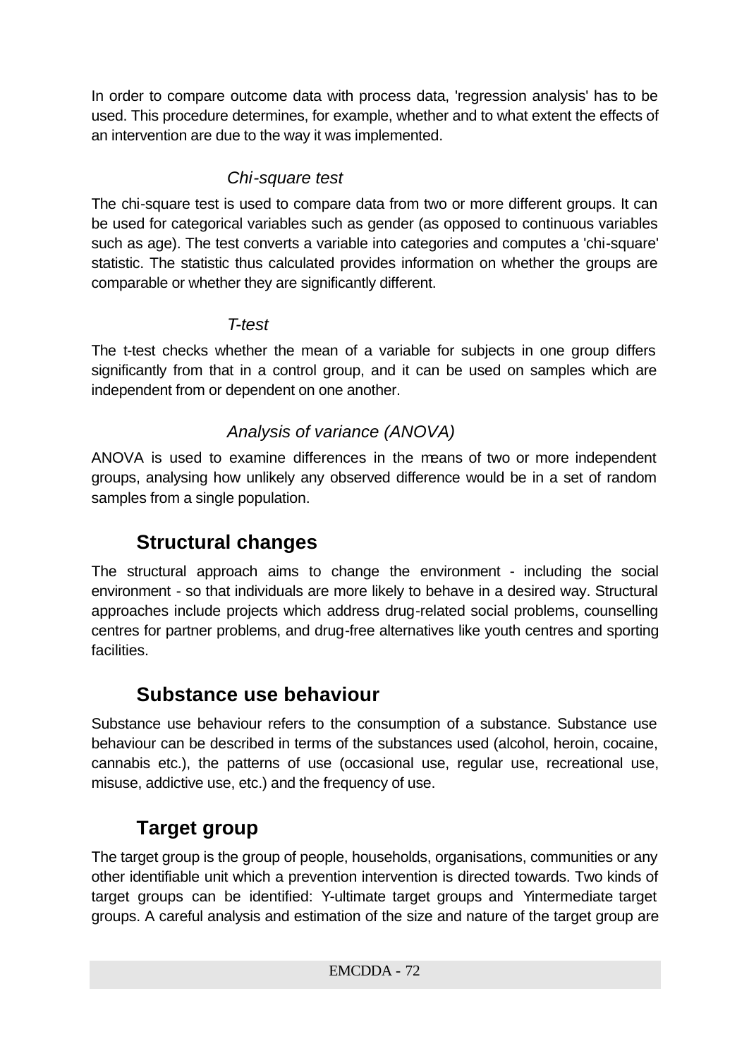In order to compare outcome data with process data, 'regression analysis' has to be used. This procedure determines, for example, whether and to what extent the effects of an intervention are due to the way it was implemented.

### *Chi-square test*

The chi-square test is used to compare data from two or more different groups. It can be used for categorical variables such as gender (as opposed to continuous variables such as age). The test converts a variable into categories and computes a 'chi-square' statistic. The statistic thus calculated provides information on whether the groups are comparable or whether they are significantly different.

### *T-test*

The t-test checks whether the mean of a variable for subjects in one group differs significantly from that in a control group, and it can be used on samples which are independent from or dependent on one another.

### *Analysis of variance (ANOVA)*

ANOVA is used to examine differences in the means of two or more independent groups, analysing how unlikely any observed difference would be in a set of random samples from a single population.

## Structural changes

The structural approach aims to change the environment - including the social environment - so that individuals are more likely to behave in a desired way. Structural approaches include projects which address drug-related social problems, counselling centres for partner problems, and drug-free alternatives like youth centres and sporting facilities.

## Substance use behaviour

Substance use behaviour refers to the consumption of a substance. Substance use behaviour can be described in terms of the substances used (alcohol, heroin, cocaine, cannabis etc.), the patterns of use (occasional use, regular use, recreational use, misuse, addictive use, etc.) and the frequency of use.

## Target group

The target group is the group of people, households, organisations, communities or any other identifiable unit which a prevention intervention is directed towards. Two kinds of target groups can be identified: Y-ultimate target groups and Yintermediate target groups. A careful analysis and estimation of the size and nature of the target group are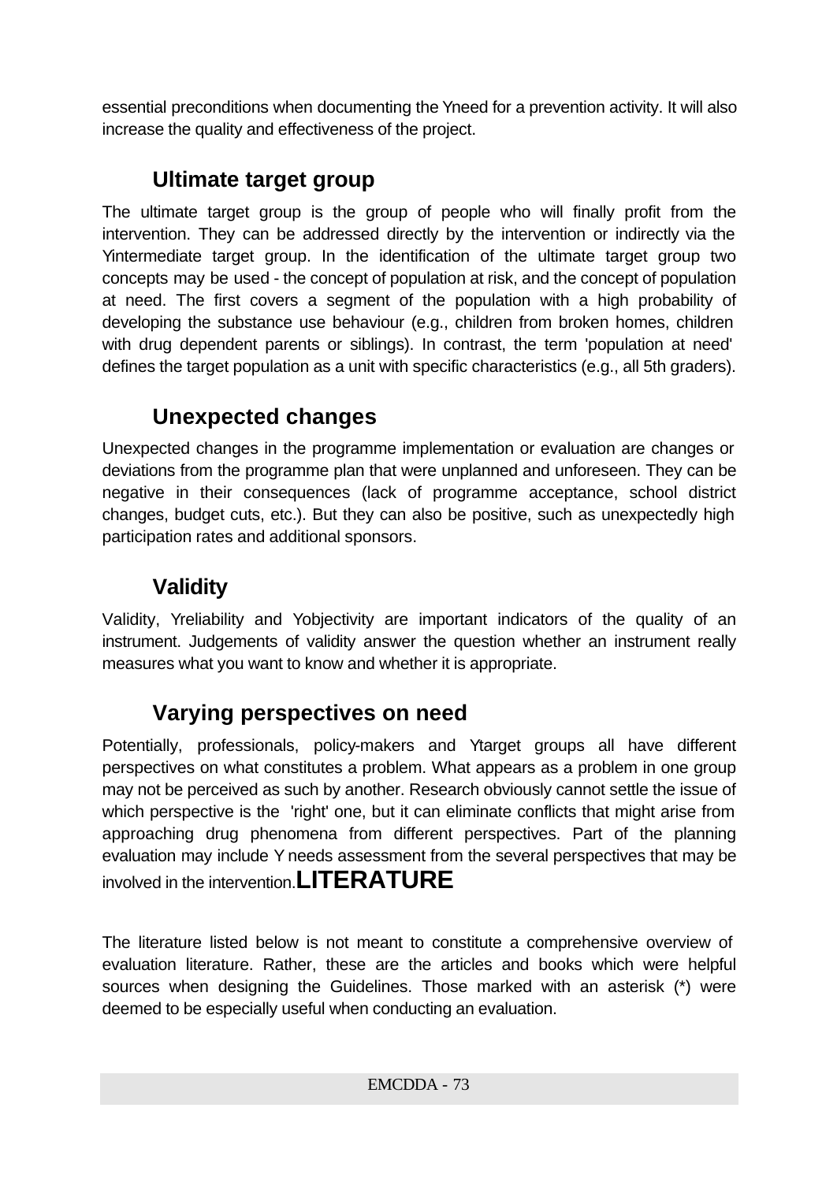essential preconditions when documenting the Yneed for a prevention activity. It will also increase the quality and effectiveness of the project.

## Ultimate target group

The ultimate target group is the group of people who will finally profit from the intervention. They can be addressed directly by the intervention or indirectly via the Yintermediate target group. In the identification of the ultimate target group two concepts may be used - the concept of population at risk, and the concept of population at need. The first covers a segment of the population with a high probability of developing the substance use behaviour (e.g., children from broken homes, children with drug dependent parents or siblings). In contrast, the term 'population at need' defines the target population as a unit with specific characteristics (e.g., all 5th graders).

## Unexpected changes

Unexpected changes in the programme implementation or evaluation are changes or deviations from the programme plan that were unplanned and unforeseen. They can be negative in their consequences (lack of programme acceptance, school district changes, budget cuts, etc.). But they can also be positive, such as unexpectedly high participation rates and additional sponsors.

## Validity

Validity, Yreliability and Yobjectivity are important indicators of the quality of an instrument. Judgements of validity answer the question whether an instrument really measures what you want to know and whether it is appropriate.

## Varying perspectives on need

Potentially, professionals, policy-makers and Ytarget groups all have different perspectives on what constitutes a problem. What appears as a problem in one group may not be perceived as such by another. Research obviously cannot settle the issue of which perspective is the 'right' one, but it can eliminate conflicts that might arise from approaching drug phenomena from different perspectives. Part of the planning evaluation may include Y needs assessment from the several perspectives that may be involved in the intervention.

# LITERATURE

The literature listed below is not meant to constitute a comprehensive overview of evaluation literature. Rather, these are the articles and books which were helpful sources when designing the Guidelines. Those marked with an asterisk (*) were deemed to be especially useful when conducting an evaluation.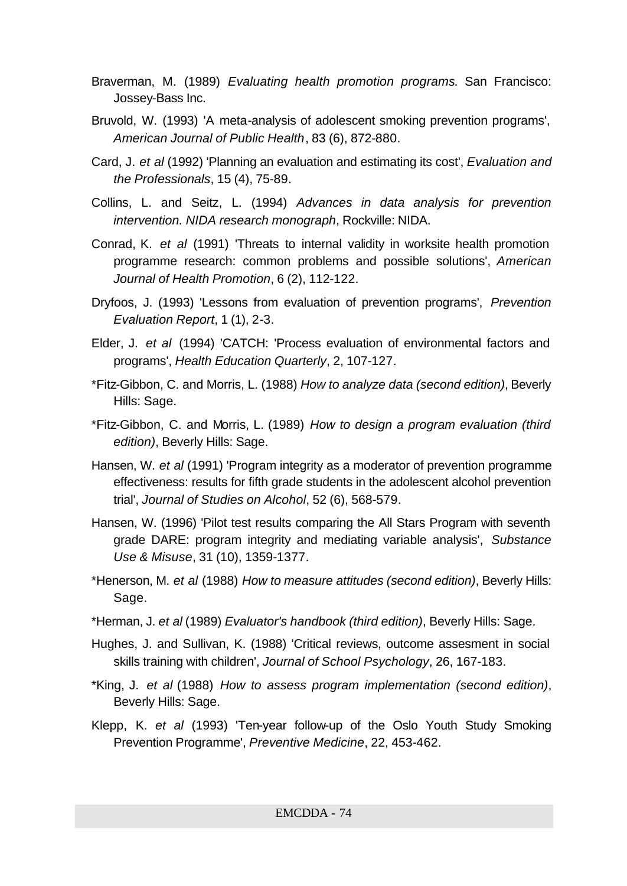Braverman, M. (1989) *Evaluating health promotion programs*. San Francisco: Jossey-Bass Inc.

Bruvold, W. (1993) 'A meta-analysis of adolescent smoking prevention programs', *American Journal of Public Health*, 83 (6), 872-880.

Card, J. *et al* (1992) 'Planning an evaluation and estimating its cost', *Evaluation and the Professionals*, 15 (4), 75-89.

Collins, L. and Seitz, L. (1994) *Advances in data analysis for prevention intervention. NIDA research monograph*, Rockville: NIDA.

Conrad, K. *et al* (1991) 'Threats to internal validity in worksite health promotion programme research: common problems and possible solutions', *American Journal of Health Promotion*, 6 (2), 112-122.

Dryfoos, J. (1993) 'Lessons from evaluation of prevention programs', *Prevention Evaluation Report*, 1 (1), 2-3.

Elder, J. *et al* (1994) 'CATCH: 'Process evaluation of environmental factors and programs', *Health Education Quarterly*, 2, 107-127.

*Fitz-Gibbon, C. and Morris, L. (1988) *How to analyze data (second edition)*, Beverly Hills: Sage.

*Fitz-Gibbon, C. and Morris, L. (1989) *How to design a program evaluation (third edition)*, Beverly Hills: Sage.

Hansen, W. *et al* (1991) 'Program integrity as a moderator of prevention programme effectiveness: results for fifth grade students in the adolescent alcohol prevention trial', *Journal of Studies on Alcohol*, 52 (6), 568-579.

Hansen, W. (1996) 'Pilot test results comparing the All Stars Program with seventh grade DARE: program integrity and mediating variable analysis', *Substance Use & Misuse*, 31 (10), 1359-1377.

*Henerson, M. *et al* (1988) *How to measure attitudes (second edition)*, Beverly Hills: Sage.

*Herman, J. *et al* (1989) *Evaluator's handbook (third edition)*, Beverly Hills: Sage.

Hughes, J. and Sullivan, K. (1988) 'Critical reviews, outcome assesment in social skills training with children', *Journal of School Psychology*, 26, 167-183.

*King, J. *et al* (1988) *How to assess program implementation (second edition)*, Beverly Hills: Sage.

Klepp, K. *et al* (1993) 'Ten-year follow-up of the Oslo Youth Study Smoking Prevention Programme', *Preventive Medicine*, 22, 453-462.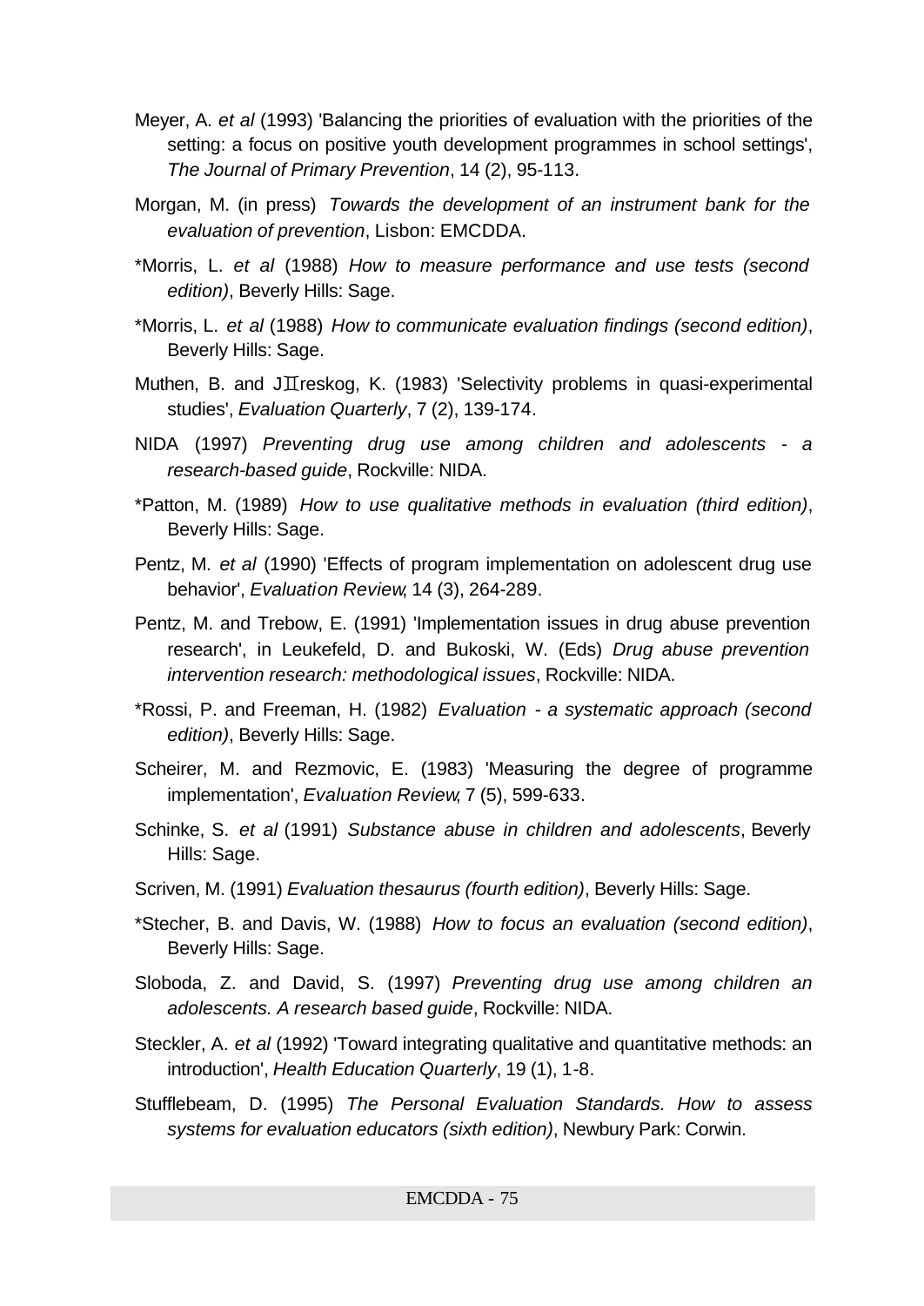Meyer, A. *et al* (1993) 'Balancing the priorities of evaluation with the priorities of the setting: a focus on positive youth development programmes in school settings', *The Journal of Primary Prevention*, 14 (2), 95-113.

Morgan, M. (in press) *Towards the development of an instrument bank for the evaluation of prevention*, Lisbon: EMCDDA.

*Morris, L. *et al* (1988) *How to measure performance and use tests (second edition)*, Beverly Hills: Sage.

*Morris, L. *et al* (1988) *How to communicate evaluation findings (second edition)*, Beverly Hills: Sage.

Muthen, B. and JⅡreskog, K. (1983) 'Selectivity problems in quasi-experimental studies', *Evaluation Quarterly*, 7 (2), 139-174.

NIDA (1997) *Preventing drug use among children and adolescents - a research-based guide*, Rockville: NIDA.

*Patton, M. (1989) *How to use qualitative methods in evaluation (third edition)*, Beverly Hills: Sage.

Pentz, M. *et al* (1990) 'Effects of program implementation on adolescent drug use behavior', *Evaluation Review*, 14 (3), 264-289.

Pentz, M. and Trebow, E. (1991) 'Implementation issues in drug abuse prevention research', in Leukefeld, D. and Bukoski, W. (Eds) *Drug abuse prevention intervention research: methodological issues*, Rockville: NIDA.

*Rossi, P. and Freeman, H. (1982) *Evaluation - a systematic approach (second edition)*, Beverly Hills: Sage.

Scheirer, M. and Rezmovic, E. (1983) 'Measuring the degree of programme implementation', *Evaluation Review*, 7 (5), 599-633.

Schinke, S. *et al* (1991) *Substance abuse in children and adolescents*, Beverly Hills: Sage.

Scriven, M. (1991) *Evaluation thesaurus (fourth edition)*, Beverly Hills: Sage.

*Stecher, B. and Davis, W. (1988) *How to focus an evaluation (second edition)*, Beverly Hills: Sage.

Sloboda, Z. and David, S. (1997) *Preventing drug use among children an adolescents. A research based guide*, Rockville: NIDA.

Steckler, A. *et al* (1992) 'Toward integrating qualitative and quantitative methods: an introduction', *Health Education Quarterly*, 19 (1), 1-8.

Stufflebeam, D. (1995) *The Personal Evaluation Standards. How to assess systems for evaluation educators (sixth edition)*, Newbury Park: Corwin.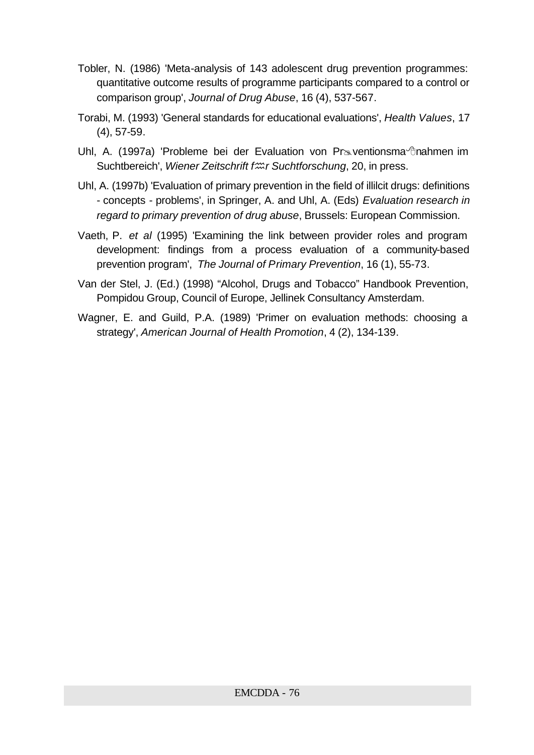Tobler, N. (1986) 'Meta-analysis of 143 adolescent drug prevention programmes: quantitative outcome results of programme participants compared to a control or comparison group', *Journal of Drug Abuse*, 16 (4), 537-567.

Torabi, M. (1993) 'General standards for educational evaluations', *Health Values*, 17 (4), 57-59.

Uhl, A. (1997a) 'Probleme bei der Evaluation von Präventionsmaßnahmen im Suchtbereich', *Wiener Zeitschrift für Suchtforschung*, 20, in press.

Uhl, A. (1997b) 'Evaluation of primary prevention in the field of illilcit drugs: definitions - concepts - problems', in Springer, A. and Uhl, A. (Eds) *Evaluation research in regard to primary prevention of drug abuse*, Brussels: European Commission.

Vaeth, P. *et al* (1995) 'Examining the link between provider roles and program development: findings from a process evaluation of a community-based prevention program', *The Journal of Primary Prevention*, 16 (1), 55-73.

Van der Stel, J. (Ed.) (1998) "Alcohol, Drugs and Tobacco" Handbook Prevention, Pompidou Group, Council of Europe, Jellinek Consultancy Amsterdam.

Wagner, E. and Guild, P.A. (1989) 'Primer on evaluation methods: choosing a strategy', *American Journal of Health Promotion*, 4 (2), 134-139.